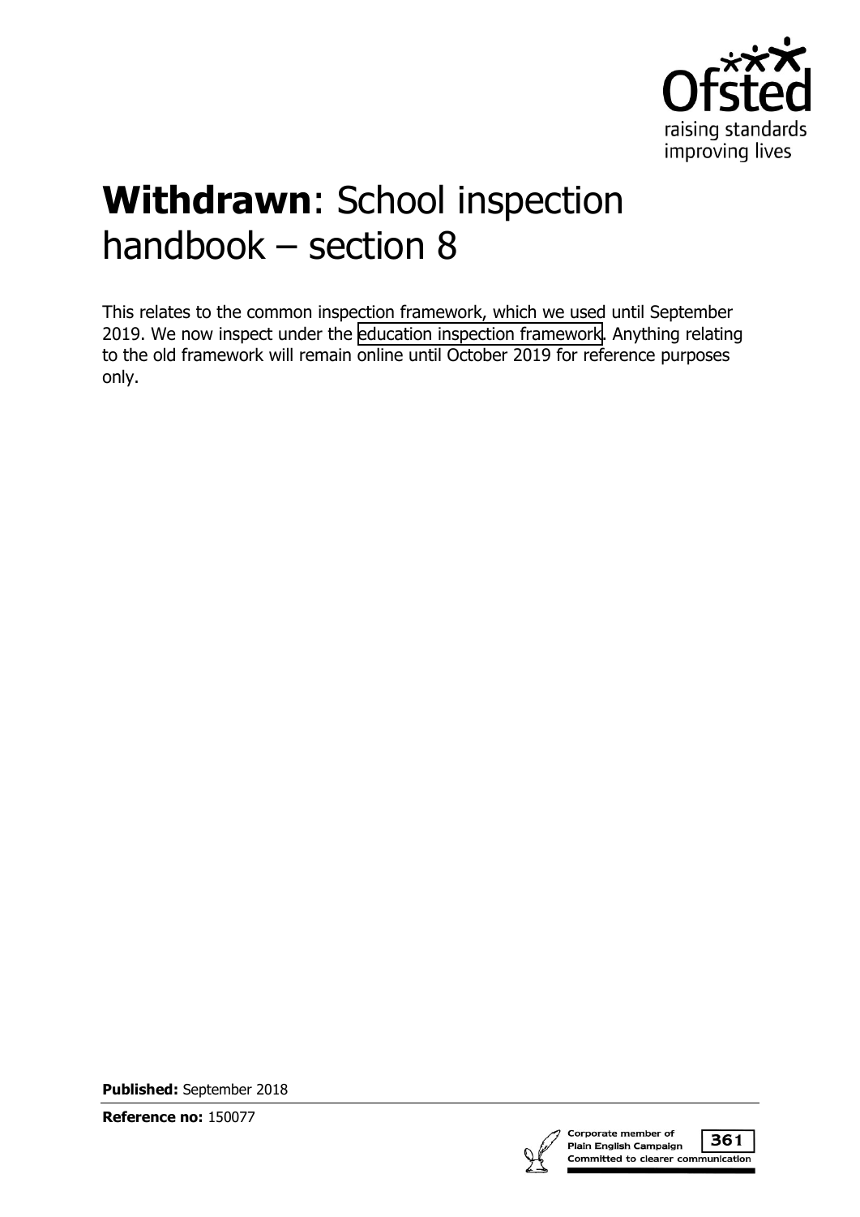# **Withdrawn**: School inspection handbook – section 8

This relates to the common inspection framework, which we used until September 2019. We now inspect under the education inspection framework. Anything relating to the old framework will remain online until October 2019 for reference purposes only.

**Published:** September 2018

**Reference no:** 150077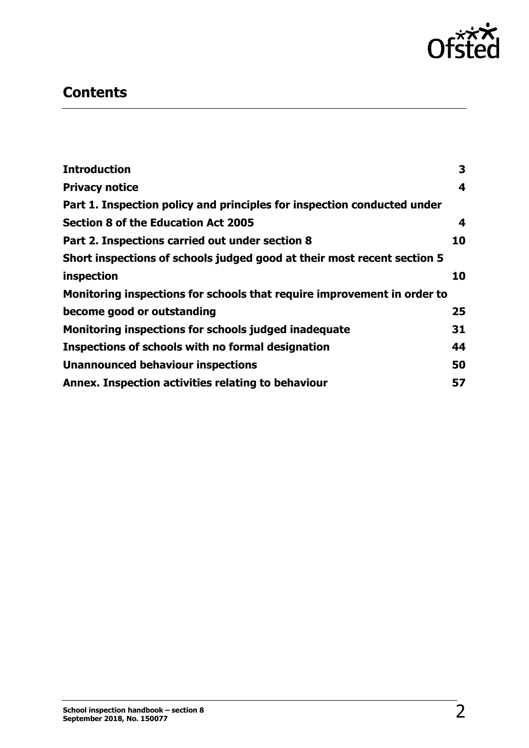## Contents

| | |
|---|---|
| **Introduction** | **3** |
| **Privacy notice** | **4** |
| **Part 1. Inspection policy and principles for inspection conducted under Section 8 of the Education Act 2005** | **4** |
| **Part 2. Inspections carried out under section 8** | **10** |
| **Short inspections of schools judged good at their most recent section 5 inspection** | **10** |
| **Monitoring inspections for schools that require improvement in order to become good or outstanding** | **25** |
| **Monitoring inspections for schools judged inadequate** | **31** |
| **Inspections of schools with no formal designation** | **44** |
| **Unannounced behaviour inspections** | **50** |
| **Annex. Inspection activities relating to behaviour** | **57** |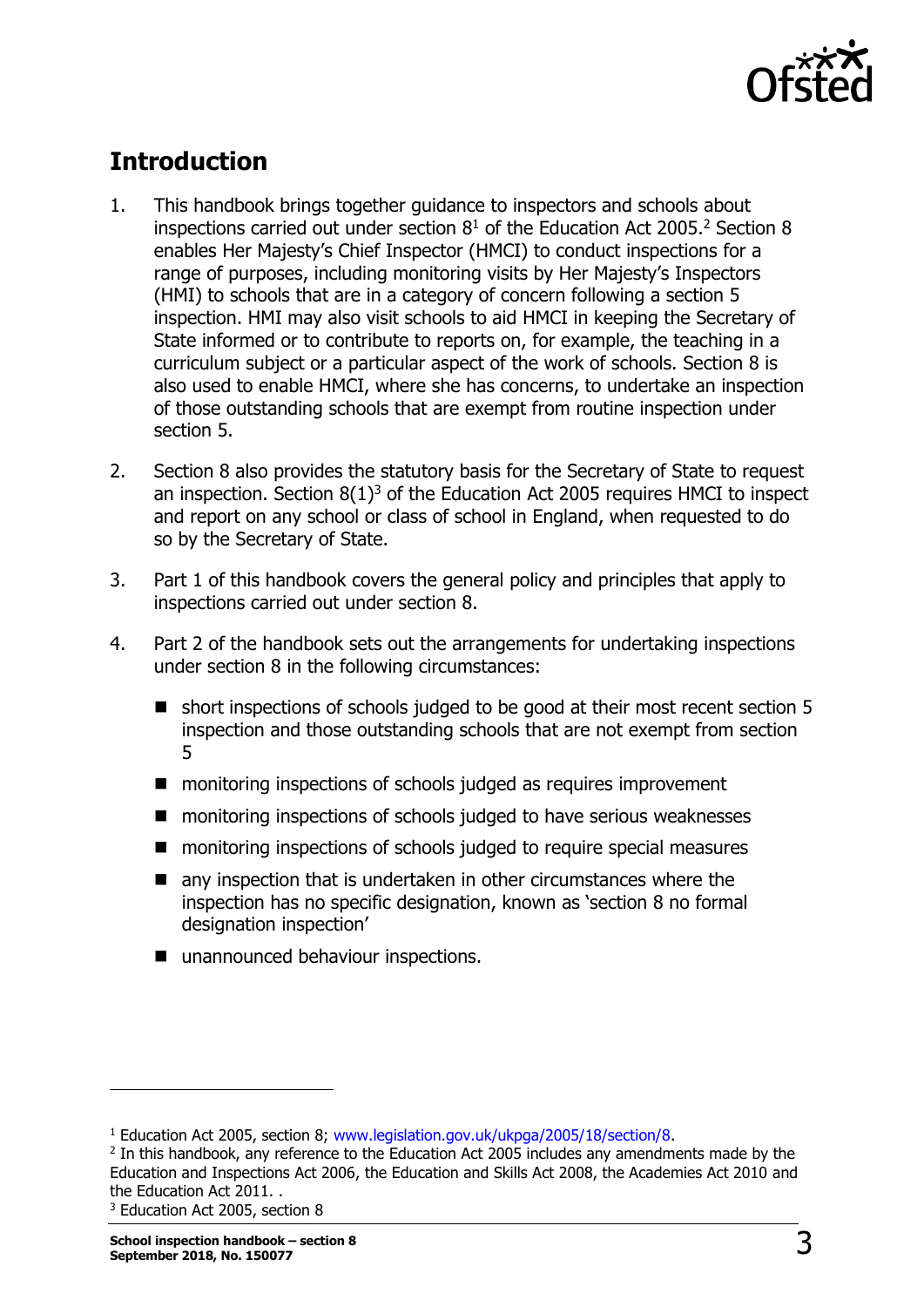## Introduction

1. This handbook brings together guidance to inspectors and schools about inspections carried out under section 8[1] of the Education Act 2005.[2] Section 8 enables Her Majesty's Chief Inspector (HMCI) to conduct inspections for a range of purposes, including monitoring visits by Her Majesty's Inspectors (HMI) to schools that are in a category of concern following a section 5 inspection. HMI may also visit schools to aid HMCI in keeping the Secretary of State informed or to contribute to reports on, for example, the teaching in a curriculum subject or a particular aspect of the work of schools. Section 8 is also used to enable HMCI, where she has concerns, to undertake an inspection of those outstanding schools that are exempt from routine inspection under section 5.

2. Section 8 also provides the statutory basis for the Secretary of State to request an inspection. Section 8(1)[3] of the Education Act 2005 requires HMCI to inspect and report on any school or class of school in England, when requested to do so by the Secretary of State.

3. Part 1 of this handbook covers the general policy and principles that apply to inspections carried out under section 8.

4. Part 2 of the handbook sets out the arrangements for undertaking inspections under section 8 in the following circumstances:

   - short inspections of schools judged to be good at their most recent section 5 inspection and those outstanding schools that are not exempt from section 5
   - monitoring inspections of schools judged as requires improvement
   - monitoring inspections of schools judged to have serious weaknesses
   - monitoring inspections of schools judged to require special measures
   - any inspection that is undertaken in other circumstances where the inspection has no specific designation, known as 'section 8 no formal designation inspection'
   - unannounced behaviour inspections.

---

[1] Education Act 2005, section 8; www.legislation.gov.uk/ukpga/2005/18/section/8.

[2] In this handbook, any reference to the Education Act 2005 includes any amendments made by the Education and Inspections Act 2006, the Education and Skills Act 2008, the Academies Act 2010 and the Education Act 2011. .

[3] Education Act 2005, section 8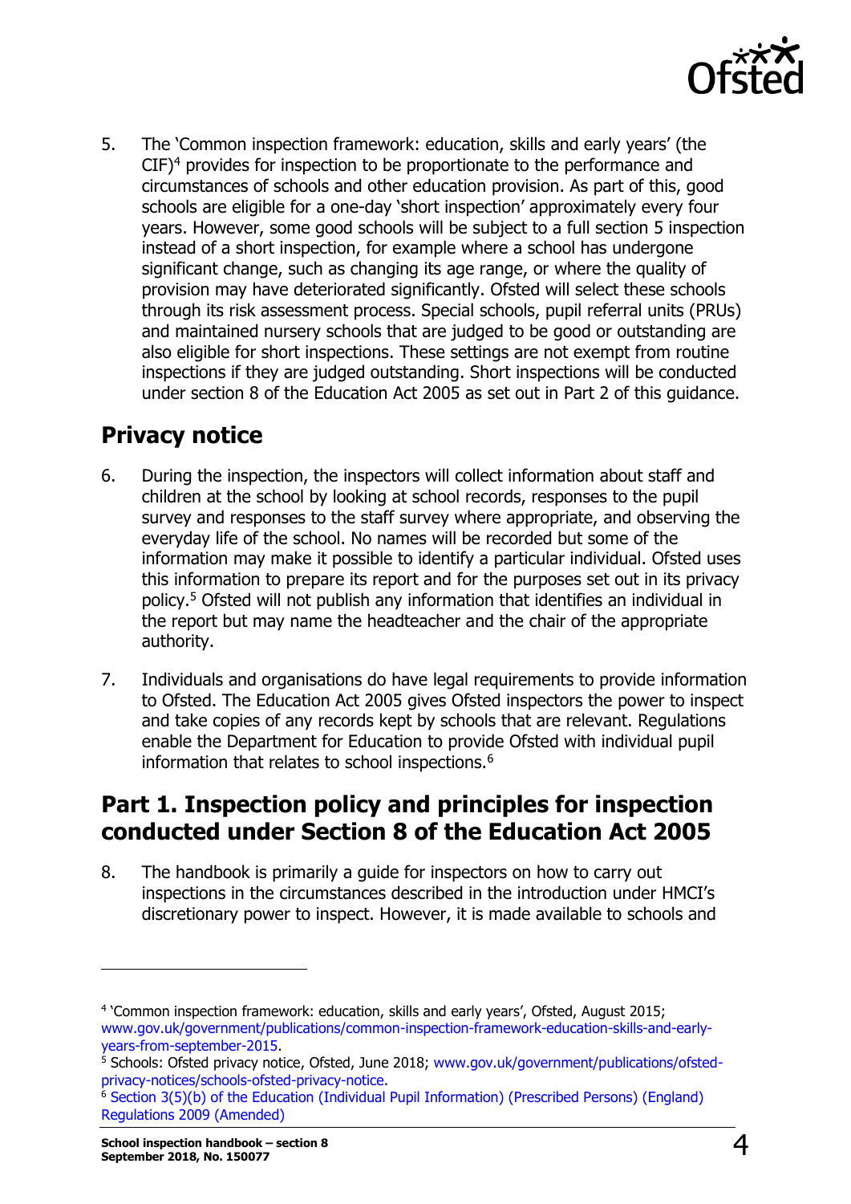5. The 'Common inspection framework: education, skills and early years' (the CIF)[4] provides for inspection to be proportionate to the performance and circumstances of schools and other education provision. As part of this, good schools are eligible for a one-day 'short inspection' approximately every four years. However, some good schools will be subject to a full section 5 inspection instead of a short inspection, for example where a school has undergone significant change, such as changing its age range, or where the quality of provision may have deteriorated significantly. Ofsted will select these schools through its risk assessment process. Special schools, pupil referral units (PRUs) and maintained nursery schools that are judged to be good or outstanding are also eligible for short inspections. These settings are not exempt from routine inspections if they are judged outstanding. Short inspections will be conducted under section 8 of the Education Act 2005 as set out in Part 2 of this guidance.

## Privacy notice

6. During the inspection, the inspectors will collect information about staff and children at the school by looking at school records, responses to the pupil survey and responses to the staff survey where appropriate, and observing the everyday life of the school. No names will be recorded but some of the information may make it possible to identify a particular individual. Ofsted uses this information to prepare its report and for the purposes set out in its privacy policy.[5] Ofsted will not publish any information that identifies an individual in the report but may name the headteacher and the chair of the appropriate authority.

7. Individuals and organisations do have legal requirements to provide information to Ofsted. The Education Act 2005 gives Ofsted inspectors the power to inspect and take copies of any records kept by schools that are relevant. Regulations enable the Department for Education to provide Ofsted with individual pupil information that relates to school inspections.[6]

## Part 1. Inspection policy and principles for inspection conducted under Section 8 of the Education Act 2005

8. The handbook is primarily a guide for inspectors on how to carry out inspections in the circumstances described in the introduction under HMCI's discretionary power to inspect. However, it is made available to schools and

---

[4] 'Common inspection framework: education, skills and early years', Ofsted, August 2015; www.gov.uk/government/publications/common-inspection-framework-education-skills-and-early-years-from-september-2015.

[5] Schools: Ofsted privacy notice, Ofsted, June 2018; www.gov.uk/government/publications/ofsted-privacy-notices/schools-ofsted-privacy-notice.

[6] Section 3(5)(b) of the Education (Individual Pupil Information) (Prescribed Persons) (England) Regulations 2009 (Amended)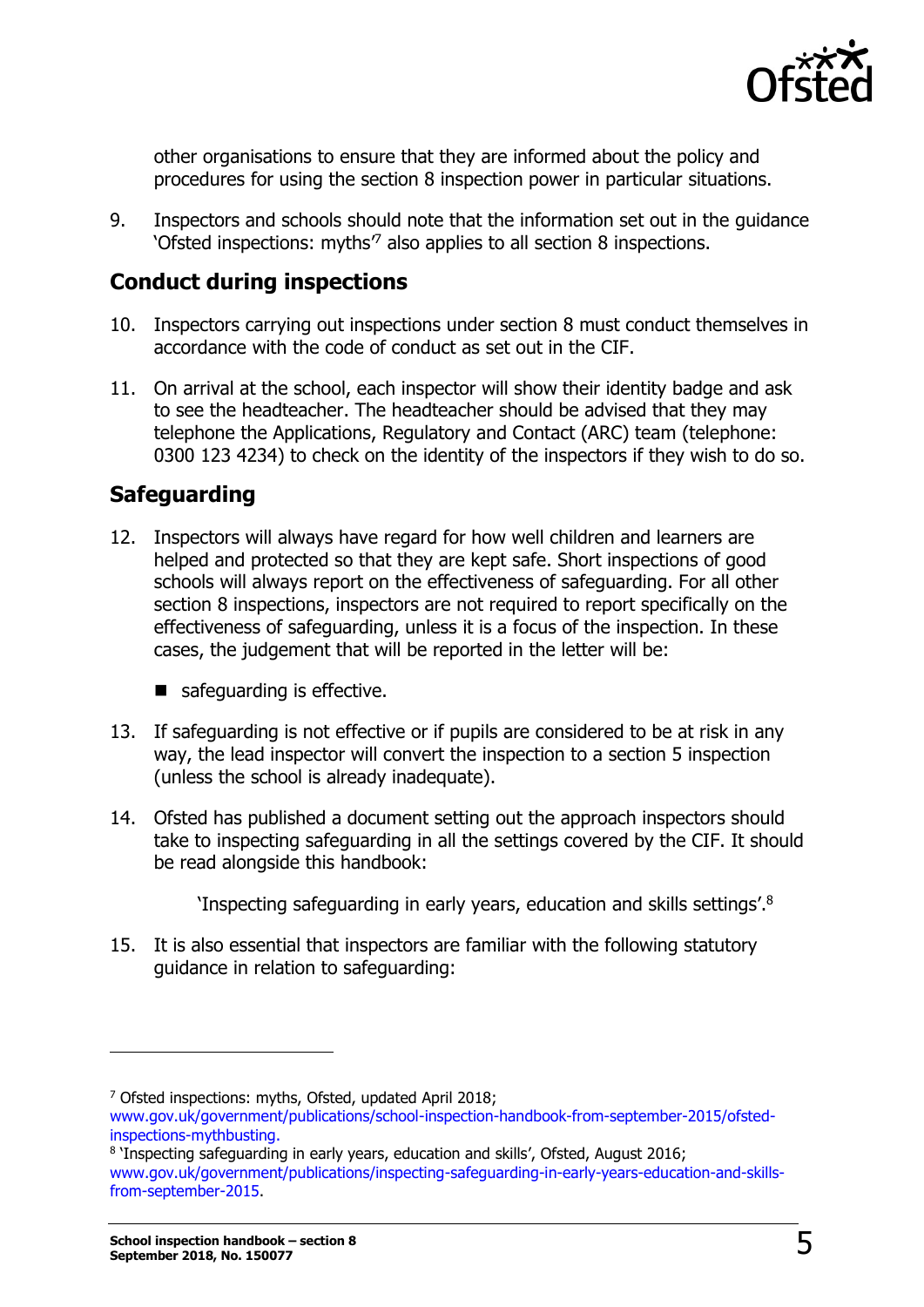other organisations to ensure that they are informed about the policy and procedures for using the section 8 inspection power in particular situations.

9. Inspectors and schools should note that the information set out in the guidance 'Ofsted inspections: myths'[7] also applies to all section 8 inspections.

## Conduct during inspections

10. Inspectors carrying out inspections under section 8 must conduct themselves in accordance with the code of conduct as set out in the CIF.

11. On arrival at the school, each inspector will show their identity badge and ask to see the headteacher. The headteacher should be advised that they may telephone the Applications, Regulatory and Contact (ARC) team (telephone: 0300 123 4234) to check on the identity of the inspectors if they wish to do so.

## Safeguarding

12. Inspectors will always have regard for how well children and learners are helped and protected so that they are kept safe. Short inspections of good schools will always report on the effectiveness of safeguarding. For all other section 8 inspections, inspectors are not required to report specifically on the effectiveness of safeguarding, unless it is a focus of the inspection. In these cases, the judgement that will be reported in the letter will be:

    - safeguarding is effective.

13. If safeguarding is not effective or if pupils are considered to be at risk in any way, the lead inspector will convert the inspection to a section 5 inspection (unless the school is already inadequate).

14. Ofsted has published a document setting out the approach inspectors should take to inspecting safeguarding in all the settings covered by the CIF. It should be read alongside this handbook:

    'Inspecting safeguarding in early years, education and skills settings'.[8]

15. It is also essential that inspectors are familiar with the following statutory guidance in relation to safeguarding:

---

[7] Ofsted inspections: myths, Ofsted, updated April 2018; www.gov.uk/government/publications/school-inspection-handbook-from-september-2015/ofsted-inspections-mythbusting.

[8] 'Inspecting safeguarding in early years, education and skills', Ofsted, August 2016; www.gov.uk/government/publications/inspecting-safeguarding-in-early-years-education-and-skills-from-september-2015.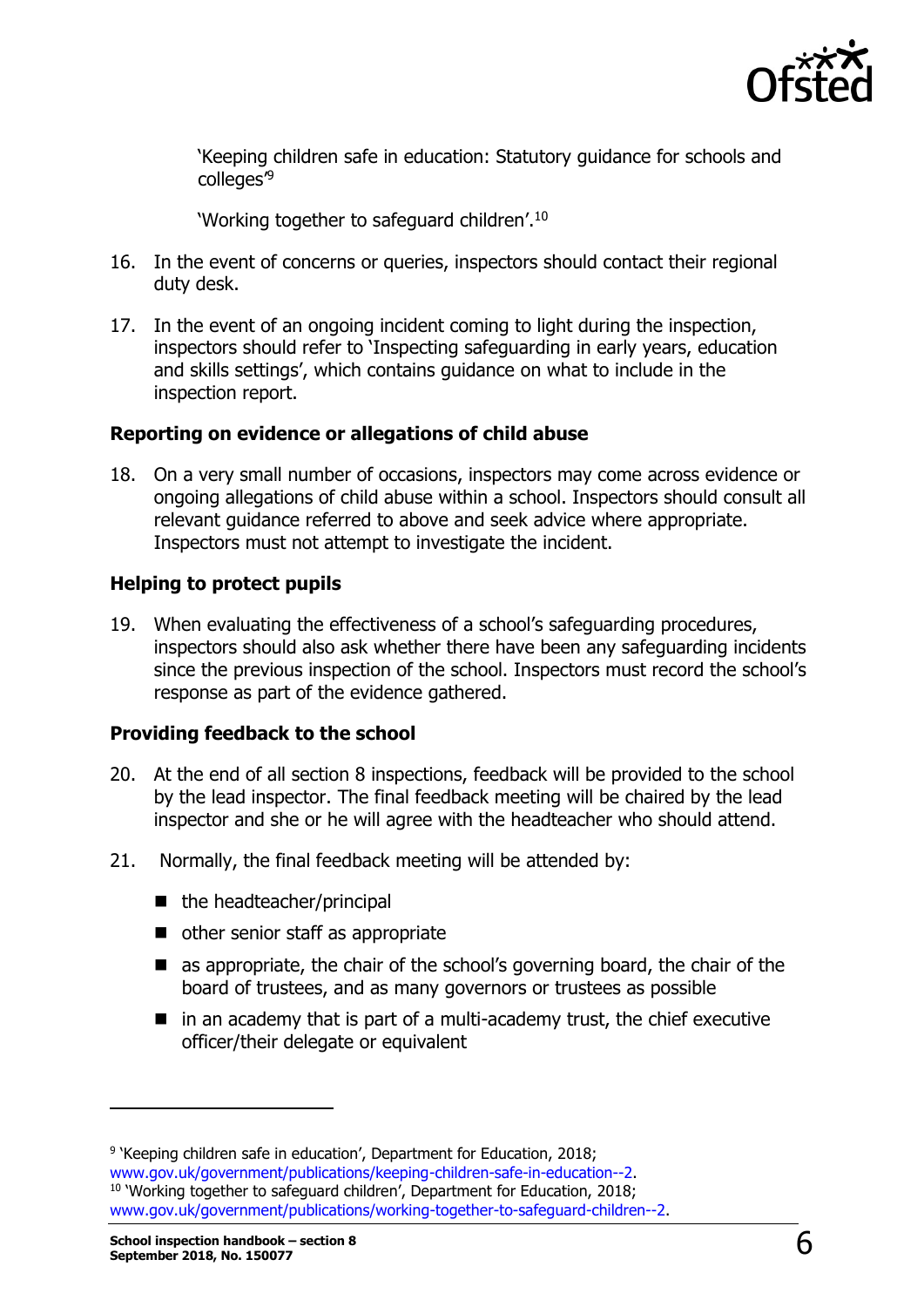'Keeping children safe in education: Statutory guidance for schools and colleges'[9]

'Working together to safeguard children'.[10]

16. In the event of concerns or queries, inspectors should contact their regional duty desk.

17. In the event of an ongoing incident coming to light during the inspection, inspectors should refer to 'Inspecting safeguarding in early years, education and skills settings', which contains guidance on what to include in the inspection report.

### Reporting on evidence or allegations of child abuse

18. On a very small number of occasions, inspectors may come across evidence or ongoing allegations of child abuse within a school. Inspectors should consult all relevant guidance referred to above and seek advice where appropriate. Inspectors must not attempt to investigate the incident.

### Helping to protect pupils

19. When evaluating the effectiveness of a school's safeguarding procedures, inspectors should also ask whether there have been any safeguarding incidents since the previous inspection of the school. Inspectors must record the school's response as part of the evidence gathered.

### Providing feedback to the school

20. At the end of all section 8 inspections, feedback will be provided to the school by the lead inspector. The final feedback meeting will be chaired by the lead inspector and she or he will agree with the headteacher who should attend.

21. Normally, the final feedback meeting will be attended by:

    - the headteacher/principal
    - other senior staff as appropriate
    - as appropriate, the chair of the school's governing board, the chair of the board of trustees, and as many governors or trustees as possible
    - in an academy that is part of a multi-academy trust, the chief executive officer/their delegate or equivalent

---

[9] 'Keeping children safe in education', Department for Education, 2018; www.gov.uk/government/publications/keeping-children-safe-in-education--2.

[10] 'Working together to safeguard children', Department for Education, 2018; www.gov.uk/government/publications/working-together-to-safeguard-children--2.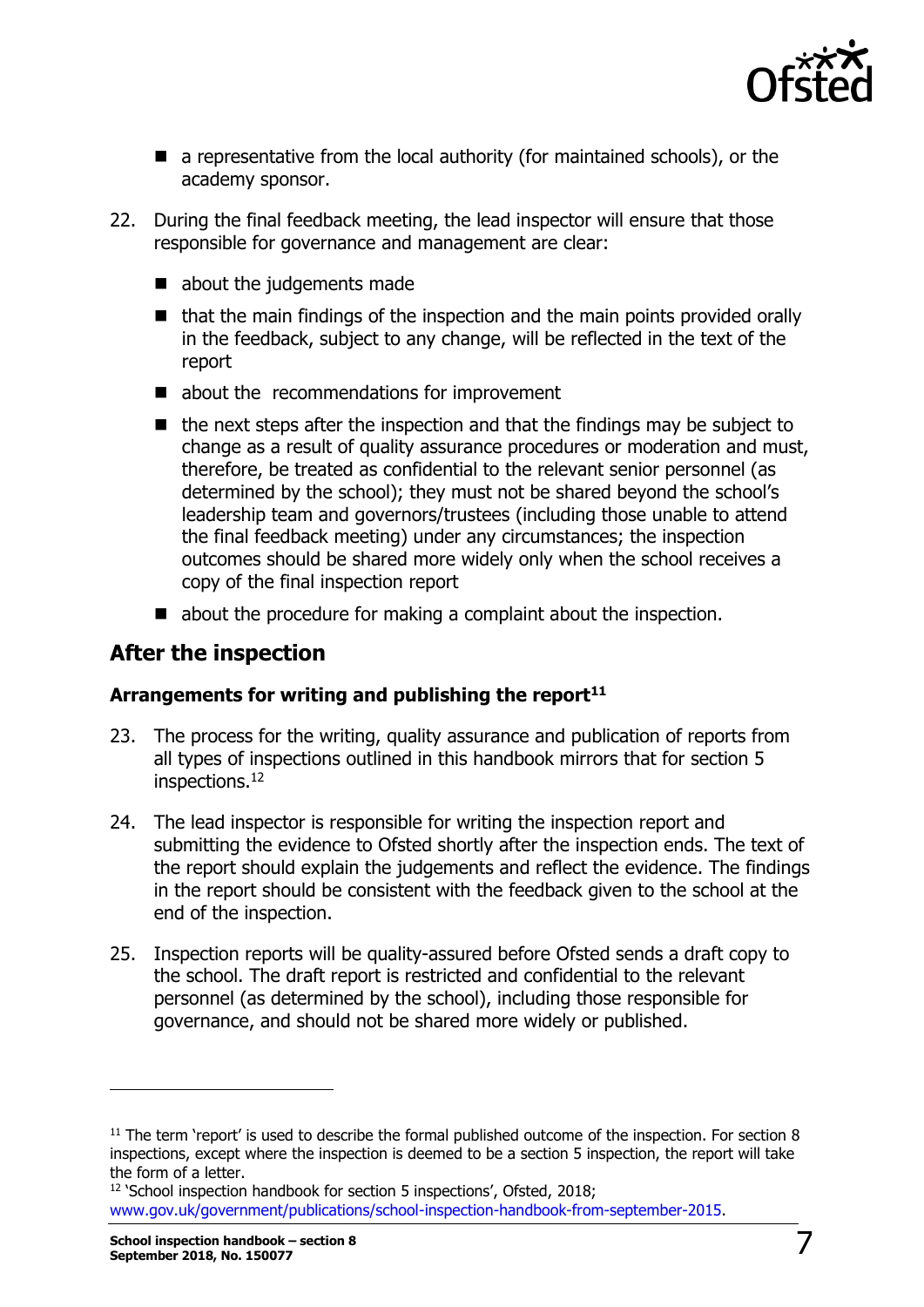- a representative from the local authority (for maintained schools), or the academy sponsor.

22. During the final feedback meeting, the lead inspector will ensure that those responsible for governance and management are clear:

    - about the judgements made
    - that the main findings of the inspection and the main points provided orally in the feedback, subject to any change, will be reflected in the text of the report
    - about the recommendations for improvement
    - the next steps after the inspection and that the findings may be subject to change as a result of quality assurance procedures or moderation and must, therefore, be treated as confidential to the relevant senior personnel (as determined by the school); they must not be shared beyond the school's leadership team and governors/trustees (including those unable to attend the final feedback meeting) under any circumstances; the inspection outcomes should be shared more widely only when the school receives a copy of the final inspection report
    - about the procedure for making a complaint about the inspection.

## After the inspection

### Arrangements for writing and publishing the report[11]

23. The process for the writing, quality assurance and publication of reports from all types of inspections outlined in this handbook mirrors that for section 5 inspections.[12]

24. The lead inspector is responsible for writing the inspection report and submitting the evidence to Ofsted shortly after the inspection ends. The text of the report should explain the judgements and reflect the evidence. The findings in the report should be consistent with the feedback given to the school at the end of the inspection.

25. Inspection reports will be quality-assured before Ofsted sends a draft copy to the school. The draft report is restricted and confidential to the relevant personnel (as determined by the school), including those responsible for governance, and should not be shared more widely or published.

---

[11] The term 'report' is used to describe the formal published outcome of the inspection. For section 8 inspections, except where the inspection is deemed to be a section 5 inspection, the report will take the form of a letter.

[12] 'School inspection handbook for section 5 inspections', Ofsted, 2018; www.gov.uk/government/publications/school-inspection-handbook-from-september-2015.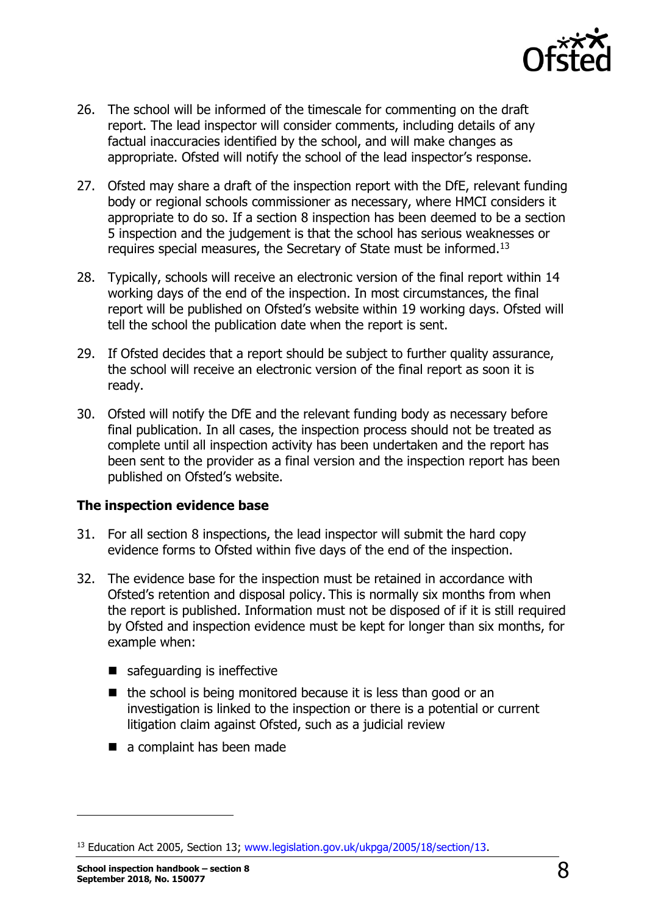26. The school will be informed of the timescale for commenting on the draft report. The lead inspector will consider comments, including details of any factual inaccuracies identified by the school, and will make changes as appropriate. Ofsted will notify the school of the lead inspector's response.

27. Ofsted may share a draft of the inspection report with the DfE, relevant funding body or regional schools commissioner as necessary, where HMCI considers it appropriate to do so. If a section 8 inspection has been deemed to be a section 5 inspection and the judgement is that the school has serious weaknesses or requires special measures, the Secretary of State must be informed.[13]

28. Typically, schools will receive an electronic version of the final report within 14 working days of the end of the inspection. In most circumstances, the final report will be published on Ofsted's website within 19 working days. Ofsted will tell the school the publication date when the report is sent.

29. If Ofsted decides that a report should be subject to further quality assurance, the school will receive an electronic version of the final report as soon it is ready.

30. Ofsted will notify the DfE and the relevant funding body as necessary before final publication. In all cases, the inspection process should not be treated as complete until all inspection activity has been undertaken and the report has been sent to the provider as a final version and the inspection report has been published on Ofsted's website.

**The inspection evidence base**

31. For all section 8 inspections, the lead inspector will submit the hard copy evidence forms to Ofsted within five days of the end of the inspection.

32. The evidence base for the inspection must be retained in accordance with Ofsted's retention and disposal policy. This is normally six months from when the report is published. Information must not be disposed of if it is still required by Ofsted and inspection evidence must be kept for longer than six months, for example when:

    - safeguarding is ineffective
    - the school is being monitored because it is less than good or an investigation is linked to the inspection or there is a potential or current litigation claim against Ofsted, such as a judicial review
    - a complaint has been made

[13] Education Act 2005, Section 13; www.legislation.gov.uk/ukpga/2005/18/section/13.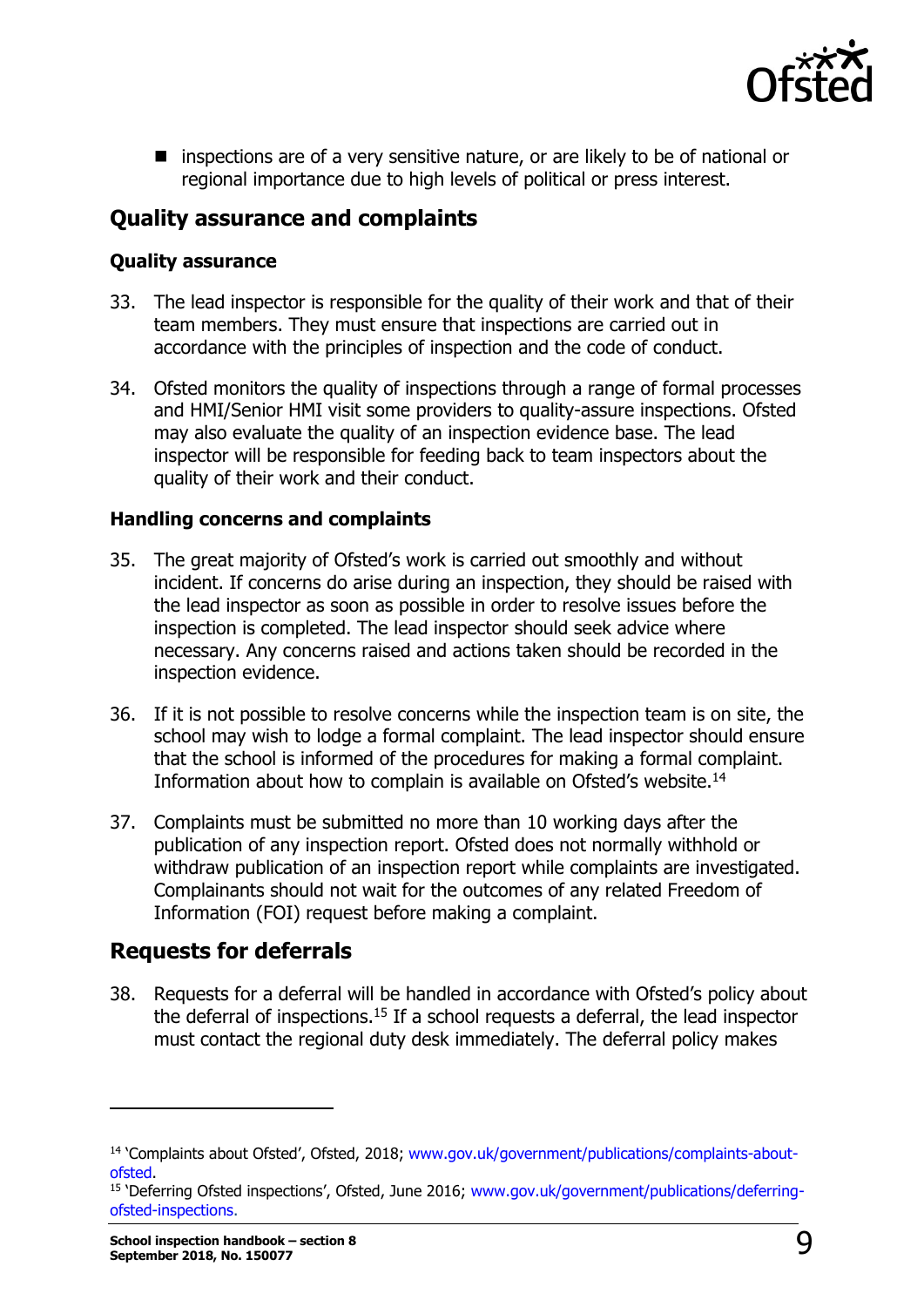- inspections are of a very sensitive nature, or are likely to be of national or regional importance due to high levels of political or press interest.

## Quality assurance and complaints

### Quality assurance

33. The lead inspector is responsible for the quality of their work and that of their team members. They must ensure that inspections are carried out in accordance with the principles of inspection and the code of conduct.

34. Ofsted monitors the quality of inspections through a range of formal processes and HMI/Senior HMI visit some providers to quality-assure inspections. Ofsted may also evaluate the quality of an inspection evidence base. The lead inspector will be responsible for feeding back to team inspectors about the quality of their work and their conduct.

### Handling concerns and complaints

35. The great majority of Ofsted's work is carried out smoothly and without incident. If concerns do arise during an inspection, they should be raised with the lead inspector as soon as possible in order to resolve issues before the inspection is completed. The lead inspector should seek advice where necessary. Any concerns raised and actions taken should be recorded in the inspection evidence.

36. If it is not possible to resolve concerns while the inspection team is on site, the school may wish to lodge a formal complaint. The lead inspector should ensure that the school is informed of the procedures for making a formal complaint. Information about how to complain is available on Ofsted's website.[14]

37. Complaints must be submitted no more than 10 working days after the publication of any inspection report. Ofsted does not normally withhold or withdraw publication of an inspection report while complaints are investigated. Complainants should not wait for the outcomes of any related Freedom of Information (FOI) request before making a complaint.

## Requests for deferrals

38. Requests for a deferral will be handled in accordance with Ofsted's policy about the deferral of inspections.[15] If a school requests a deferral, the lead inspector must contact the regional duty desk immediately. The deferral policy makes

---

[14] 'Complaints about Ofsted', Ofsted, 2018; www.gov.uk/government/publications/complaints-about-ofsted.

[15] 'Deferring Ofsted inspections', Ofsted, June 2016; www.gov.uk/government/publications/deferring-ofsted-inspections.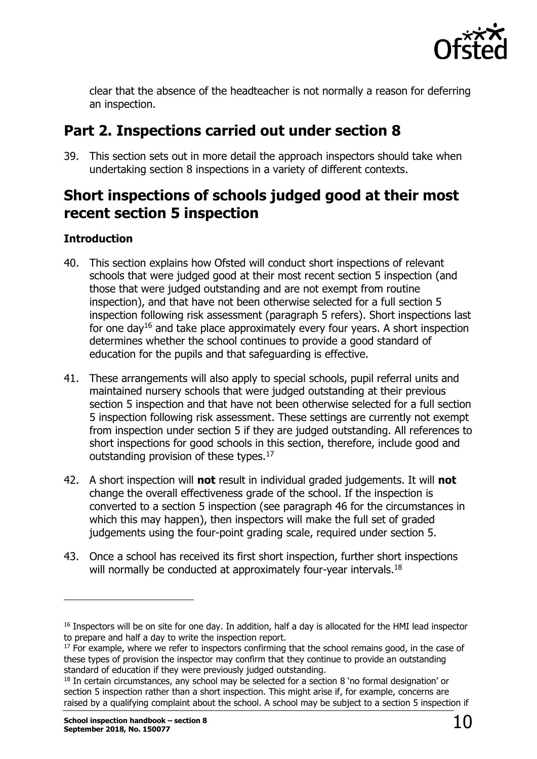clear that the absence of the headteacher is not normally a reason for deferring an inspection.

## Part 2. Inspections carried out under section 8

39. This section sets out in more detail the approach inspectors should take when undertaking section 8 inspections in a variety of different contexts.

## Short inspections of schools judged good at their most recent section 5 inspection

### Introduction

40. This section explains how Ofsted will conduct short inspections of relevant schools that were judged good at their most recent section 5 inspection (and those that were judged outstanding and are not exempt from routine inspection), and that have not been otherwise selected for a full section 5 inspection following risk assessment (paragraph 5 refers). Short inspections last for one day[16] and take place approximately every four years. A short inspection determines whether the school continues to provide a good standard of education for the pupils and that safeguarding is effective.

41. These arrangements will also apply to special schools, pupil referral units and maintained nursery schools that were judged outstanding at their previous section 5 inspection and that have not been otherwise selected for a full section 5 inspection following risk assessment. These settings are currently not exempt from inspection under section 5 if they are judged outstanding. All references to short inspections for good schools in this section, therefore, include good and outstanding provision of these types.[17]

42. A short inspection will **not** result in individual graded judgements. It will **not** change the overall effectiveness grade of the school. If the inspection is converted to a section 5 inspection (see paragraph 46 for the circumstances in which this may happen), then inspectors will make the full set of graded judgements using the four-point grading scale, required under section 5.

43. Once a school has received its first short inspection, further short inspections will normally be conducted at approximately four-year intervals.[18]

---

[16] Inspectors will be on site for one day. In addition, half a day is allocated for the HMI lead inspector to prepare and half a day to write the inspection report.

[17] For example, where we refer to inspectors confirming that the school remains good, in the case of these types of provision the inspector may confirm that they continue to provide an outstanding standard of education if they were previously judged outstanding.

[18] In certain circumstances, any school may be selected for a section 8 'no formal designation' or section 5 inspection rather than a short inspection. This might arise if, for example, concerns are raised by a qualifying complaint about the school. A school may be subject to a section 5 inspection if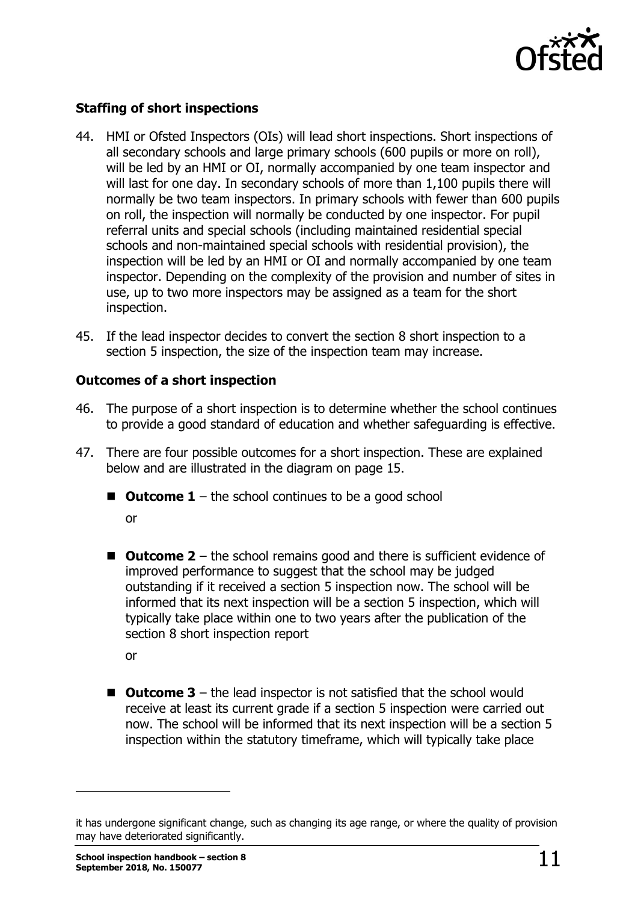### Staffing of short inspections

44. HMI or Ofsted Inspectors (OIs) will lead short inspections. Short inspections of all secondary schools and large primary schools (600 pupils or more on roll), will be led by an HMI or OI, normally accompanied by one team inspector and will last for one day. In secondary schools of more than 1,100 pupils there will normally be two team inspectors. In primary schools with fewer than 600 pupils on roll, the inspection will normally be conducted by one inspector. For pupil referral units and special schools (including maintained residential special schools and non-maintained special schools with residential provision), the inspection will be led by an HMI or OI and normally accompanied by one team inspector. Depending on the complexity of the provision and number of sites in use, up to two more inspectors may be assigned as a team for the short inspection.

45. If the lead inspector decides to convert the section 8 short inspection to a section 5 inspection, the size of the inspection team may increase.

### Outcomes of a short inspection

46. The purpose of a short inspection is to determine whether the school continues to provide a good standard of education and whether safeguarding is effective.

47. There are four possible outcomes for a short inspection. These are explained below and are illustrated in the diagram on page 15.

    - **Outcome 1** – the school continues to be a good school

      or

    - **Outcome 2** – the school remains good and there is sufficient evidence of improved performance to suggest that the school may be judged outstanding if it received a section 5 inspection now. The school will be informed that its next inspection will be a section 5 inspection, which will typically take place within one to two years after the publication of the section 8 short inspection report

      or

    - **Outcome 3** – the lead inspector is not satisfied that the school would receive at least its current grade if a section 5 inspection were carried out now. The school will be informed that its next inspection will be a section 5 inspection within the statutory timeframe, which will typically take place

---

it has undergone significant change, such as changing its age range, or where the quality of provision may have deteriorated significantly.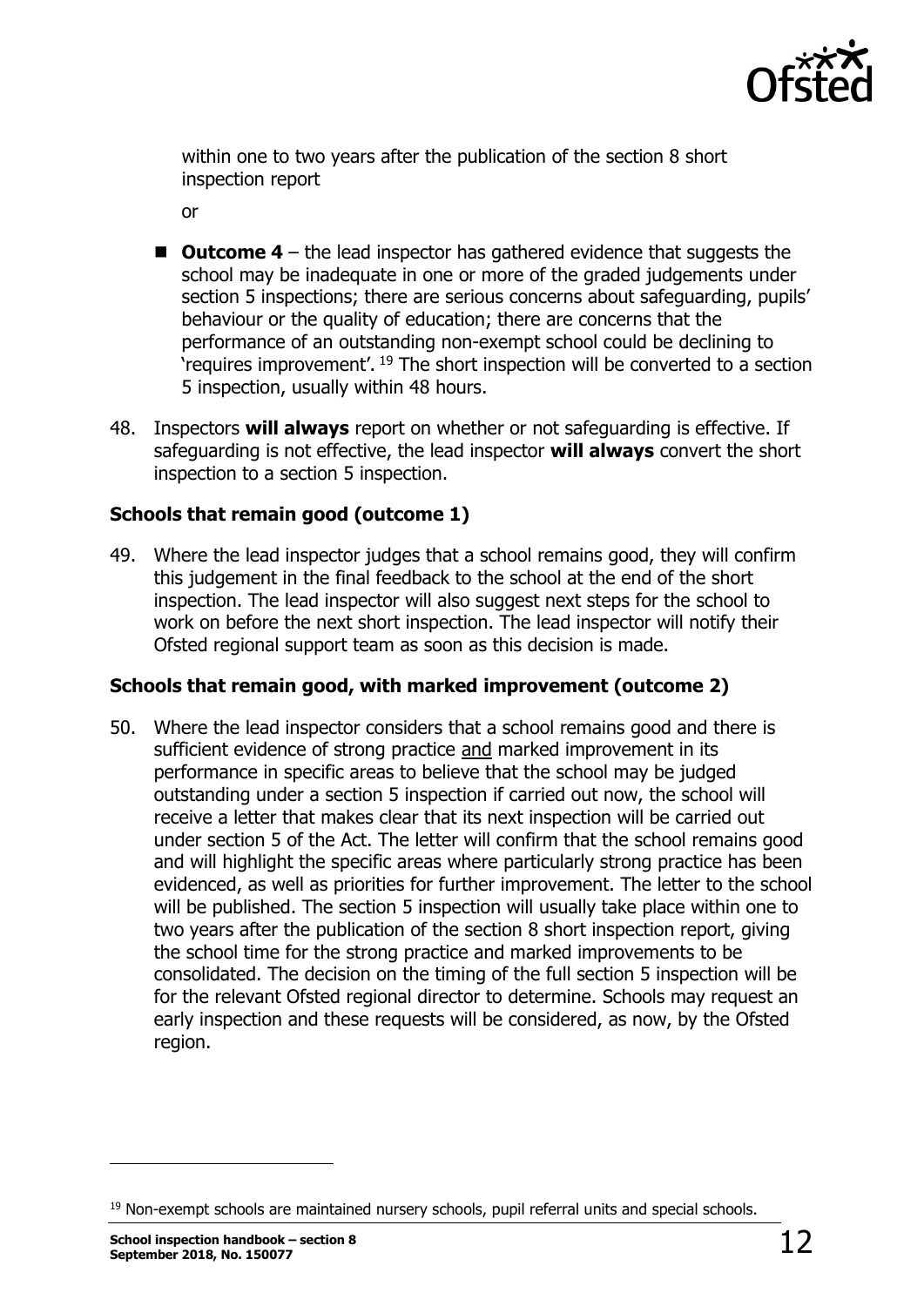within one to two years after the publication of the section 8 short inspection report

or

- **Outcome 4** – the lead inspector has gathered evidence that suggests the school may be inadequate in one or more of the graded judgements under section 5 inspections; there are serious concerns about safeguarding, pupils' behaviour or the quality of education; there are concerns that the performance of an outstanding non-exempt school could be declining to 'requires improvement'. [19] The short inspection will be converted to a section 5 inspection, usually within 48 hours.

48. Inspectors **will always** report on whether or not safeguarding is effective. If safeguarding is not effective, the lead inspector **will always** convert the short inspection to a section 5 inspection.

### Schools that remain good (outcome 1)

49. Where the lead inspector judges that a school remains good, they will confirm this judgement in the final feedback to the school at the end of the short inspection. The lead inspector will also suggest next steps for the school to work on before the next short inspection. The lead inspector will notify their Ofsted regional support team as soon as this decision is made.

### Schools that remain good, with marked improvement (outcome 2)

50. Where the lead inspector considers that a school remains good and there is sufficient evidence of strong practice and marked improvement in its performance in specific areas to believe that the school may be judged outstanding under a section 5 inspection if carried out now, the school will receive a letter that makes clear that its next inspection will be carried out under section 5 of the Act. The letter will confirm that the school remains good and will highlight the specific areas where particularly strong practice has been evidenced, as well as priorities for further improvement. The letter to the school will be published. The section 5 inspection will usually take place within one to two years after the publication of the section 8 short inspection report, giving the school time for the strong practice and marked improvements to be consolidated. The decision on the timing of the full section 5 inspection will be for the relevant Ofsted regional director to determine. Schools may request an early inspection and these requests will be considered, as now, by the Ofsted region.

---

[19] Non-exempt schools are maintained nursery schools, pupil referral units and special schools.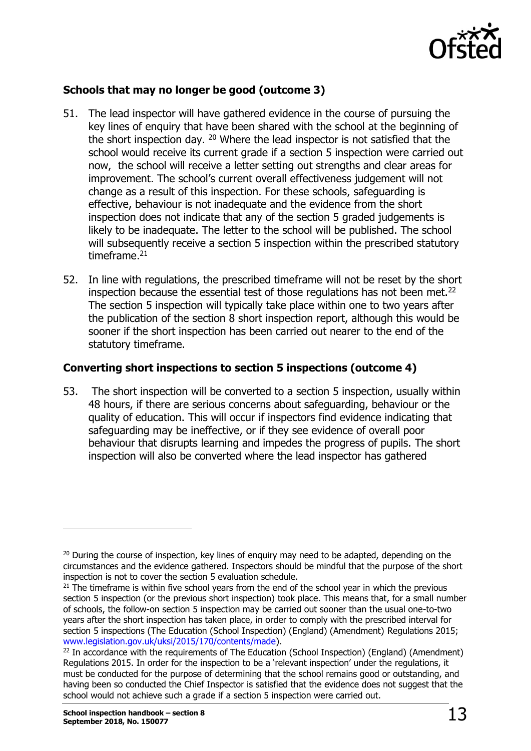### Schools that may no longer be good (outcome 3)

51. The lead inspector will have gathered evidence in the course of pursuing the key lines of enquiry that have been shared with the school at the beginning of the short inspection day. [20] Where the lead inspector is not satisfied that the school would receive its current grade if a section 5 inspection were carried out now, the school will receive a letter setting out strengths and clear areas for improvement. The school's current overall effectiveness judgement will not change as a result of this inspection. For these schools, safeguarding is effective, behaviour is not inadequate and the evidence from the short inspection does not indicate that any of the section 5 graded judgements is likely to be inadequate. The letter to the school will be published. The school will subsequently receive a section 5 inspection within the prescribed statutory timeframe.[21]

52. In line with regulations, the prescribed timeframe will not be reset by the short inspection because the essential test of those regulations has not been met.[22] The section 5 inspection will typically take place within one to two years after the publication of the section 8 short inspection report, although this would be sooner if the short inspection has been carried out nearer to the end of the statutory timeframe.

### Converting short inspections to section 5 inspections (outcome 4)

53. The short inspection will be converted to a section 5 inspection, usually within 48 hours, if there are serious concerns about safeguarding, behaviour or the quality of education. This will occur if inspectors find evidence indicating that safeguarding may be ineffective, or if they see evidence of overall poor behaviour that disrupts learning and impedes the progress of pupils. The short inspection will also be converted where the lead inspector has gathered

---

[20] During the course of inspection, key lines of enquiry may need to be adapted, depending on the circumstances and the evidence gathered. Inspectors should be mindful that the purpose of the short inspection is not to cover the section 5 evaluation schedule.

[21] The timeframe is within five school years from the end of the school year in which the previous section 5 inspection (or the previous short inspection) took place. This means that, for a small number of schools, the follow-on section 5 inspection may be carried out sooner than the usual one-to-two years after the short inspection has taken place, in order to comply with the prescribed interval for section 5 inspections (The Education (School Inspection) (England) (Amendment) Regulations 2015; www.legislation.gov.uk/uksi/2015/170/contents/made).

[22] In accordance with the requirements of The Education (School Inspection) (England) (Amendment) Regulations 2015. In order for the inspection to be a 'relevant inspection' under the regulations, it must be conducted for the purpose of determining that the school remains good or outstanding, and having been so conducted the Chief Inspector is satisfied that the evidence does not suggest that the school would not achieve such a grade if a section 5 inspection were carried out.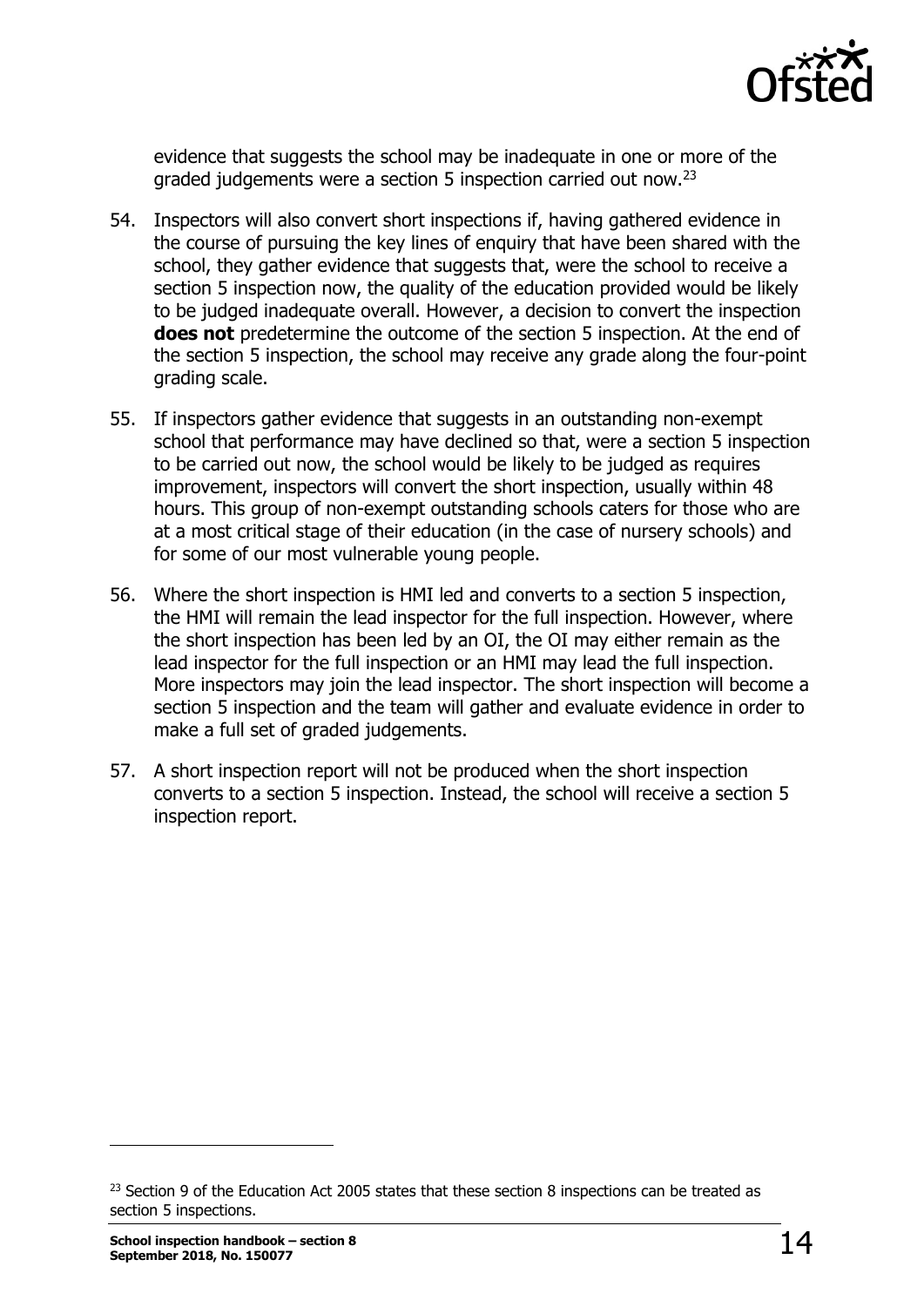evidence that suggests the school may be inadequate in one or more of the graded judgements were a section 5 inspection carried out now.[23]

54. Inspectors will also convert short inspections if, having gathered evidence in the course of pursuing the key lines of enquiry that have been shared with the school, they gather evidence that suggests that, were the school to receive a section 5 inspection now, the quality of the education provided would be likely to be judged inadequate overall. However, a decision to convert the inspection **does not** predetermine the outcome of the section 5 inspection. At the end of the section 5 inspection, the school may receive any grade along the four-point grading scale.

55. If inspectors gather evidence that suggests in an outstanding non-exempt school that performance may have declined so that, were a section 5 inspection to be carried out now, the school would be likely to be judged as requires improvement, inspectors will convert the short inspection, usually within 48 hours. This group of non-exempt outstanding schools caters for those who are at a most critical stage of their education (in the case of nursery schools) and for some of our most vulnerable young people.

56. Where the short inspection is HMI led and converts to a section 5 inspection, the HMI will remain the lead inspector for the full inspection. However, where the short inspection has been led by an OI, the OI may either remain as the lead inspector for the full inspection or an HMI may lead the full inspection. More inspectors may join the lead inspector. The short inspection will become a section 5 inspection and the team will gather and evaluate evidence in order to make a full set of graded judgements.

57. A short inspection report will not be produced when the short inspection converts to a section 5 inspection. Instead, the school will receive a section 5 inspection report.

---

[23] Section 9 of the Education Act 2005 states that these section 8 inspections can be treated as section 5 inspections.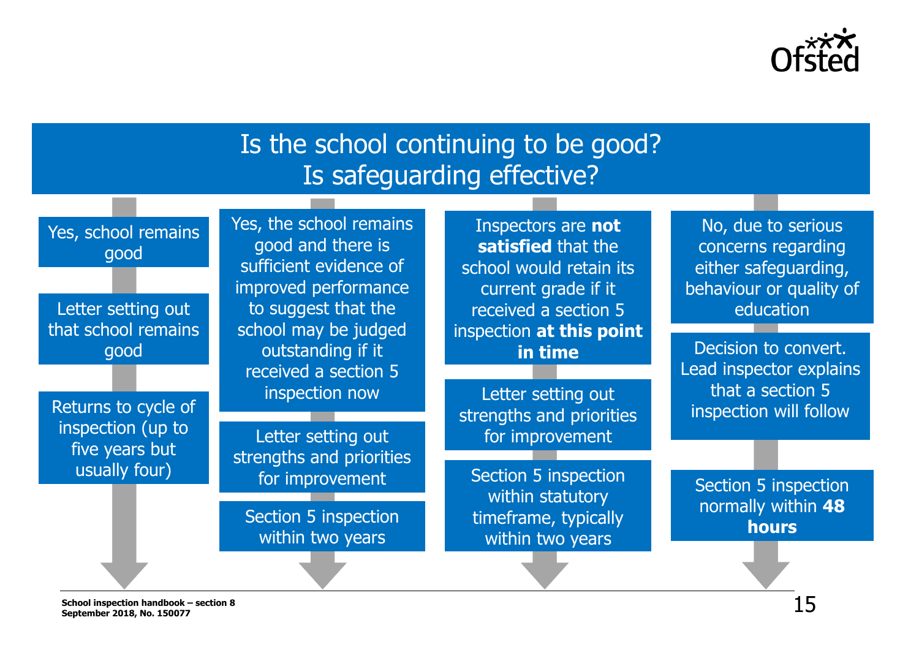# Is the school continuing to be good?
# Is safeguarding effective?

**Yes, school remains good**

- Letter setting out that school remains good
- Returns to cycle of inspection (up to five years but usually four)

**Yes, the school remains good and there is sufficient evidence of improved performance to suggest that the school may be judged outstanding if it received a section 5 inspection now**

- Letter setting out strengths and priorities for improvement
- Section 5 inspection within two years

**Inspectors are not satisfied that the school would retain its current grade if it received a section 5 inspection at this point in time**

- Letter setting out strengths and priorities for improvement
- Section 5 inspection within statutory timeframe, typically within two years

**No, due to serious concerns regarding either safeguarding, behaviour or quality of education**

- Decision to convert. Lead inspector explains that a section 5 inspection will follow
- Section 5 inspection normally within **48 hours**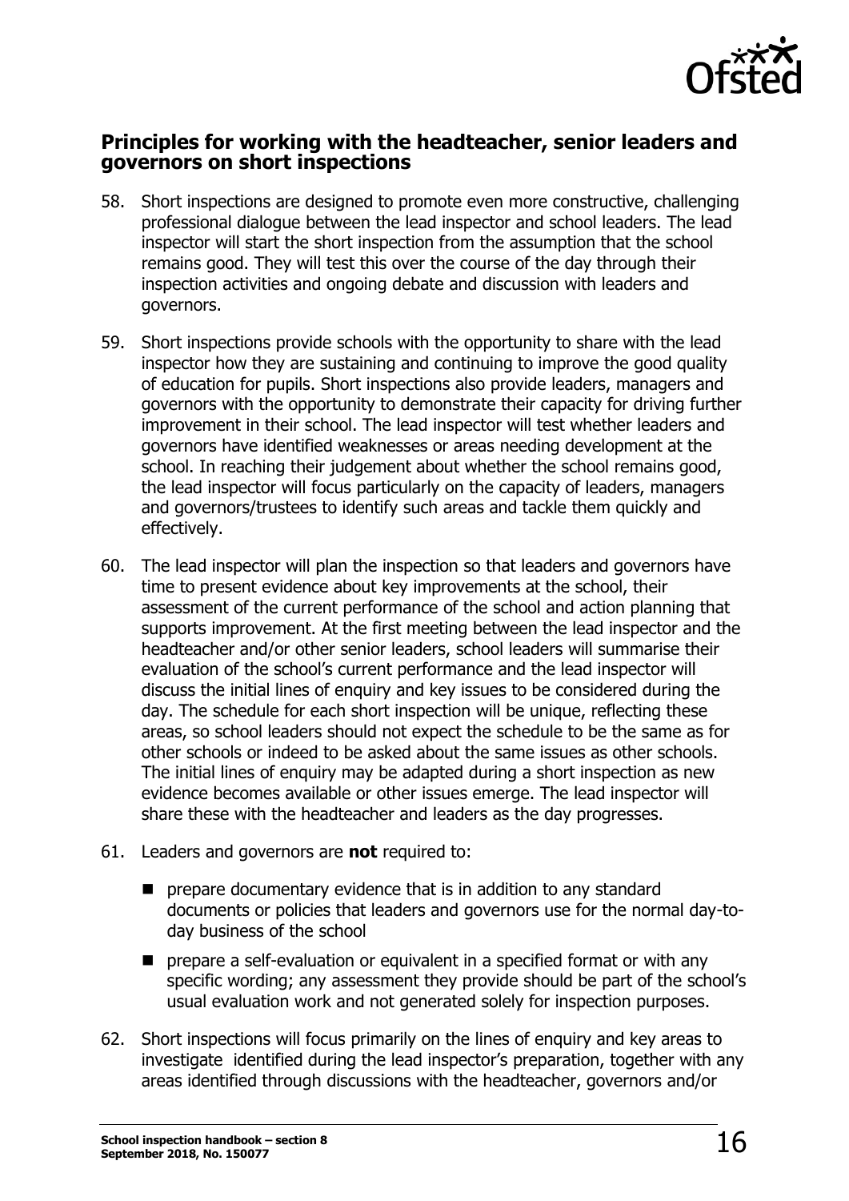## Principles for working with the headteacher, senior leaders and governors on short inspections

58. Short inspections are designed to promote even more constructive, challenging professional dialogue between the lead inspector and school leaders. The lead inspector will start the short inspection from the assumption that the school remains good. They will test this over the course of the day through their inspection activities and ongoing debate and discussion with leaders and governors.

59. Short inspections provide schools with the opportunity to share with the lead inspector how they are sustaining and continuing to improve the good quality of education for pupils. Short inspections also provide leaders, managers and governors with the opportunity to demonstrate their capacity for driving further improvement in their school. The lead inspector will test whether leaders and governors have identified weaknesses or areas needing development at the school. In reaching their judgement about whether the school remains good, the lead inspector will focus particularly on the capacity of leaders, managers and governors/trustees to identify such areas and tackle them quickly and effectively.

60. The lead inspector will plan the inspection so that leaders and governors have time to present evidence about key improvements at the school, their assessment of the current performance of the school and action planning that supports improvement. At the first meeting between the lead inspector and the headteacher and/or other senior leaders, school leaders will summarise their evaluation of the school's current performance and the lead inspector will discuss the initial lines of enquiry and key issues to be considered during the day. The schedule for each short inspection will be unique, reflecting these areas, so school leaders should not expect the schedule to be the same as for other schools or indeed to be asked about the same issues as other schools. The initial lines of enquiry may be adapted during a short inspection as new evidence becomes available or other issues emerge. The lead inspector will share these with the headteacher and leaders as the day progresses.

61. Leaders and governors are **not** required to:

    - prepare documentary evidence that is in addition to any standard documents or policies that leaders and governors use for the normal day-to-day business of the school
    - prepare a self-evaluation or equivalent in a specified format or with any specific wording; any assessment they provide should be part of the school's usual evaluation work and not generated solely for inspection purposes.

62. Short inspections will focus primarily on the lines of enquiry and key areas to investigate identified during the lead inspector's preparation, together with any areas identified through discussions with the headteacher, governors and/or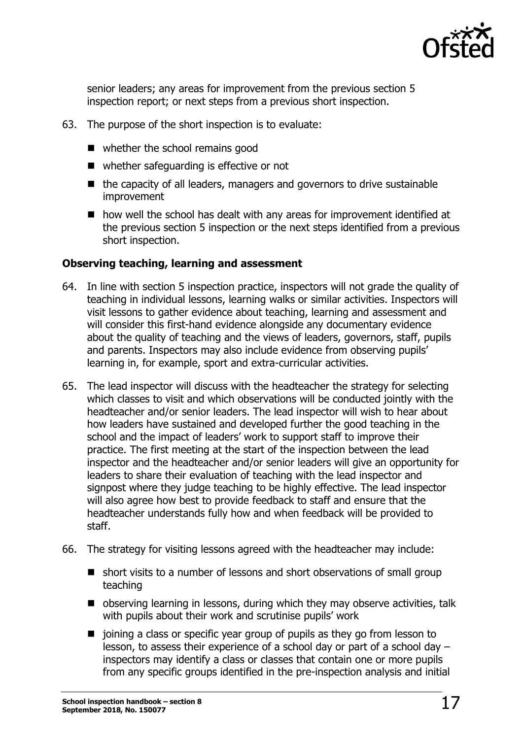senior leaders; any areas for improvement from the previous section 5 inspection report; or next steps from a previous short inspection.

63. The purpose of the short inspection is to evaluate:

- whether the school remains good
- whether safeguarding is effective or not
- the capacity of all leaders, managers and governors to drive sustainable improvement
- how well the school has dealt with any areas for improvement identified at the previous section 5 inspection or the next steps identified from a previous short inspection.

**Observing teaching, learning and assessment**

64. In line with section 5 inspection practice, inspectors will not grade the quality of teaching in individual lessons, learning walks or similar activities. Inspectors will visit lessons to gather evidence about teaching, learning and assessment and will consider this first-hand evidence alongside any documentary evidence about the quality of teaching and the views of leaders, governors, staff, pupils and parents. Inspectors may also include evidence from observing pupils' learning in, for example, sport and extra-curricular activities.

65. The lead inspector will discuss with the headteacher the strategy for selecting which classes to visit and which observations will be conducted jointly with the headteacher and/or senior leaders. The lead inspector will wish to hear about how leaders have sustained and developed further the good teaching in the school and the impact of leaders' work to support staff to improve their practice. The first meeting at the start of the inspection between the lead inspector and the headteacher and/or senior leaders will give an opportunity for leaders to share their evaluation of teaching with the lead inspector and signpost where they judge teaching to be highly effective. The lead inspector will also agree how best to provide feedback to staff and ensure that the headteacher understands fully how and when feedback will be provided to staff.

66. The strategy for visiting lessons agreed with the headteacher may include:

- short visits to a number of lessons and short observations of small group teaching
- observing learning in lessons, during which they may observe activities, talk with pupils about their work and scrutinise pupils' work
- joining a class or specific year group of pupils as they go from lesson to lesson, to assess their experience of a school day or part of a school day – inspectors may identify a class or classes that contain one or more pupils from any specific groups identified in the pre-inspection analysis and initial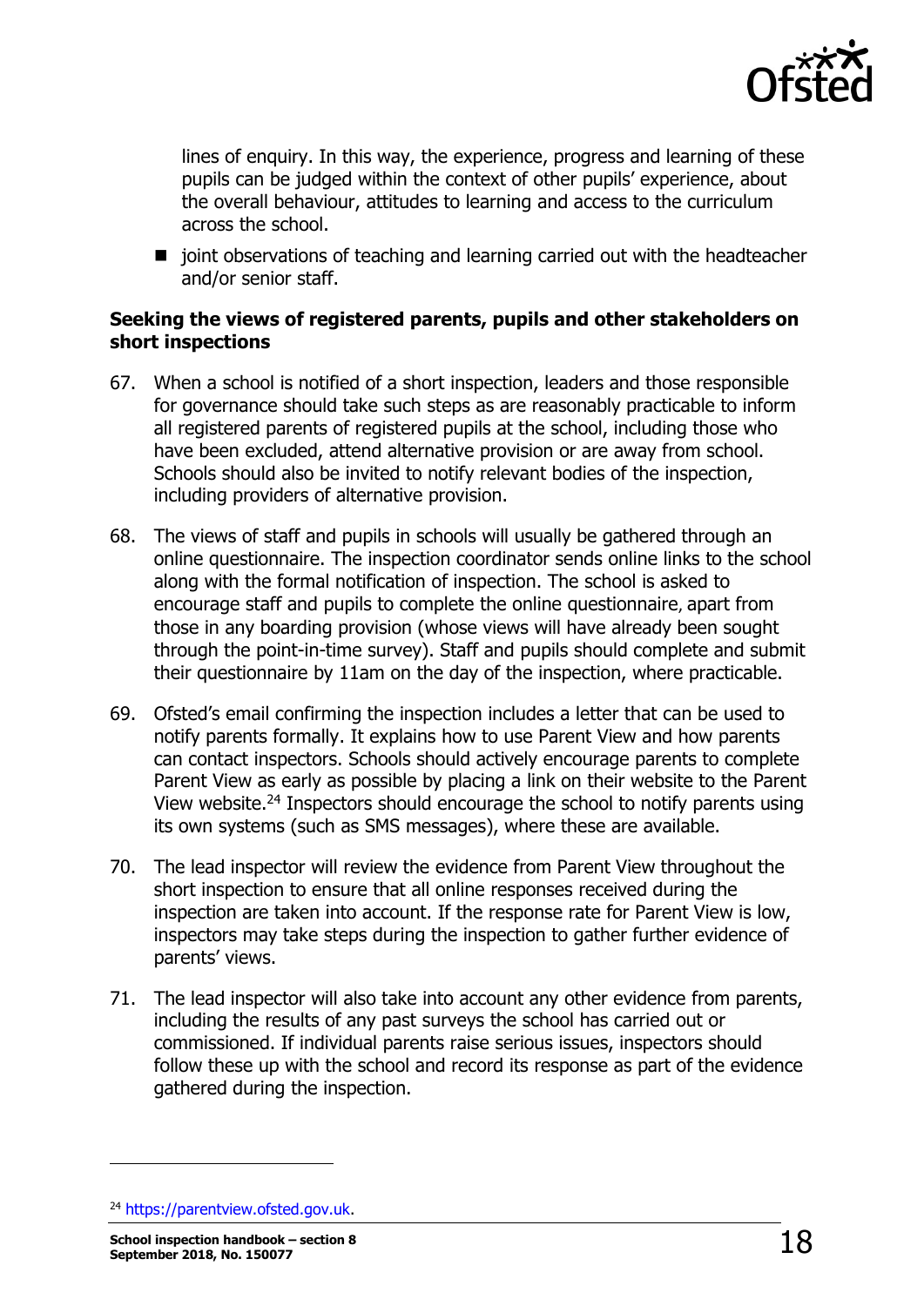lines of enquiry. In this way, the experience, progress and learning of these pupils can be judged within the context of other pupils' experience, about the overall behaviour, attitudes to learning and access to the curriculum across the school.

- joint observations of teaching and learning carried out with the headteacher and/or senior staff.

**Seeking the views of registered parents, pupils and other stakeholders on short inspections**

67. When a school is notified of a short inspection, leaders and those responsible for governance should take such steps as are reasonably practicable to inform all registered parents of registered pupils at the school, including those who have been excluded, attend alternative provision or are away from school. Schools should also be invited to notify relevant bodies of the inspection, including providers of alternative provision.

68. The views of staff and pupils in schools will usually be gathered through an online questionnaire. The inspection coordinator sends online links to the school along with the formal notification of inspection. The school is asked to encourage staff and pupils to complete the online questionnaire, apart from those in any boarding provision (whose views will have already been sought through the point-in-time survey). Staff and pupils should complete and submit their questionnaire by 11am on the day of the inspection, where practicable.

69. Ofsted's email confirming the inspection includes a letter that can be used to notify parents formally. It explains how to use Parent View and how parents can contact inspectors. Schools should actively encourage parents to complete Parent View as early as possible by placing a link on their website to the Parent View website.[24] Inspectors should encourage the school to notify parents using its own systems (such as SMS messages), where these are available.

70. The lead inspector will review the evidence from Parent View throughout the short inspection to ensure that all online responses received during the inspection are taken into account. If the response rate for Parent View is low, inspectors may take steps during the inspection to gather further evidence of parents' views.

71. The lead inspector will also take into account any other evidence from parents, including the results of any past surveys the school has carried out or commissioned. If individual parents raise serious issues, inspectors should follow these up with the school and record its response as part of the evidence gathered during the inspection.

[24] https://parentview.ofsted.gov.uk.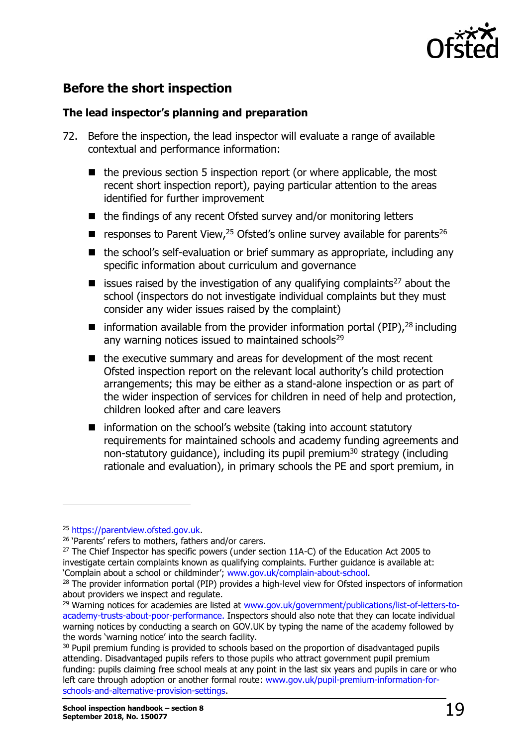## Before the short inspection

### The lead inspector's planning and preparation

72. Before the inspection, the lead inspector will evaluate a range of available contextual and performance information:

   - the previous section 5 inspection report (or where applicable, the most recent short inspection report), paying particular attention to the areas identified for further improvement
   - the findings of any recent Ofsted survey and/or monitoring letters
   - responses to Parent View,[25] Ofsted's online survey available for parents[26]
   - the school's self-evaluation or brief summary as appropriate, including any specific information about curriculum and governance
   - issues raised by the investigation of any qualifying complaints[27] about the school (inspectors do not investigate individual complaints but they must consider any wider issues raised by the complaint)
   - information available from the provider information portal (PIP),[28] including any warning notices issued to maintained schools[29]
   - the executive summary and areas for development of the most recent Ofsted inspection report on the relevant local authority's child protection arrangements; this may be either as a stand-alone inspection or as part of the wider inspection of services for children in need of help and protection, children looked after and care leavers
   - information on the school's website (taking into account statutory requirements for maintained schools and academy funding agreements and non-statutory guidance), including its pupil premium[30] strategy (including rationale and evaluation), in primary schools the PE and sport premium, in

---

[25] https://parentview.ofsted.gov.uk.

[26] 'Parents' refers to mothers, fathers and/or carers.

[27] The Chief Inspector has specific powers (under section 11A-C) of the Education Act 2005 to investigate certain complaints known as qualifying complaints. Further guidance is available at: 'Complain about a school or childminder'; www.gov.uk/complain-about-school.

[28] The provider information portal (PIP) provides a high-level view for Ofsted inspectors of information about providers we inspect and regulate.

[29] Warning notices for academies are listed at www.gov.uk/government/publications/list-of-letters-to-academy-trusts-about-poor-performance. Inspectors should also note that they can locate individual warning notices by conducting a search on GOV.UK by typing the name of the academy followed by the words 'warning notice' into the search facility.

[30] Pupil premium funding is provided to schools based on the proportion of disadvantaged pupils attending. Disadvantaged pupils refers to those pupils who attract government pupil premium funding: pupils claiming free school meals at any point in the last six years and pupils in care or who left care through adoption or another formal route: www.gov.uk/pupil-premium-information-for-schools-and-alternative-provision-settings.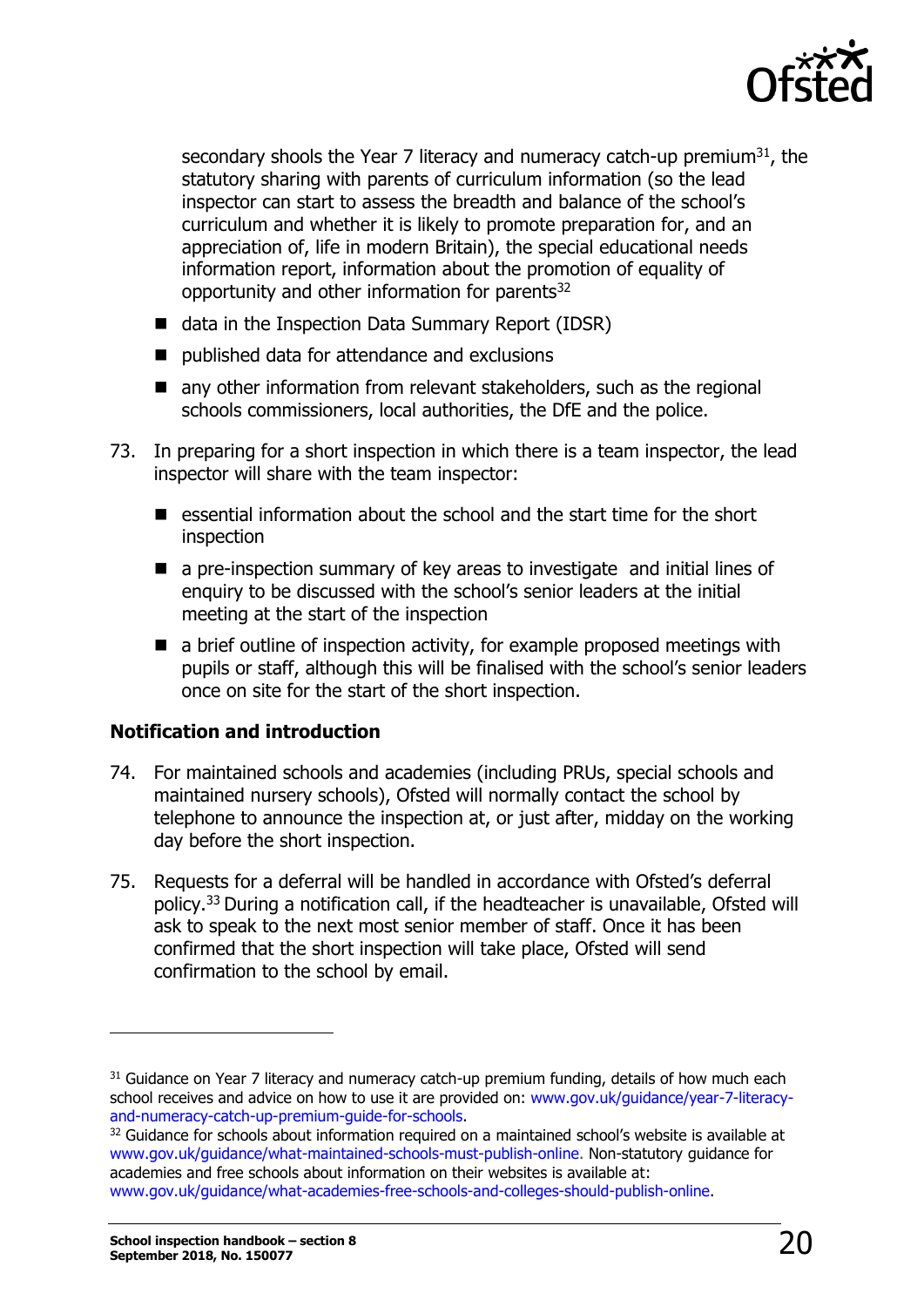secondary shools the Year 7 literacy and numeracy catch-up premium[31], the statutory sharing with parents of curriculum information (so the lead inspector can start to assess the breadth and balance of the school's curriculum and whether it is likely to promote preparation for, and an appreciation of, life in modern Britain), the special educational needs information report, information about the promotion of equality of opportunity and other information for parents[32]

- data in the Inspection Data Summary Report (IDSR)
- published data for attendance and exclusions
- any other information from relevant stakeholders, such as the regional schools commissioners, local authorities, the DfE and the police.

73. In preparing for a short inspection in which there is a team inspector, the lead inspector will share with the team inspector:

    - essential information about the school and the start time for the short inspection
    - a pre-inspection summary of key areas to investigate and initial lines of enquiry to be discussed with the school's senior leaders at the initial meeting at the start of the inspection
    - a brief outline of inspection activity, for example proposed meetings with pupils or staff, although this will be finalised with the school's senior leaders once on site for the start of the short inspection.

**Notification and introduction**

74. For maintained schools and academies (including PRUs, special schools and maintained nursery schools), Ofsted will normally contact the school by telephone to announce the inspection at, or just after, midday on the working day before the short inspection.

75. Requests for a deferral will be handled in accordance with Ofsted's deferral policy.[33] During a notification call, if the headteacher is unavailable, Ofsted will ask to speak to the next most senior member of staff. Once it has been confirmed that the short inspection will take place, Ofsted will send confirmation to the school by email.

---

[31] Guidance on Year 7 literacy and numeracy catch-up premium funding, details of how much each school receives and advice on how to use it are provided on: www.gov.uk/guidance/year-7-literacy-and-numeracy-catch-up-premium-guide-for-schools.

[32] Guidance for schools about information required on a maintained school's website is available at www.gov.uk/guidance/what-maintained-schools-must-publish-online. Non-statutory guidance for academies and free schools about information on their websites is available at: www.gov.uk/guidance/what-academies-free-schools-and-colleges-should-publish-online.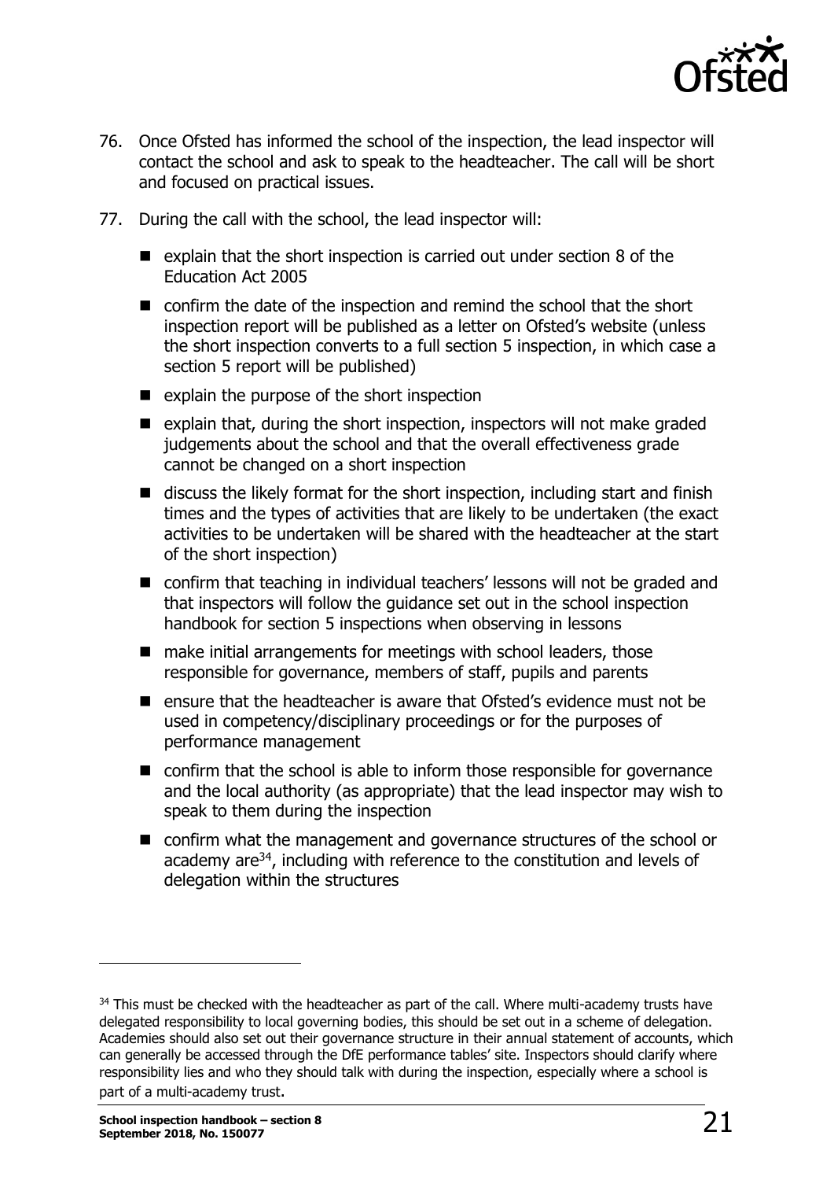76. Once Ofsted has informed the school of the inspection, the lead inspector will contact the school and ask to speak to the headteacher. The call will be short and focused on practical issues.

77. During the call with the school, the lead inspector will:

   - explain that the short inspection is carried out under section 8 of the Education Act 2005
   - confirm the date of the inspection and remind the school that the short inspection report will be published as a letter on Ofsted's website (unless the short inspection converts to a full section 5 inspection, in which case a section 5 report will be published)
   - explain the purpose of the short inspection
   - explain that, during the short inspection, inspectors will not make graded judgements about the school and that the overall effectiveness grade cannot be changed on a short inspection
   - discuss the likely format for the short inspection, including start and finish times and the types of activities that are likely to be undertaken (the exact activities to be undertaken will be shared with the headteacher at the start of the short inspection)
   - confirm that teaching in individual teachers' lessons will not be graded and that inspectors will follow the guidance set out in the school inspection handbook for section 5 inspections when observing in lessons
   - make initial arrangements for meetings with school leaders, those responsible for governance, members of staff, pupils and parents
   - ensure that the headteacher is aware that Ofsted's evidence must not be used in competency/disciplinary proceedings or for the purposes of performance management
   - confirm that the school is able to inform those responsible for governance and the local authority (as appropriate) that the lead inspector may wish to speak to them during the inspection
   - confirm what the management and governance structures of the school or academy are[34], including with reference to the constitution and levels of delegation within the structures

---

[34] This must be checked with the headteacher as part of the call. Where multi-academy trusts have delegated responsibility to local governing bodies, this should be set out in a scheme of delegation. Academies should also set out their governance structure in their annual statement of accounts, which can generally be accessed through the DfE performance tables' site. Inspectors should clarify where responsibility lies and who they should talk with during the inspection, especially where a school is part of a multi-academy trust.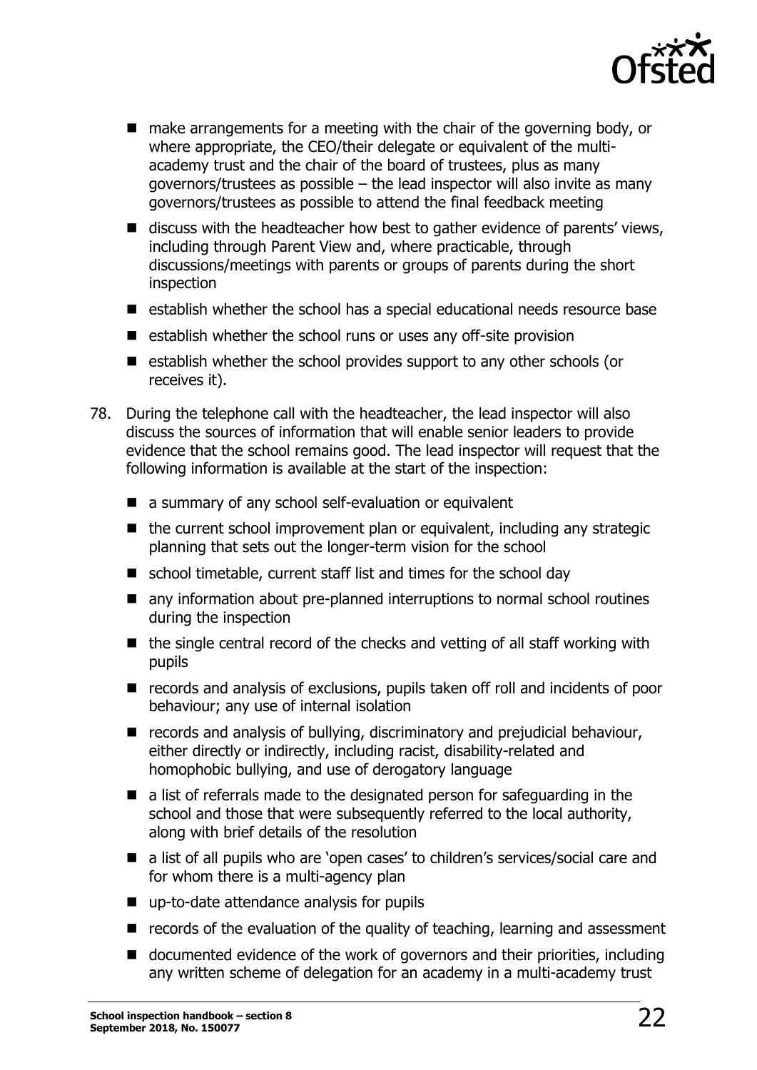- make arrangements for a meeting with the chair of the governing body, or where appropriate, the CEO/their delegate or equivalent of the multi-academy trust and the chair of the board of trustees, plus as many governors/trustees as possible – the lead inspector will also invite as many governors/trustees as possible to attend the final feedback meeting
- discuss with the headteacher how best to gather evidence of parents' views, including through Parent View and, where practicable, through discussions/meetings with parents or groups of parents during the short inspection
- establish whether the school has a special educational needs resource base
- establish whether the school runs or uses any off-site provision
- establish whether the school provides support to any other schools (or receives it).

78. During the telephone call with the headteacher, the lead inspector will also discuss the sources of information that will enable senior leaders to provide evidence that the school remains good. The lead inspector will request that the following information is available at the start of the inspection:

    - a summary of any school self-evaluation or equivalent
    - the current school improvement plan or equivalent, including any strategic planning that sets out the longer-term vision for the school
    - school timetable, current staff list and times for the school day
    - any information about pre-planned interruptions to normal school routines during the inspection
    - the single central record of the checks and vetting of all staff working with pupils
    - records and analysis of exclusions, pupils taken off roll and incidents of poor behaviour; any use of internal isolation
    - records and analysis of bullying, discriminatory and prejudicial behaviour, either directly or indirectly, including racist, disability-related and homophobic bullying, and use of derogatory language
    - a list of referrals made to the designated person for safeguarding in the school and those that were subsequently referred to the local authority, along with brief details of the resolution
    - a list of all pupils who are 'open cases' to children's services/social care and for whom there is a multi-agency plan
    - up-to-date attendance analysis for pupils
    - records of the evaluation of the quality of teaching, learning and assessment
    - documented evidence of the work of governors and their priorities, including any written scheme of delegation for an academy in a multi-academy trust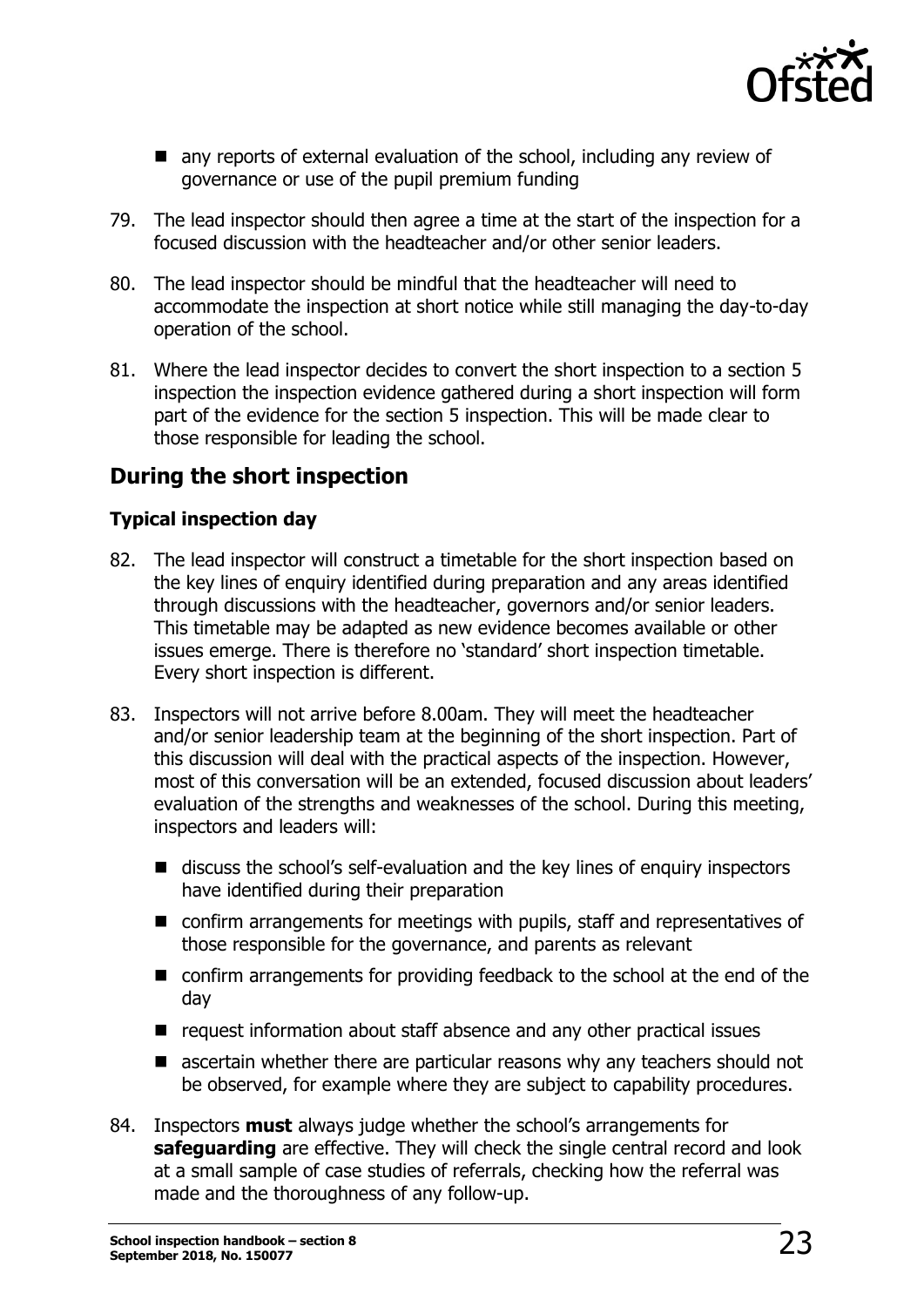- any reports of external evaluation of the school, including any review of governance or use of the pupil premium funding

79. The lead inspector should then agree a time at the start of the inspection for a focused discussion with the headteacher and/or other senior leaders.

80. The lead inspector should be mindful that the headteacher will need to accommodate the inspection at short notice while still managing the day-to-day operation of the school.

81. Where the lead inspector decides to convert the short inspection to a section 5 inspection the inspection evidence gathered during a short inspection will form part of the evidence for the section 5 inspection. This will be made clear to those responsible for leading the school.

## During the short inspection

### Typical inspection day

82. The lead inspector will construct a timetable for the short inspection based on the key lines of enquiry identified during preparation and any areas identified through discussions with the headteacher, governors and/or senior leaders. This timetable may be adapted as new evidence becomes available or other issues emerge. There is therefore no 'standard' short inspection timetable. Every short inspection is different.

83. Inspectors will not arrive before 8.00am. They will meet the headteacher and/or senior leadership team at the beginning of the short inspection. Part of this discussion will deal with the practical aspects of the inspection. However, most of this conversation will be an extended, focused discussion about leaders' evaluation of the strengths and weaknesses of the school. During this meeting, inspectors and leaders will:
    - discuss the school's self-evaluation and the key lines of enquiry inspectors have identified during their preparation
    - confirm arrangements for meetings with pupils, staff and representatives of those responsible for the governance, and parents as relevant
    - confirm arrangements for providing feedback to the school at the end of the day
    - request information about staff absence and any other practical issues
    - ascertain whether there are particular reasons why any teachers should not be observed, for example where they are subject to capability procedures.

84. Inspectors **must** always judge whether the school's arrangements for **safeguarding** are effective. They will check the single central record and look at a small sample of case studies of referrals, checking how the referral was made and the thoroughness of any follow-up.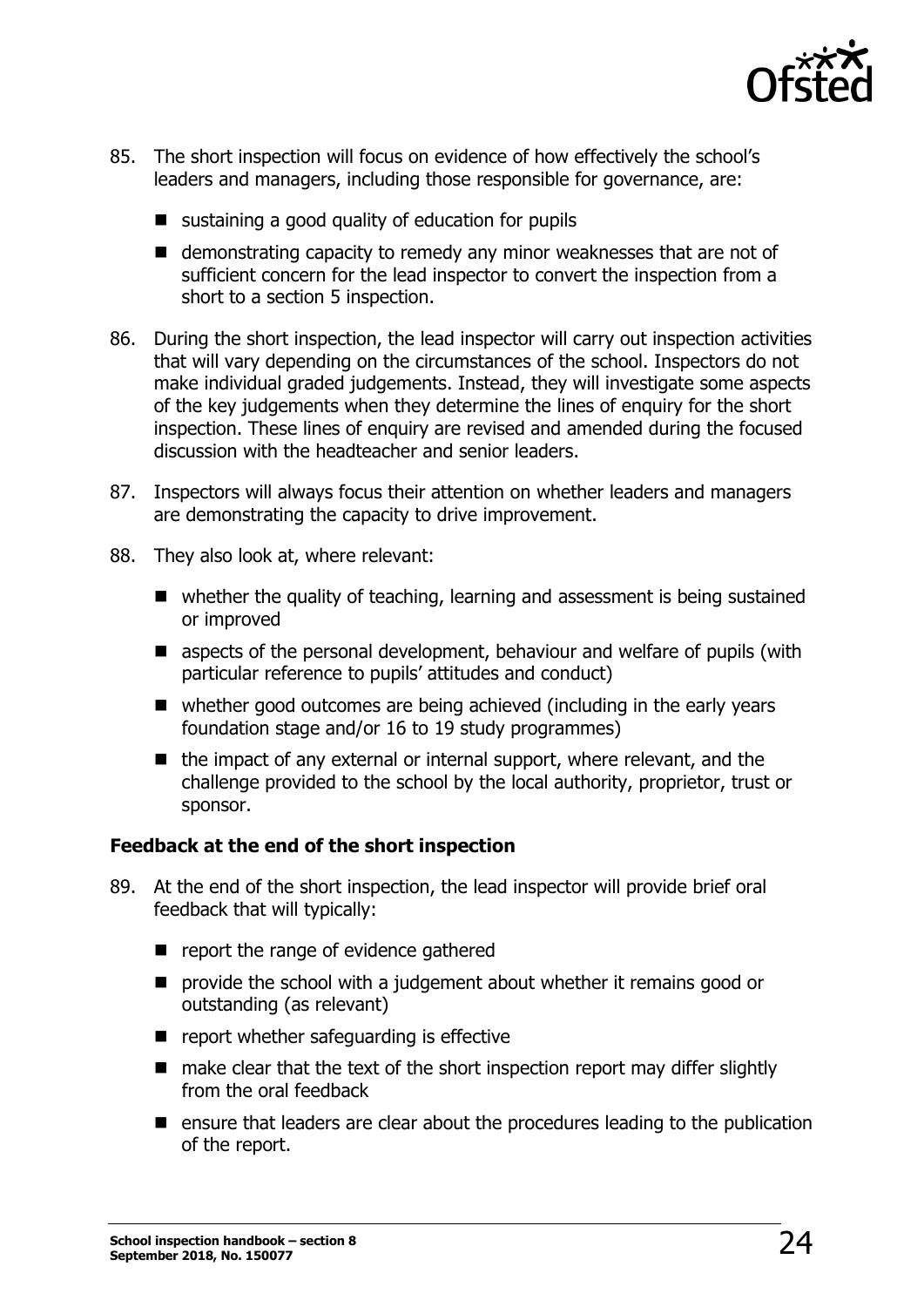85. The short inspection will focus on evidence of how effectively the school's leaders and managers, including those responsible for governance, are:

    - sustaining a good quality of education for pupils
    - demonstrating capacity to remedy any minor weaknesses that are not of sufficient concern for the lead inspector to convert the inspection from a short to a section 5 inspection.

86. During the short inspection, the lead inspector will carry out inspection activities that will vary depending on the circumstances of the school. Inspectors do not make individual graded judgements. Instead, they will investigate some aspects of the key judgements when they determine the lines of enquiry for the short inspection. These lines of enquiry are revised and amended during the focused discussion with the headteacher and senior leaders.

87. Inspectors will always focus their attention on whether leaders and managers are demonstrating the capacity to drive improvement.

88. They also look at, where relevant:

    - whether the quality of teaching, learning and assessment is being sustained or improved
    - aspects of the personal development, behaviour and welfare of pupils (with particular reference to pupils' attitudes and conduct)
    - whether good outcomes are being achieved (including in the early years foundation stage and/or 16 to 19 study programmes)
    - the impact of any external or internal support, where relevant, and the challenge provided to the school by the local authority, proprietor, trust or sponsor.

### Feedback at the end of the short inspection

89. At the end of the short inspection, the lead inspector will provide brief oral feedback that will typically:

    - report the range of evidence gathered
    - provide the school with a judgement about whether it remains good or outstanding (as relevant)
    - report whether safeguarding is effective
    - make clear that the text of the short inspection report may differ slightly from the oral feedback
    - ensure that leaders are clear about the procedures leading to the publication of the report.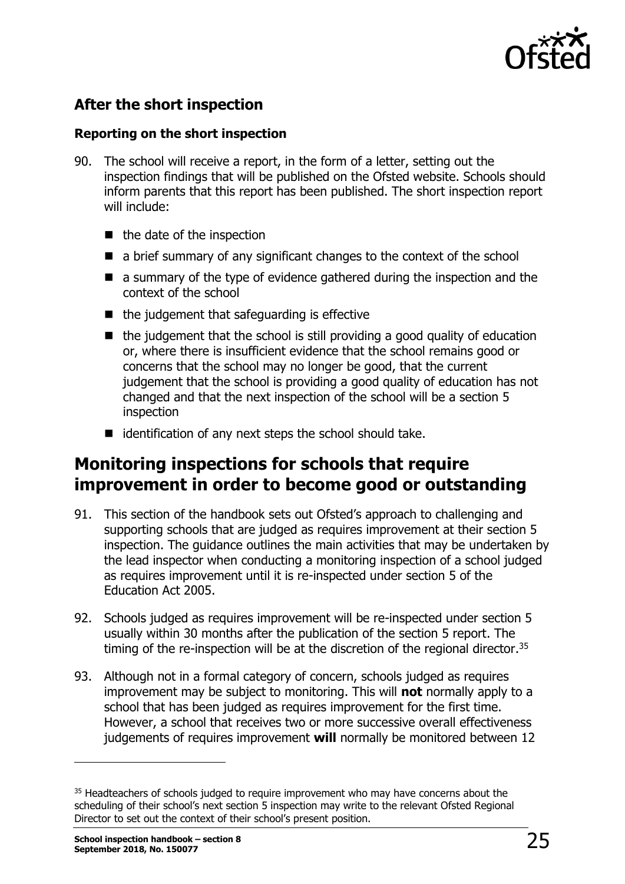## After the short inspection

### Reporting on the short inspection

90. The school will receive a report, in the form of a letter, setting out the inspection findings that will be published on the Ofsted website. Schools should inform parents that this report has been published. The short inspection report will include:

    - the date of the inspection
    - a brief summary of any significant changes to the context of the school
    - a summary of the type of evidence gathered during the inspection and the context of the school
    - the judgement that safeguarding is effective
    - the judgement that the school is still providing a good quality of education or, where there is insufficient evidence that the school remains good or concerns that the school may no longer be good, that the current judgement that the school is providing a good quality of education has not changed and that the next inspection of the school will be a section 5 inspection
    - identification of any next steps the school should take.

# Monitoring inspections for schools that require improvement in order to become good or outstanding

91. This section of the handbook sets out Ofsted's approach to challenging and supporting schools that are judged as requires improvement at their section 5 inspection. The guidance outlines the main activities that may be undertaken by the lead inspector when conducting a monitoring inspection of a school judged as requires improvement until it is re-inspected under section 5 of the Education Act 2005.

92. Schools judged as requires improvement will be re-inspected under section 5 usually within 30 months after the publication of the section 5 report. The timing of the re-inspection will be at the discretion of the regional director.[35]

93. Although not in a formal category of concern, schools judged as requires improvement may be subject to monitoring. This will **not** normally apply to a school that has been judged as requires improvement for the first time. However, a school that receives two or more successive overall effectiveness judgements of requires improvement **will** normally be monitored between 12

---

[35] Headteachers of schools judged to require improvement who may have concerns about the scheduling of their school's next section 5 inspection may write to the relevant Ofsted Regional Director to set out the context of their school's present position.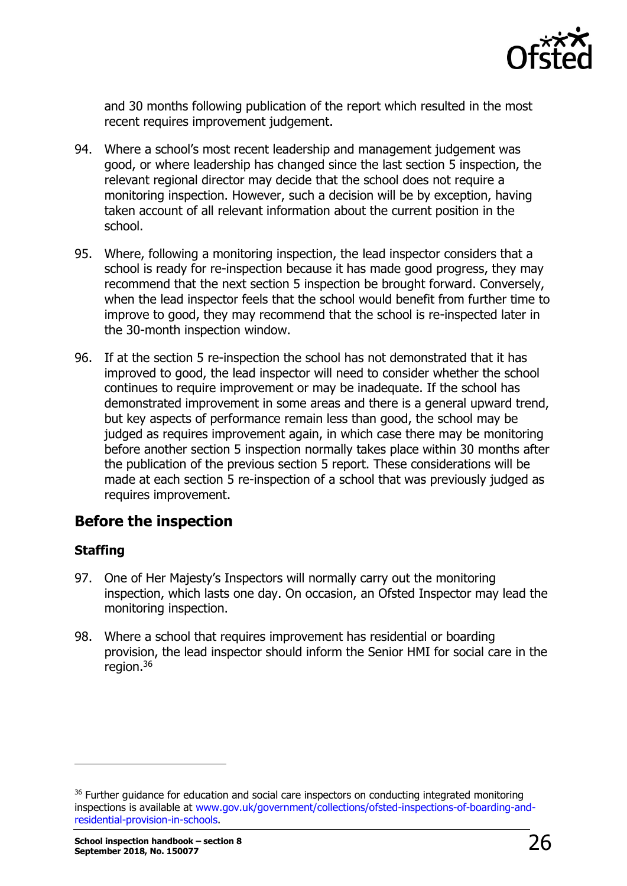and 30 months following publication of the report which resulted in the most recent requires improvement judgement.

94. Where a school's most recent leadership and management judgement was good, or where leadership has changed since the last section 5 inspection, the relevant regional director may decide that the school does not require a monitoring inspection. However, such a decision will be by exception, having taken account of all relevant information about the current position in the school.

95. Where, following a monitoring inspection, the lead inspector considers that a school is ready for re-inspection because it has made good progress, they may recommend that the next section 5 inspection be brought forward. Conversely, when the lead inspector feels that the school would benefit from further time to improve to good, they may recommend that the school is re-inspected later in the 30-month inspection window.

96. If at the section 5 re-inspection the school has not demonstrated that it has improved to good, the lead inspector will need to consider whether the school continues to require improvement or may be inadequate. If the school has demonstrated improvement in some areas and there is a general upward trend, but key aspects of performance remain less than good, the school may be judged as requires improvement again, in which case there may be monitoring before another section 5 inspection normally takes place within 30 months after the publication of the previous section 5 report. These considerations will be made at each section 5 re-inspection of a school that was previously judged as requires improvement.

## Before the inspection

### Staffing

97. One of Her Majesty's Inspectors will normally carry out the monitoring inspection, which lasts one day. On occasion, an Ofsted Inspector may lead the monitoring inspection.

98. Where a school that requires improvement has residential or boarding provision, the lead inspector should inform the Senior HMI for social care in the region.[36]

---

[36] Further guidance for education and social care inspectors on conducting integrated monitoring inspections is available at www.gov.uk/government/collections/ofsted-inspections-of-boarding-and-residential-provision-in-schools.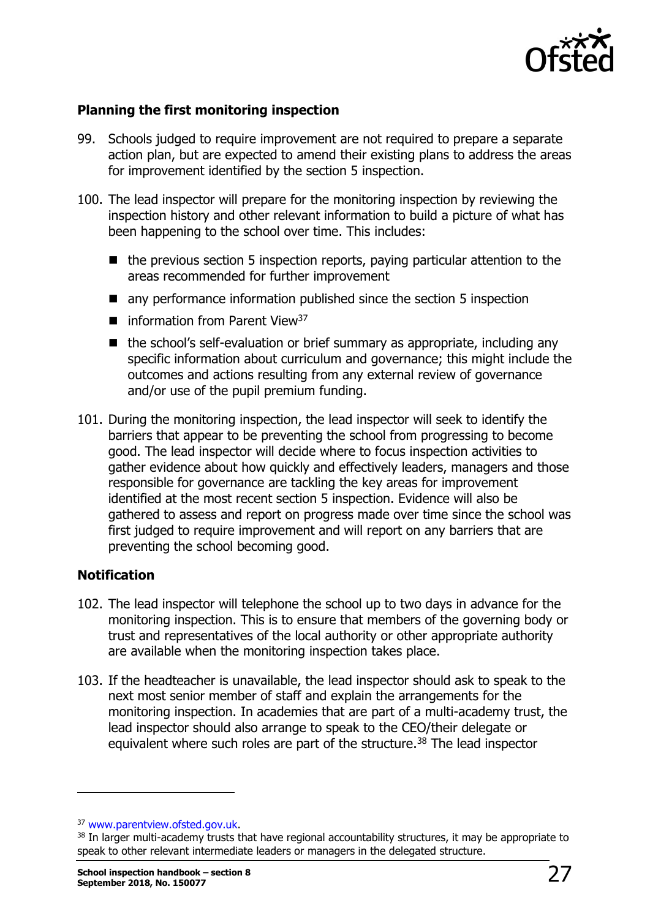### Planning the first monitoring inspection

99. Schools judged to require improvement are not required to prepare a separate action plan, but are expected to amend their existing plans to address the areas for improvement identified by the section 5 inspection.

100. The lead inspector will prepare for the monitoring inspection by reviewing the inspection history and other relevant information to build a picture of what has been happening to the school over time. This includes:

   - the previous section 5 inspection reports, paying particular attention to the areas recommended for further improvement
   - any performance information published since the section 5 inspection
   - information from Parent View[37]
   - the school's self-evaluation or brief summary as appropriate, including any specific information about curriculum and governance; this might include the outcomes and actions resulting from any external review of governance and/or use of the pupil premium funding.

101. During the monitoring inspection, the lead inspector will seek to identify the barriers that appear to be preventing the school from progressing to become good. The lead inspector will decide where to focus inspection activities to gather evidence about how quickly and effectively leaders, managers and those responsible for governance are tackling the key areas for improvement identified at the most recent section 5 inspection. Evidence will also be gathered to assess and report on progress made over time since the school was first judged to require improvement and will report on any barriers that are preventing the school becoming good.

### Notification

102. The lead inspector will telephone the school up to two days in advance for the monitoring inspection. This is to ensure that members of the governing body or trust and representatives of the local authority or other appropriate authority are available when the monitoring inspection takes place.

103. If the headteacher is unavailable, the lead inspector should ask to speak to the next most senior member of staff and explain the arrangements for the monitoring inspection. In academies that are part of a multi-academy trust, the lead inspector should also arrange to speak to the CEO/their delegate or equivalent where such roles are part of the structure.[38] The lead inspector

---

[37] www.parentview.ofsted.gov.uk.

[38] In larger multi-academy trusts that have regional accountability structures, it may be appropriate to speak to other relevant intermediate leaders or managers in the delegated structure.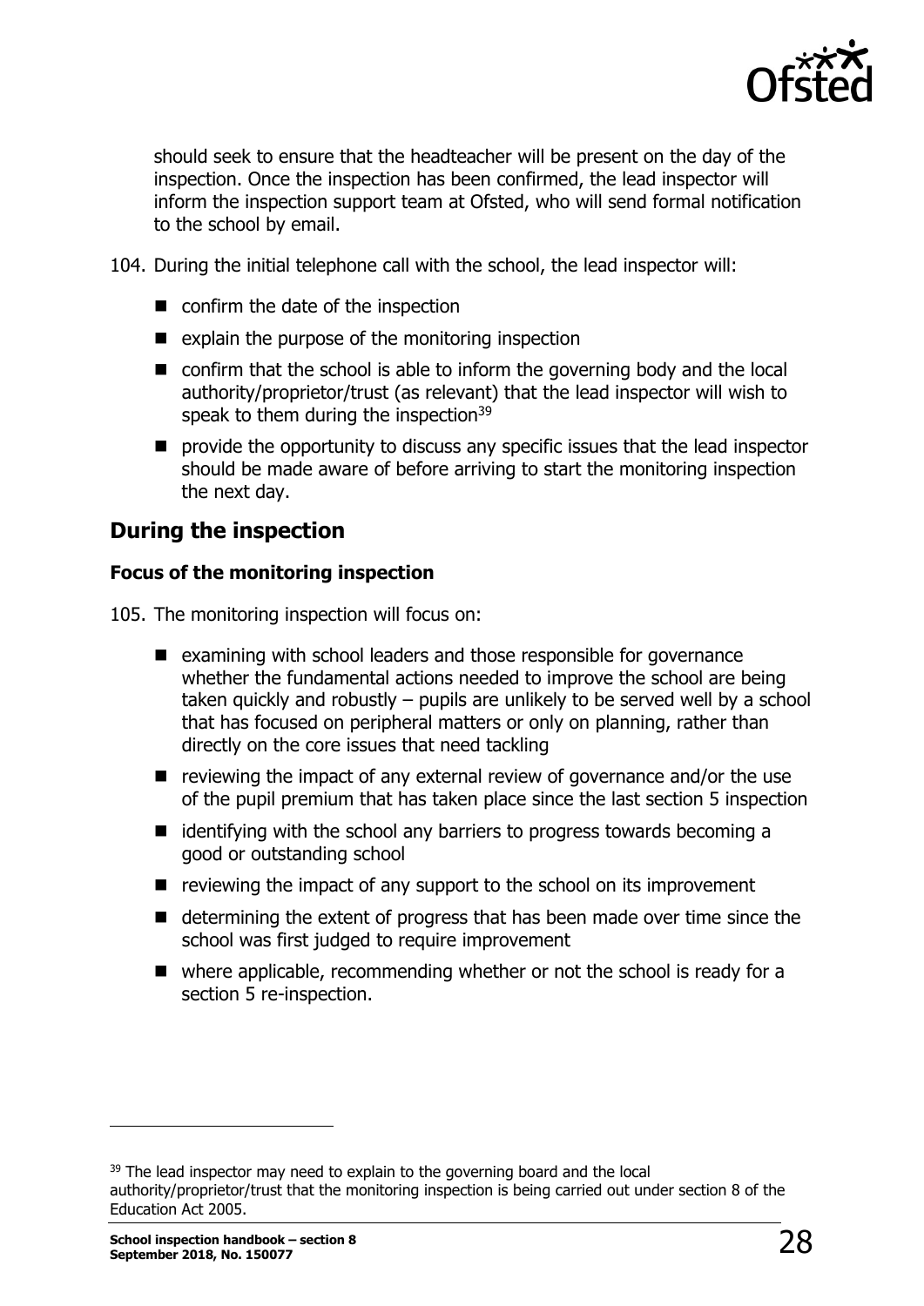should seek to ensure that the headteacher will be present on the day of the inspection. Once the inspection has been confirmed, the lead inspector will inform the inspection support team at Ofsted, who will send formal notification to the school by email.

104. During the initial telephone call with the school, the lead inspector will:

- confirm the date of the inspection
- explain the purpose of the monitoring inspection
- confirm that the school is able to inform the governing body and the local authority/proprietor/trust (as relevant) that the lead inspector will wish to speak to them during the inspection[39]
- provide the opportunity to discuss any specific issues that the lead inspector should be made aware of before arriving to start the monitoring inspection the next day.

## During the inspection

### Focus of the monitoring inspection

105. The monitoring inspection will focus on:

- examining with school leaders and those responsible for governance whether the fundamental actions needed to improve the school are being taken quickly and robustly – pupils are unlikely to be served well by a school that has focused on peripheral matters or only on planning, rather than directly on the core issues that need tackling
- reviewing the impact of any external review of governance and/or the use of the pupil premium that has taken place since the last section 5 inspection
- identifying with the school any barriers to progress towards becoming a good or outstanding school
- reviewing the impact of any support to the school on its improvement
- determining the extent of progress that has been made over time since the school was first judged to require improvement
- where applicable, recommending whether or not the school is ready for a section 5 re-inspection.

[39] The lead inspector may need to explain to the governing board and the local authority/proprietor/trust that the monitoring inspection is being carried out under section 8 of the Education Act 2005.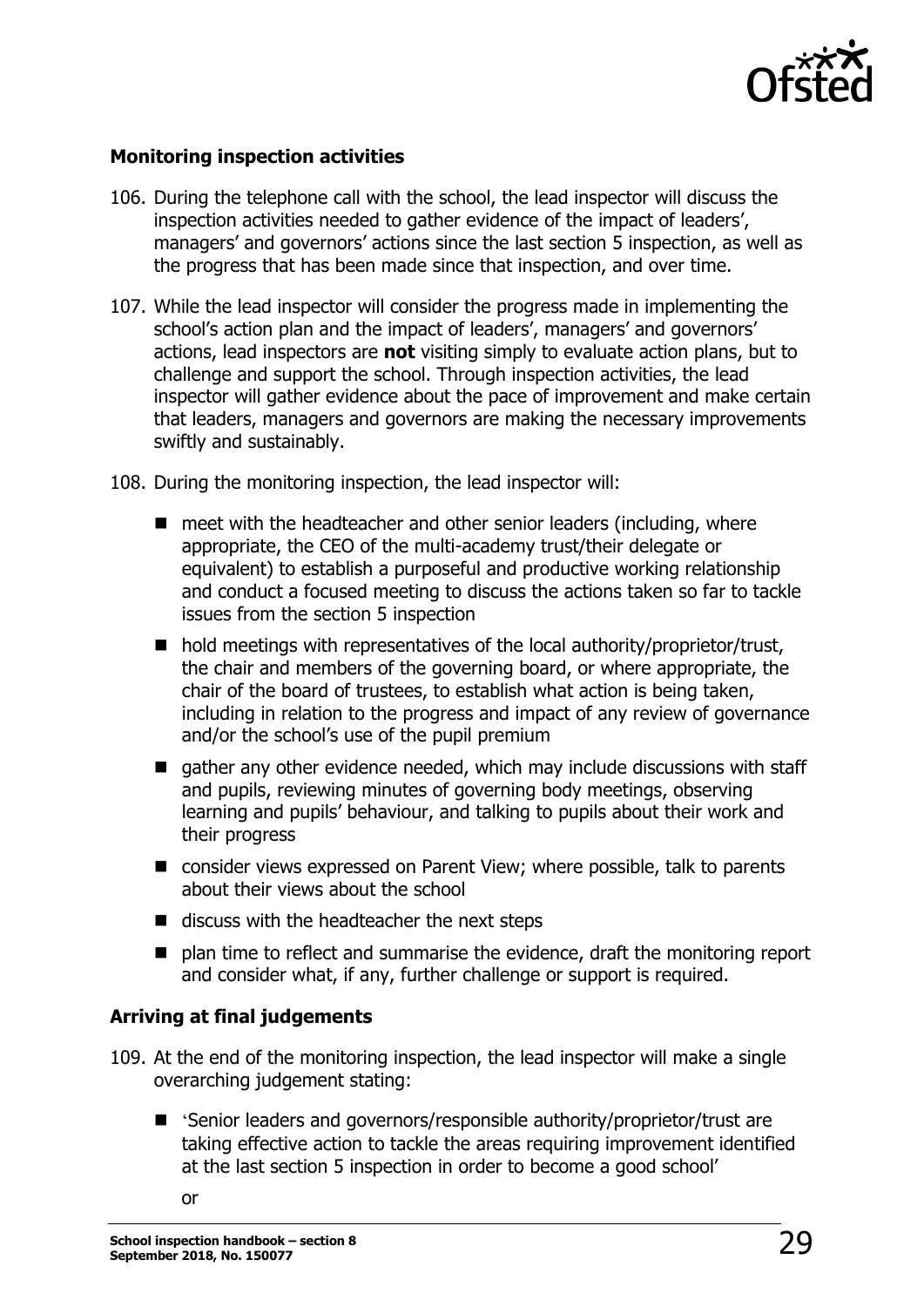### Monitoring inspection activities

106. During the telephone call with the school, the lead inspector will discuss the inspection activities needed to gather evidence of the impact of leaders', managers' and governors' actions since the last section 5 inspection, as well as the progress that has been made since that inspection, and over time.

107. While the lead inspector will consider the progress made in implementing the school's action plan and the impact of leaders', managers' and governors' actions, lead inspectors are **not** visiting simply to evaluate action plans, but to challenge and support the school. Through inspection activities, the lead inspector will gather evidence about the pace of improvement and make certain that leaders, managers and governors are making the necessary improvements swiftly and sustainably.

108. During the monitoring inspection, the lead inspector will:

- meet with the headteacher and other senior leaders (including, where appropriate, the CEO of the multi-academy trust/their delegate or equivalent) to establish a purposeful and productive working relationship and conduct a focused meeting to discuss the actions taken so far to tackle issues from the section 5 inspection
- hold meetings with representatives of the local authority/proprietor/trust, the chair and members of the governing board, or where appropriate, the chair of the board of trustees, to establish what action is being taken, including in relation to the progress and impact of any review of governance and/or the school's use of the pupil premium
- gather any other evidence needed, which may include discussions with staff and pupils, reviewing minutes of governing body meetings, observing learning and pupils' behaviour, and talking to pupils about their work and their progress
- consider views expressed on Parent View; where possible, talk to parents about their views about the school
- discuss with the headteacher the next steps
- plan time to reflect and summarise the evidence, draft the monitoring report and consider what, if any, further challenge or support is required.

### Arriving at final judgements

109. At the end of the monitoring inspection, the lead inspector will make a single overarching judgement stating:

- 'Senior leaders and governors/responsible authority/proprietor/trust are taking effective action to tackle the areas requiring improvement identified at the last section 5 inspection in order to become a good school'

  or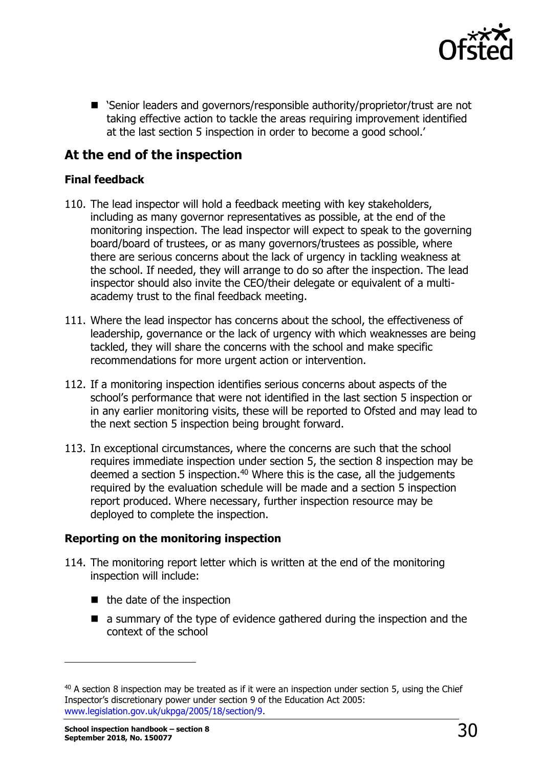- 'Senior leaders and governors/responsible authority/proprietor/trust are not taking effective action to tackle the areas requiring improvement identified at the last section 5 inspection in order to become a good school.'

## At the end of the inspection

### Final feedback

110. The lead inspector will hold a feedback meeting with key stakeholders, including as many governor representatives as possible, at the end of the monitoring inspection. The lead inspector will expect to speak to the governing board/board of trustees, or as many governors/trustees as possible, where there are serious concerns about the lack of urgency in tackling weakness at the school. If needed, they will arrange to do so after the inspection. The lead inspector should also invite the CEO/their delegate or equivalent of a multi-academy trust to the final feedback meeting.

111. Where the lead inspector has concerns about the school, the effectiveness of leadership, governance or the lack of urgency with which weaknesses are being tackled, they will share the concerns with the school and make specific recommendations for more urgent action or intervention.

112. If a monitoring inspection identifies serious concerns about aspects of the school's performance that were not identified in the last section 5 inspection or in any earlier monitoring visits, these will be reported to Ofsted and may lead to the next section 5 inspection being brought forward.

113. In exceptional circumstances, where the concerns are such that the school requires immediate inspection under section 5, the section 8 inspection may be deemed a section 5 inspection.[40] Where this is the case, all the judgements required by the evaluation schedule will be made and a section 5 inspection report produced. Where necessary, further inspection resource may be deployed to complete the inspection.

### Reporting on the monitoring inspection

114. The monitoring report letter which is written at the end of the monitoring inspection will include:

    - the date of the inspection
    - a summary of the type of evidence gathered during the inspection and the context of the school

---

[40] A section 8 inspection may be treated as if it were an inspection under section 5, using the Chief Inspector's discretionary power under section 9 of the Education Act 2005: www.legislation.gov.uk/ukpga/2005/18/section/9.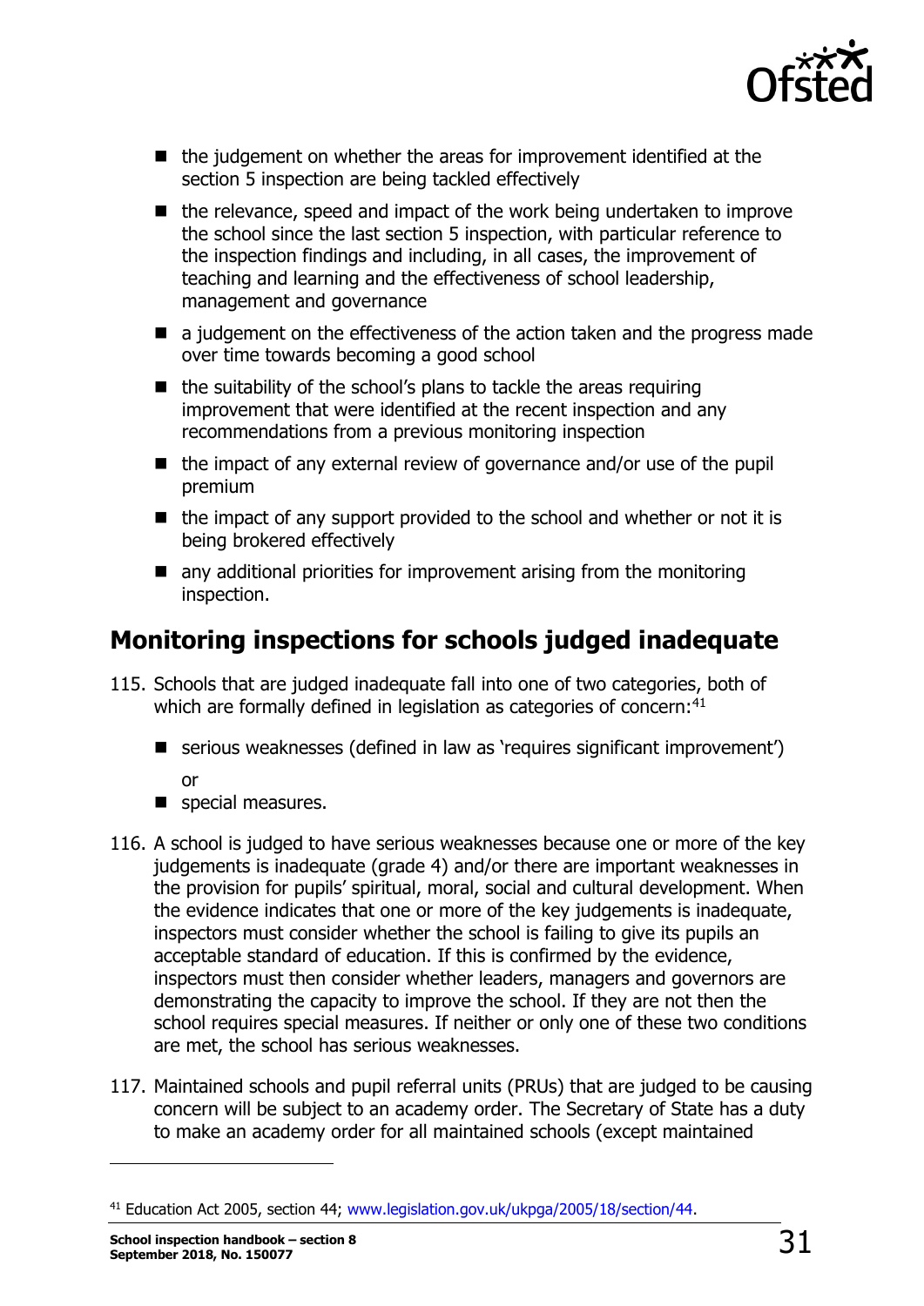- the judgement on whether the areas for improvement identified at the section 5 inspection are being tackled effectively
- the relevance, speed and impact of the work being undertaken to improve the school since the last section 5 inspection, with particular reference to the inspection findings and including, in all cases, the improvement of teaching and learning and the effectiveness of school leadership, management and governance
- a judgement on the effectiveness of the action taken and the progress made over time towards becoming a good school
- the suitability of the school's plans to tackle the areas requiring improvement that were identified at the recent inspection and any recommendations from a previous monitoring inspection
- the impact of any external review of governance and/or use of the pupil premium
- the impact of any support provided to the school and whether or not it is being brokered effectively
- any additional priorities for improvement arising from the monitoring inspection.

## Monitoring inspections for schools judged inadequate

115. Schools that are judged inadequate fall into one of two categories, both of which are formally defined in legislation as categories of concern:[41]
    - serious weaknesses (defined in law as 'requires significant improvement')

      or
    - special measures.

116. A school is judged to have serious weaknesses because one or more of the key judgements is inadequate (grade 4) and/or there are important weaknesses in the provision for pupils' spiritual, moral, social and cultural development. When the evidence indicates that one or more of the key judgements is inadequate, inspectors must consider whether the school is failing to give its pupils an acceptable standard of education. If this is confirmed by the evidence, inspectors must then consider whether leaders, managers and governors are demonstrating the capacity to improve the school. If they are not then the school requires special measures. If neither or only one of these two conditions are met, the school has serious weaknesses.

117. Maintained schools and pupil referral units (PRUs) that are judged to be causing concern will be subject to an academy order. The Secretary of State has a duty to make an academy order for all maintained schools (except maintained

---

[41] Education Act 2005, section 44; www.legislation.gov.uk/ukpga/2005/18/section/44.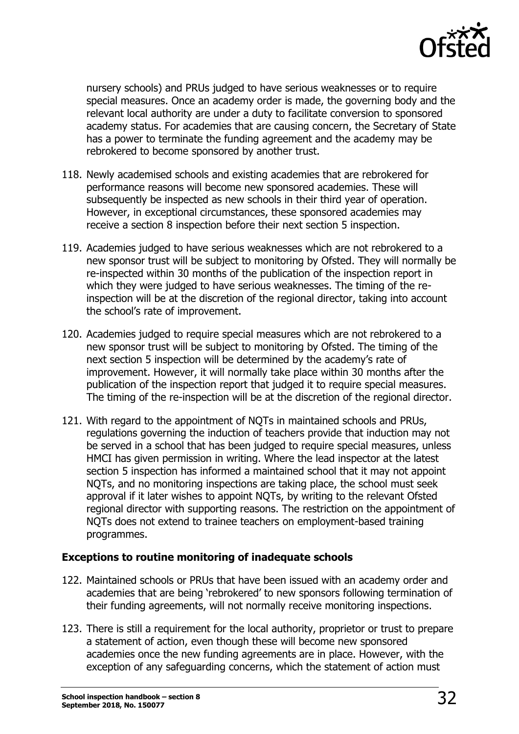nursery schools) and PRUs judged to have serious weaknesses or to require special measures. Once an academy order is made, the governing body and the relevant local authority are under a duty to facilitate conversion to sponsored academy status. For academies that are causing concern, the Secretary of State has a power to terminate the funding agreement and the academy may be rebrokered to become sponsored by another trust.

118. Newly academised schools and existing academies that are rebrokered for performance reasons will become new sponsored academies. These will subsequently be inspected as new schools in their third year of operation. However, in exceptional circumstances, these sponsored academies may receive a section 8 inspection before their next section 5 inspection.

119. Academies judged to have serious weaknesses which are not rebrokered to a new sponsor trust will be subject to monitoring by Ofsted. They will normally be re-inspected within 30 months of the publication of the inspection report in which they were judged to have serious weaknesses. The timing of the re-inspection will be at the discretion of the regional director, taking into account the school's rate of improvement.

120. Academies judged to require special measures which are not rebrokered to a new sponsor trust will be subject to monitoring by Ofsted. The timing of the next section 5 inspection will be determined by the academy's rate of improvement. However, it will normally take place within 30 months after the publication of the inspection report that judged it to require special measures. The timing of the re-inspection will be at the discretion of the regional director.

121. With regard to the appointment of NQTs in maintained schools and PRUs, regulations governing the induction of teachers provide that induction may not be served in a school that has been judged to require special measures, unless HMCI has given permission in writing. Where the lead inspector at the latest section 5 inspection has informed a maintained school that it may not appoint NQTs, and no monitoring inspections are taking place, the school must seek approval if it later wishes to appoint NQTs, by writing to the relevant Ofsted regional director with supporting reasons. The restriction on the appointment of NQTs does not extend to trainee teachers on employment-based training programmes.

### Exceptions to routine monitoring of inadequate schools

122. Maintained schools or PRUs that have been issued with an academy order and academies that are being 'rebrokered' to new sponsors following termination of their funding agreements, will not normally receive monitoring inspections.

123. There is still a requirement for the local authority, proprietor or trust to prepare a statement of action, even though these will become new sponsored academies once the new funding agreements are in place. However, with the exception of any safeguarding concerns, which the statement of action must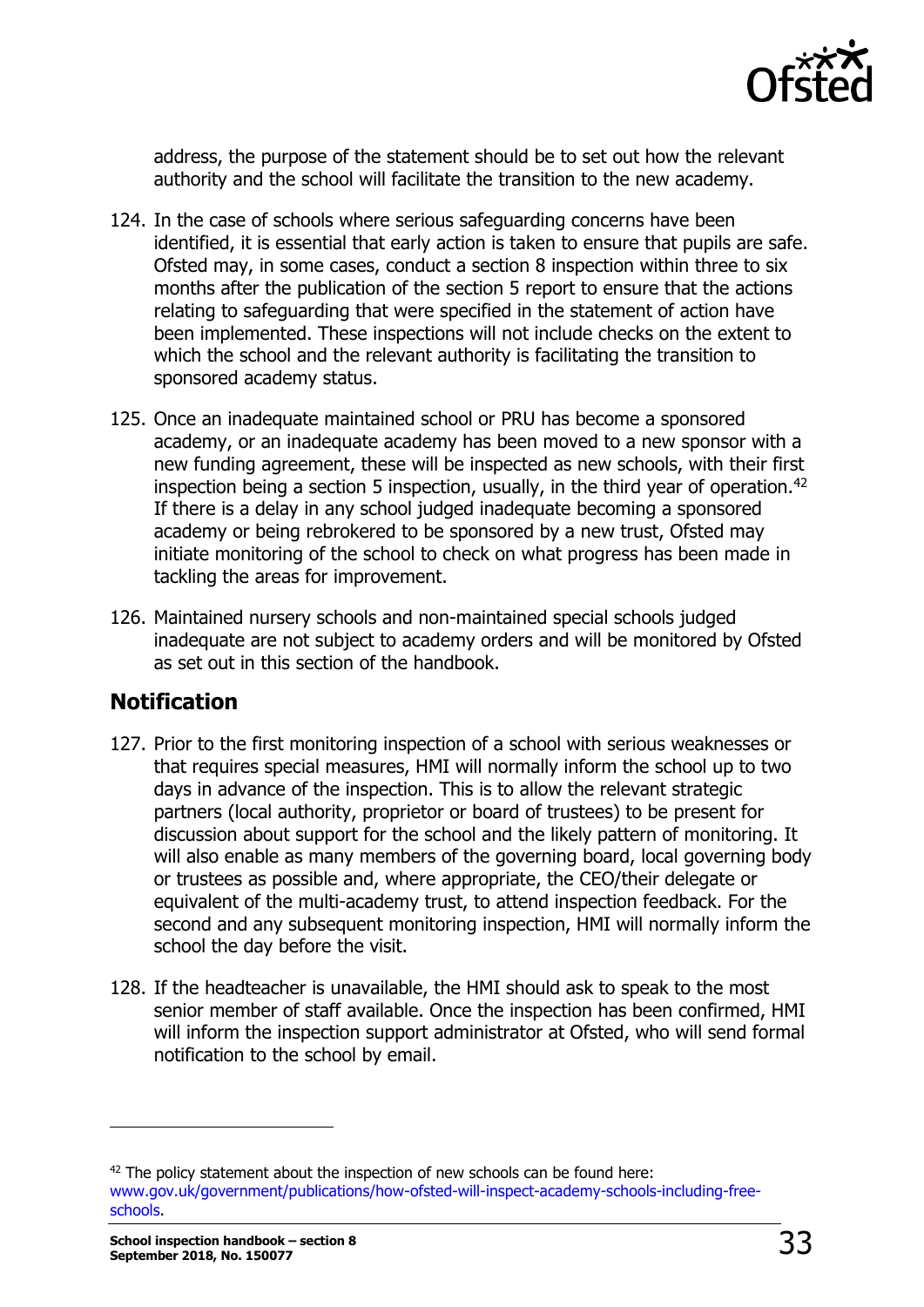address, the purpose of the statement should be to set out how the relevant authority and the school will facilitate the transition to the new academy.

124. In the case of schools where serious safeguarding concerns have been identified, it is essential that early action is taken to ensure that pupils are safe. Ofsted may, in some cases, conduct a section 8 inspection within three to six months after the publication of the section 5 report to ensure that the actions relating to safeguarding that were specified in the statement of action have been implemented. These inspections will not include checks on the extent to which the school and the relevant authority is facilitating the transition to sponsored academy status.

125. Once an inadequate maintained school or PRU has become a sponsored academy, or an inadequate academy has been moved to a new sponsor with a new funding agreement, these will be inspected as new schools, with their first inspection being a section 5 inspection, usually, in the third year of operation.[42] If there is a delay in any school judged inadequate becoming a sponsored academy or being rebrokered to be sponsored by a new trust, Ofsted may initiate monitoring of the school to check on what progress has been made in tackling the areas for improvement.

126. Maintained nursery schools and non-maintained special schools judged inadequate are not subject to academy orders and will be monitored by Ofsted as set out in this section of the handbook.

## Notification

127. Prior to the first monitoring inspection of a school with serious weaknesses or that requires special measures, HMI will normally inform the school up to two days in advance of the inspection. This is to allow the relevant strategic partners (local authority, proprietor or board of trustees) to be present for discussion about support for the school and the likely pattern of monitoring. It will also enable as many members of the governing board, local governing body or trustees as possible and, where appropriate, the CEO/their delegate or equivalent of the multi-academy trust, to attend inspection feedback. For the second and any subsequent monitoring inspection, HMI will normally inform the school the day before the visit.

128. If the headteacher is unavailable, the HMI should ask to speak to the most senior member of staff available. Once the inspection has been confirmed, HMI will inform the inspection support administrator at Ofsted, who will send formal notification to the school by email.

---

[42] The policy statement about the inspection of new schools can be found here: www.gov.uk/government/publications/how-ofsted-will-inspect-academy-schools-including-free-schools.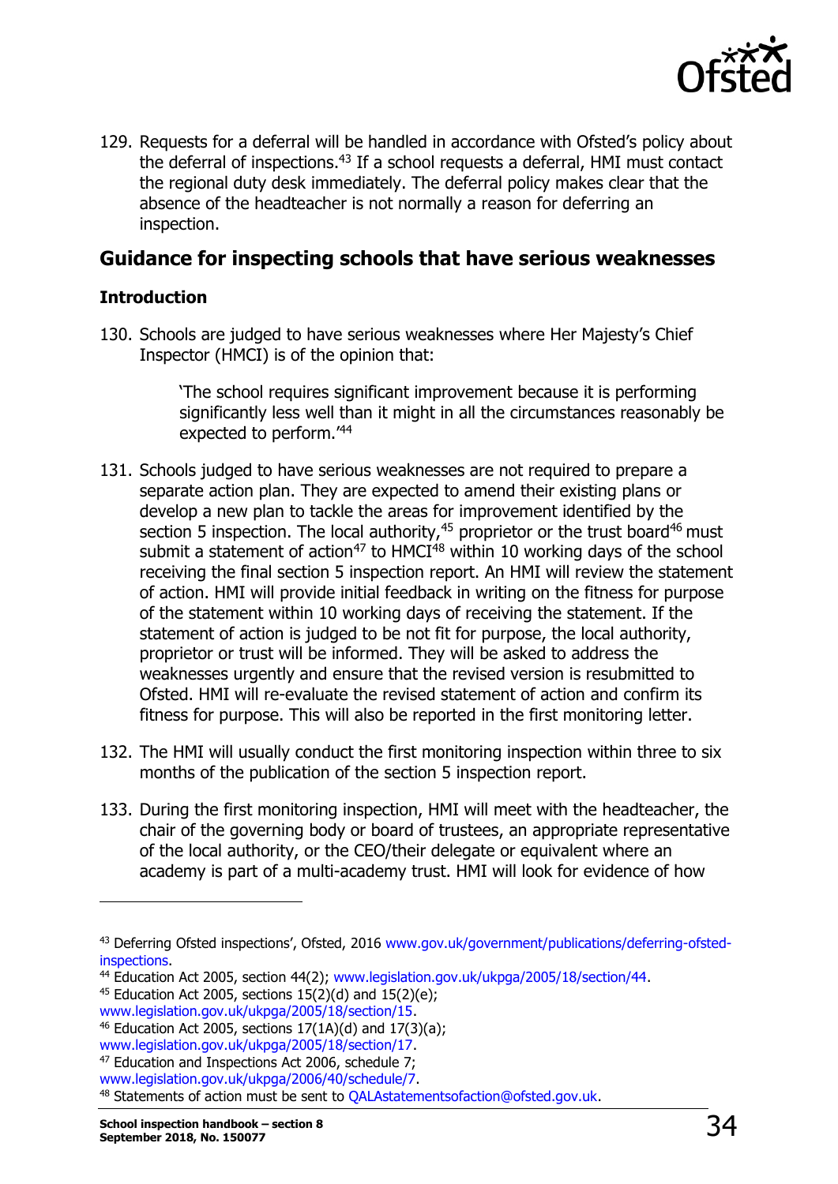129. Requests for a deferral will be handled in accordance with Ofsted's policy about the deferral of inspections.[43] If a school requests a deferral, HMI must contact the regional duty desk immediately. The deferral policy makes clear that the absence of the headteacher is not normally a reason for deferring an inspection.

## Guidance for inspecting schools that have serious weaknesses

### Introduction

130. Schools are judged to have serious weaknesses where Her Majesty's Chief Inspector (HMCI) is of the opinion that:

> 'The school requires significant improvement because it is performing significantly less well than it might in all the circumstances reasonably be expected to perform.'[44]

131. Schools judged to have serious weaknesses are not required to prepare a separate action plan. They are expected to amend their existing plans or develop a new plan to tackle the areas for improvement identified by the section 5 inspection. The local authority,[45] proprietor or the trust board[46] must submit a statement of action[47] to HMCI[48] within 10 working days of the school receiving the final section 5 inspection report. An HMI will review the statement of action. HMI will provide initial feedback in writing on the fitness for purpose of the statement within 10 working days of receiving the statement. If the statement of action is judged to be not fit for purpose, the local authority, proprietor or trust will be informed. They will be asked to address the weaknesses urgently and ensure that the revised version is resubmitted to Ofsted. HMI will re-evaluate the revised statement of action and confirm its fitness for purpose. This will also be reported in the first monitoring letter.

132. The HMI will usually conduct the first monitoring inspection within three to six months of the publication of the section 5 inspection report.

133. During the first monitoring inspection, HMI will meet with the headteacher, the chair of the governing body or board of trustees, an appropriate representative of the local authority, or the CEO/their delegate or equivalent where an academy is part of a multi-academy trust. HMI will look for evidence of how

---

[43] Deferring Ofsted inspections', Ofsted, 2016 www.gov.uk/government/publications/deferring-ofsted-inspections.

[44] Education Act 2005, section 44(2); www.legislation.gov.uk/ukpga/2005/18/section/44.

[45] Education Act 2005, sections 15(2)(d) and 15(2)(e); www.legislation.gov.uk/ukpga/2005/18/section/15.

[46] Education Act 2005, sections 17(1A)(d) and 17(3)(a); www.legislation.gov.uk/ukpga/2005/18/section/17.

[47] Education and Inspections Act 2006, schedule 7; www.legislation.gov.uk/ukpga/2006/40/schedule/7.

[48] Statements of action must be sent to QALAstatementsofaction@ofsted.gov.uk.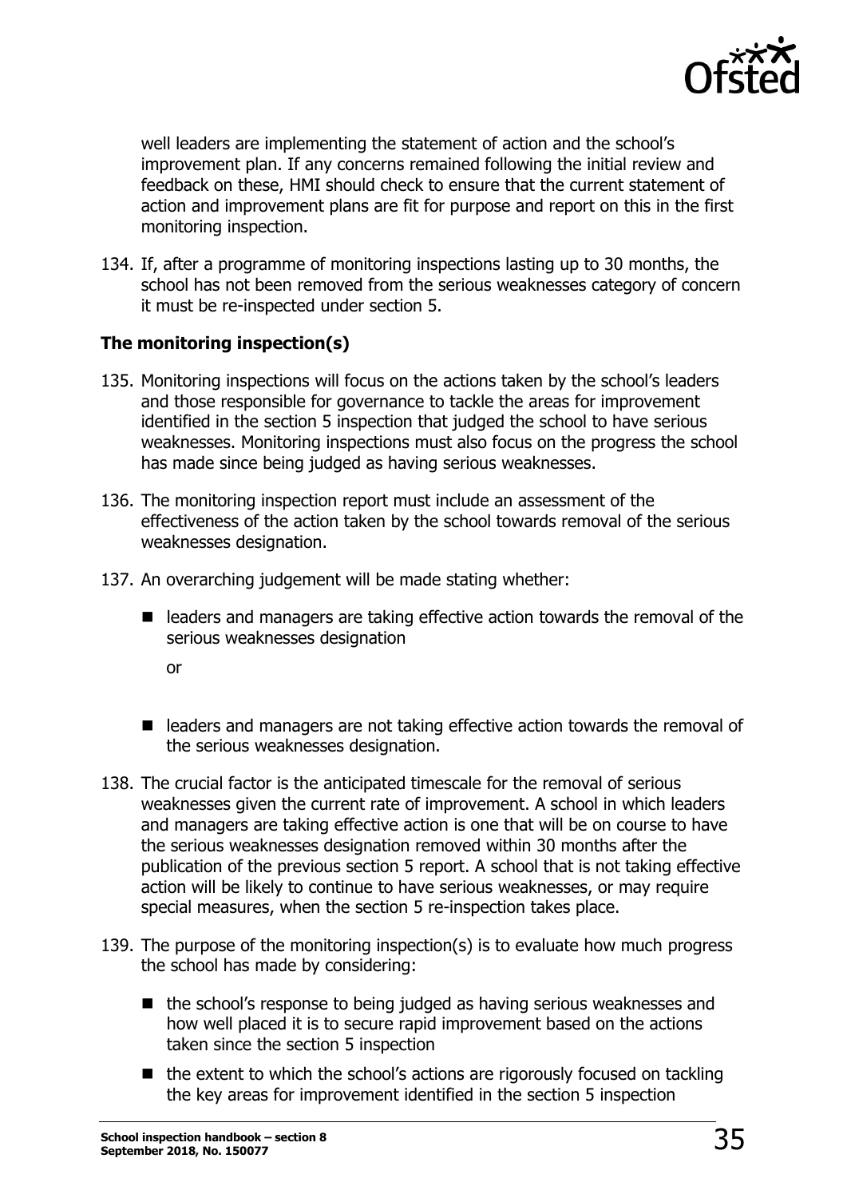well leaders are implementing the statement of action and the school's improvement plan. If any concerns remained following the initial review and feedback on these, HMI should check to ensure that the current statement of action and improvement plans are fit for purpose and report on this in the first monitoring inspection.

134. If, after a programme of monitoring inspections lasting up to 30 months, the school has not been removed from the serious weaknesses category of concern it must be re-inspected under section 5.

### The monitoring inspection(s)

135. Monitoring inspections will focus on the actions taken by the school's leaders and those responsible for governance to tackle the areas for improvement identified in the section 5 inspection that judged the school to have serious weaknesses. Monitoring inspections must also focus on the progress the school has made since being judged as having serious weaknesses.

136. The monitoring inspection report must include an assessment of the effectiveness of the action taken by the school towards removal of the serious weaknesses designation.

137. An overarching judgement will be made stating whether:

    - leaders and managers are taking effective action towards the removal of the serious weaknesses designation

      or

    - leaders and managers are not taking effective action towards the removal of the serious weaknesses designation.

138. The crucial factor is the anticipated timescale for the removal of serious weaknesses given the current rate of improvement. A school in which leaders and managers are taking effective action is one that will be on course to have the serious weaknesses designation removed within 30 months after the publication of the previous section 5 report. A school that is not taking effective action will be likely to continue to have serious weaknesses, or may require special measures, when the section 5 re-inspection takes place.

139. The purpose of the monitoring inspection(s) is to evaluate how much progress the school has made by considering:

    - the school's response to being judged as having serious weaknesses and how well placed it is to secure rapid improvement based on the actions taken since the section 5 inspection
    - the extent to which the school's actions are rigorously focused on tackling the key areas for improvement identified in the section 5 inspection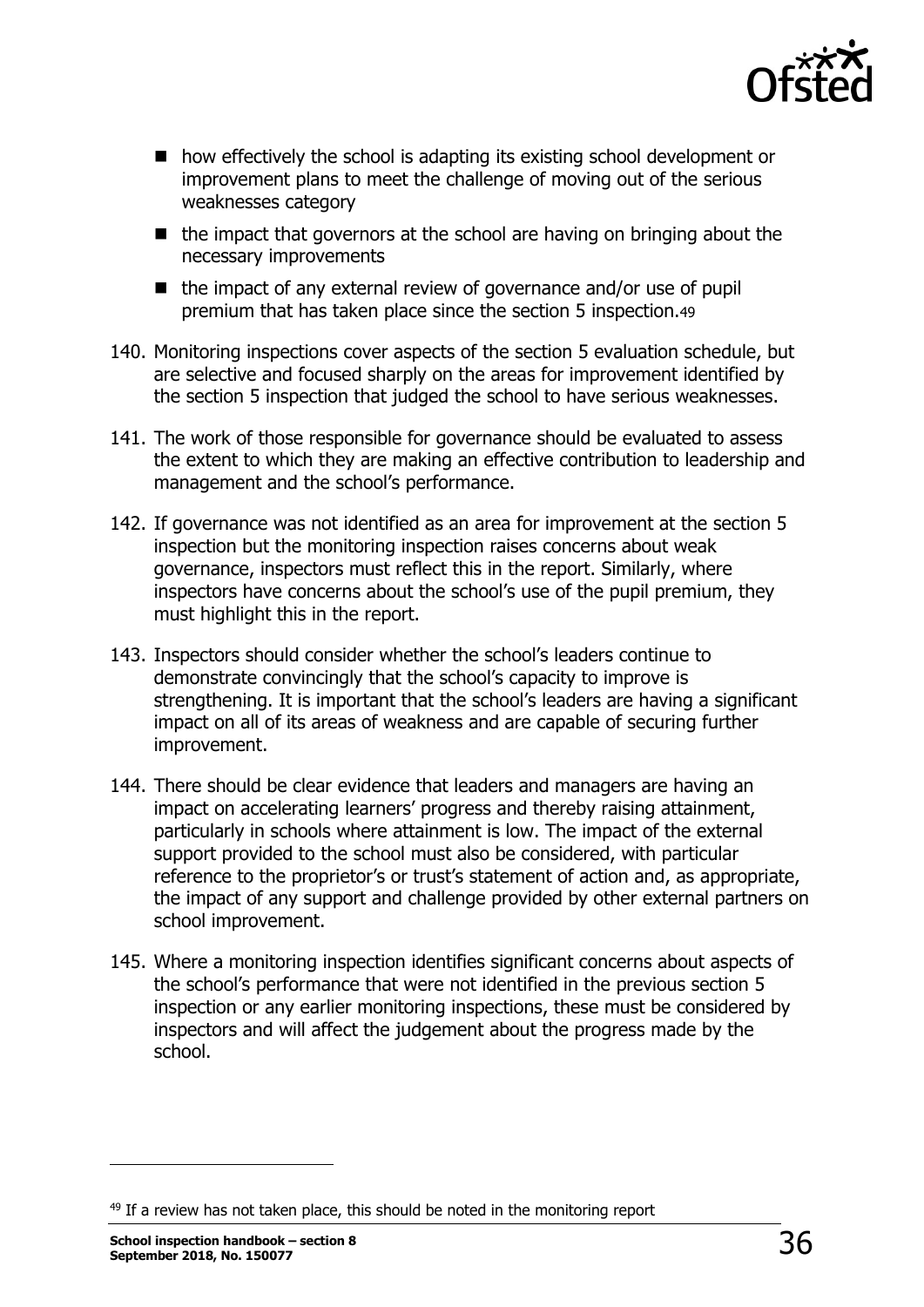- how effectively the school is adapting its existing school development or improvement plans to meet the challenge of moving out of the serious weaknesses category
- the impact that governors at the school are having on bringing about the necessary improvements
- the impact of any external review of governance and/or use of pupil premium that has taken place since the section 5 inspection.[49]

140. Monitoring inspections cover aspects of the section 5 evaluation schedule, but are selective and focused sharply on the areas for improvement identified by the section 5 inspection that judged the school to have serious weaknesses.

141. The work of those responsible for governance should be evaluated to assess the extent to which they are making an effective contribution to leadership and management and the school's performance.

142. If governance was not identified as an area for improvement at the section 5 inspection but the monitoring inspection raises concerns about weak governance, inspectors must reflect this in the report. Similarly, where inspectors have concerns about the school's use of the pupil premium, they must highlight this in the report.

143. Inspectors should consider whether the school's leaders continue to demonstrate convincingly that the school's capacity to improve is strengthening. It is important that the school's leaders are having a significant impact on all of its areas of weakness and are capable of securing further improvement.

144. There should be clear evidence that leaders and managers are having an impact on accelerating learners' progress and thereby raising attainment, particularly in schools where attainment is low. The impact of the external support provided to the school must also be considered, with particular reference to the proprietor's or trust's statement of action and, as appropriate, the impact of any support and challenge provided by other external partners on school improvement.

145. Where a monitoring inspection identifies significant concerns about aspects of the school's performance that were not identified in the previous section 5 inspection or any earlier monitoring inspections, these must be considered by inspectors and will affect the judgement about the progress made by the school.

---

[49] If a review has not taken place, this should be noted in the monitoring report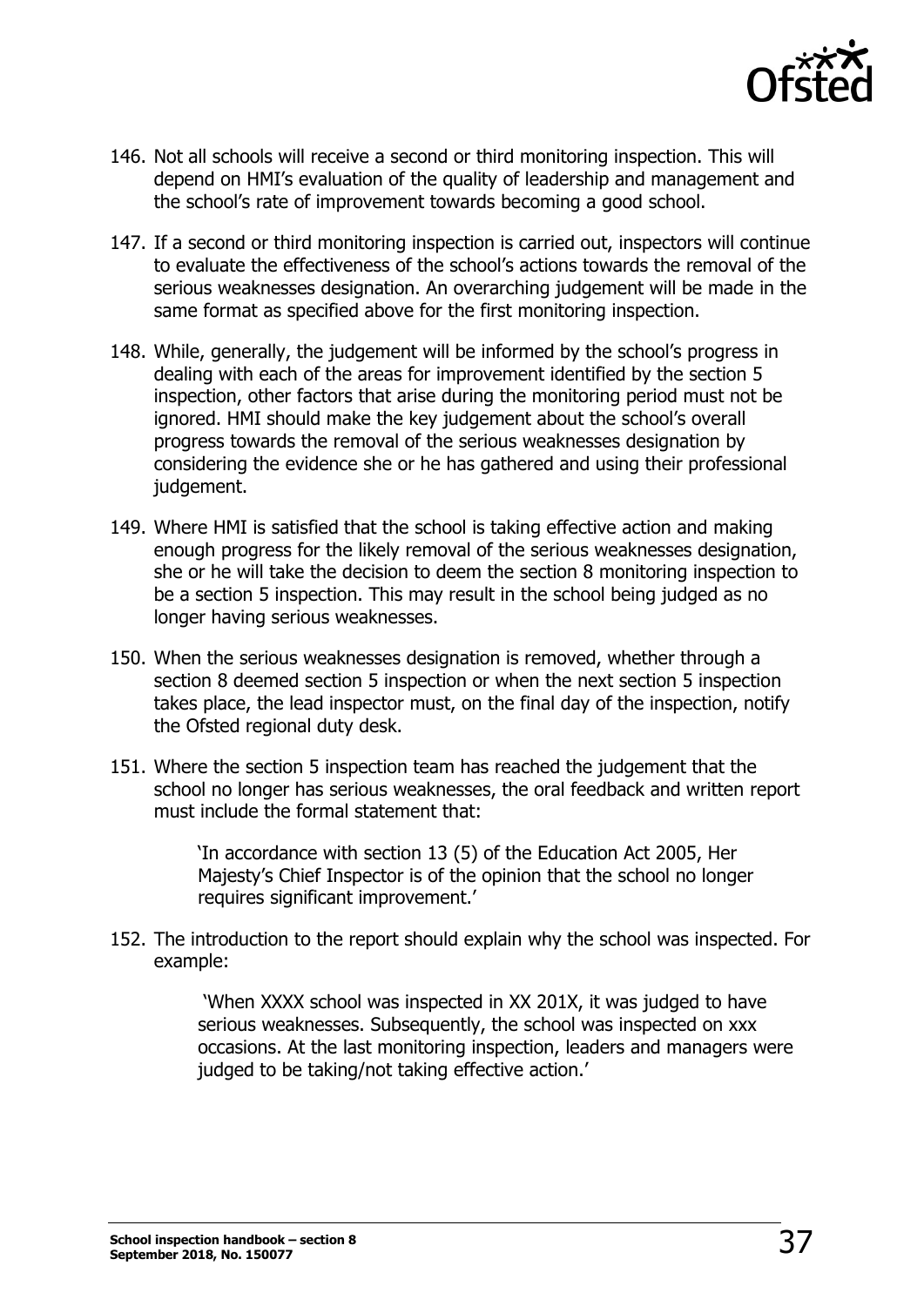146. Not all schools will receive a second or third monitoring inspection. This will depend on HMI's evaluation of the quality of leadership and management and the school's rate of improvement towards becoming a good school.

147. If a second or third monitoring inspection is carried out, inspectors will continue to evaluate the effectiveness of the school's actions towards the removal of the serious weaknesses designation. An overarching judgement will be made in the same format as specified above for the first monitoring inspection.

148. While, generally, the judgement will be informed by the school's progress in dealing with each of the areas for improvement identified by the section 5 inspection, other factors that arise during the monitoring period must not be ignored. HMI should make the key judgement about the school's overall progress towards the removal of the serious weaknesses designation by considering the evidence she or he has gathered and using their professional judgement.

149. Where HMI is satisfied that the school is taking effective action and making enough progress for the likely removal of the serious weaknesses designation, she or he will take the decision to deem the section 8 monitoring inspection to be a section 5 inspection. This may result in the school being judged as no longer having serious weaknesses.

150. When the serious weaknesses designation is removed, whether through a section 8 deemed section 5 inspection or when the next section 5 inspection takes place, the lead inspector must, on the final day of the inspection, notify the Ofsted regional duty desk.

151. Where the section 5 inspection team has reached the judgement that the school no longer has serious weaknesses, the oral feedback and written report must include the formal statement that:

> 'In accordance with section 13 (5) of the Education Act 2005, Her Majesty's Chief Inspector is of the opinion that the school no longer requires significant improvement.'

152. The introduction to the report should explain why the school was inspected. For example:

> 'When XXXX school was inspected in XX 201X, it was judged to have serious weaknesses. Subsequently, the school was inspected on xxx occasions. At the last monitoring inspection, leaders and managers were judged to be taking/not taking effective action.'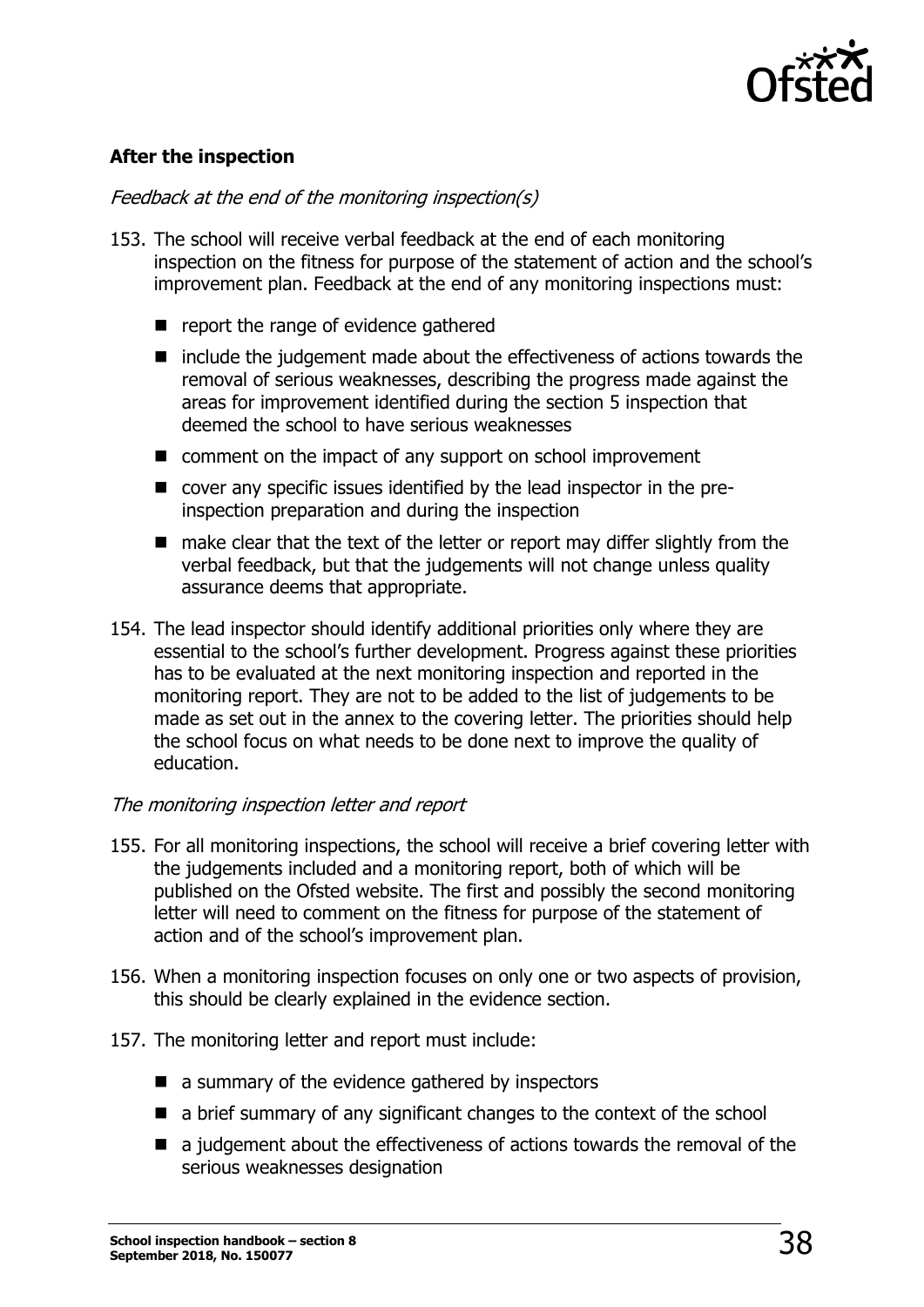### After the inspection

*Feedback at the end of the monitoring inspection(s)*

153. The school will receive verbal feedback at the end of each monitoring inspection on the fitness for purpose of the statement of action and the school's improvement plan. Feedback at the end of any monitoring inspections must:

   - report the range of evidence gathered
   - include the judgement made about the effectiveness of actions towards the removal of serious weaknesses, describing the progress made against the areas for improvement identified during the section 5 inspection that deemed the school to have serious weaknesses
   - comment on the impact of any support on school improvement
   - cover any specific issues identified by the lead inspector in the pre-inspection preparation and during the inspection
   - make clear that the text of the letter or report may differ slightly from the verbal feedback, but that the judgements will not change unless quality assurance deems that appropriate.

154. The lead inspector should identify additional priorities only where they are essential to the school's further development. Progress against these priorities has to be evaluated at the next monitoring inspection and reported in the monitoring report. They are not to be added to the list of judgements to be made as set out in the annex to the covering letter. The priorities should help the school focus on what needs to be done next to improve the quality of education.

*The monitoring inspection letter and report*

155. For all monitoring inspections, the school will receive a brief covering letter with the judgements included and a monitoring report, both of which will be published on the Ofsted website. The first and possibly the second monitoring letter will need to comment on the fitness for purpose of the statement of action and of the school's improvement plan.

156. When a monitoring inspection focuses on only one or two aspects of provision, this should be clearly explained in the evidence section.

157. The monitoring letter and report must include:

   - a summary of the evidence gathered by inspectors
   - a brief summary of any significant changes to the context of the school
   - a judgement about the effectiveness of actions towards the removal of the serious weaknesses designation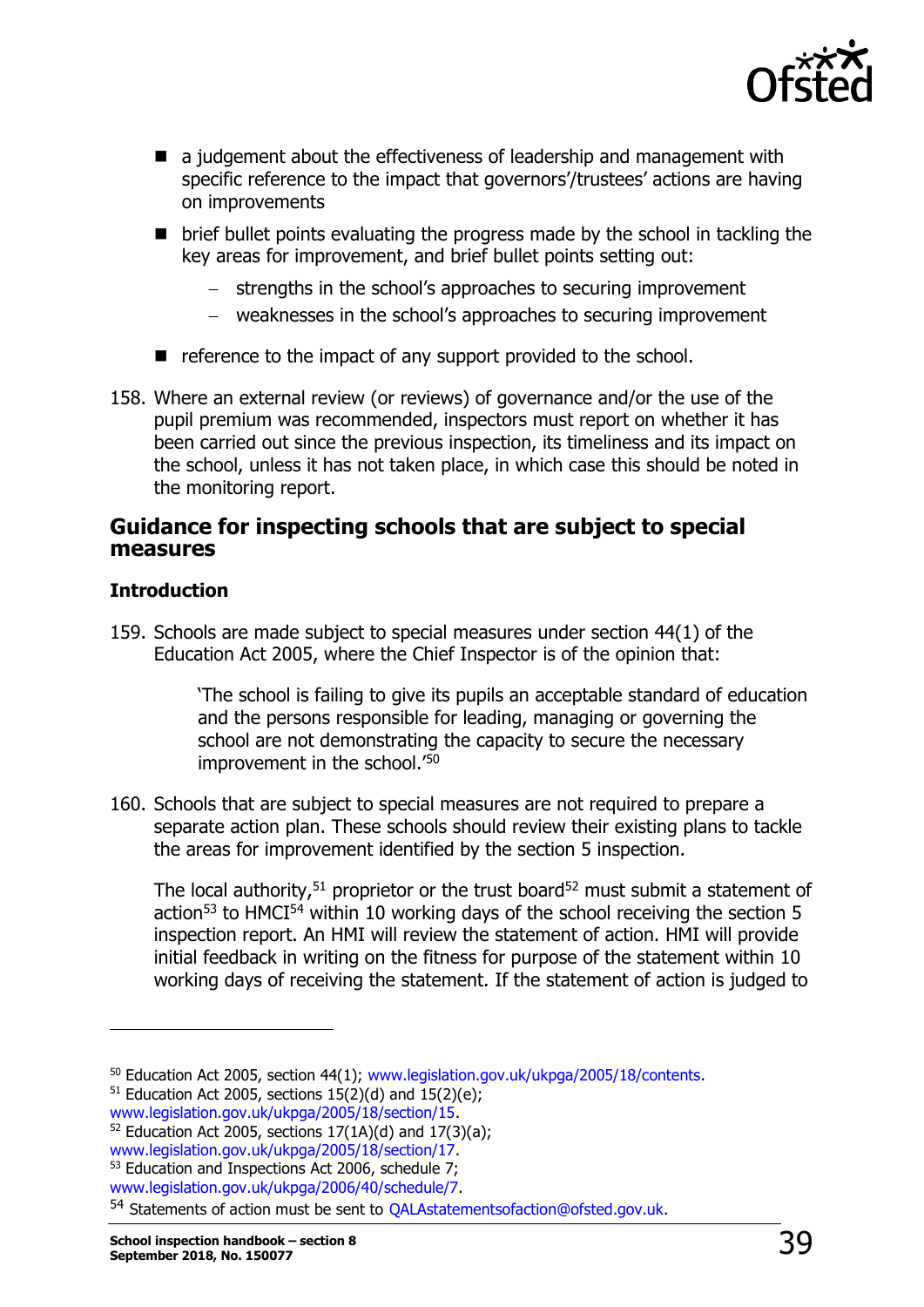- a judgement about the effectiveness of leadership and management with specific reference to the impact that governors'/trustees' actions are having on improvements
- brief bullet points evaluating the progress made by the school in tackling the key areas for improvement, and brief bullet points setting out:
  - strengths in the school's approaches to securing improvement
  - weaknesses in the school's approaches to securing improvement
- reference to the impact of any support provided to the school.

158. Where an external review (or reviews) of governance and/or the use of the pupil premium was recommended, inspectors must report on whether it has been carried out since the previous inspection, its timeliness and its impact on the school, unless it has not taken place, in which case this should be noted in the monitoring report.

## Guidance for inspecting schools that are subject to special measures

### Introduction

159. Schools are made subject to special measures under section 44(1) of the Education Act 2005, where the Chief Inspector is of the opinion that:

> 'The school is failing to give its pupils an acceptable standard of education and the persons responsible for leading, managing or governing the school are not demonstrating the capacity to secure the necessary improvement in the school.'[50]

160. Schools that are subject to special measures are not required to prepare a separate action plan. These schools should review their existing plans to tackle the areas for improvement identified by the section 5 inspection.

The local authority,[51] proprietor or the trust board[52] must submit a statement of action[53] to HMCI[54] within 10 working days of the school receiving the section 5 inspection report. An HMI will review the statement of action. HMI will provide initial feedback in writing on the fitness for purpose of the statement within 10 working days of receiving the statement. If the statement of action is judged to

---

[50] Education Act 2005, section 44(1); www.legislation.gov.uk/ukpga/2005/18/contents.

[51] Education Act 2005, sections 15(2)(d) and 15(2)(e); www.legislation.gov.uk/ukpga/2005/18/section/15.

[52] Education Act 2005, sections 17(1A)(d) and 17(3)(a); www.legislation.gov.uk/ukpga/2005/18/section/17.

[53] Education and Inspections Act 2006, schedule 7; www.legislation.gov.uk/ukpga/2006/40/schedule/7.

[54] Statements of action must be sent to QALAstatementsofaction@ofsted.gov.uk.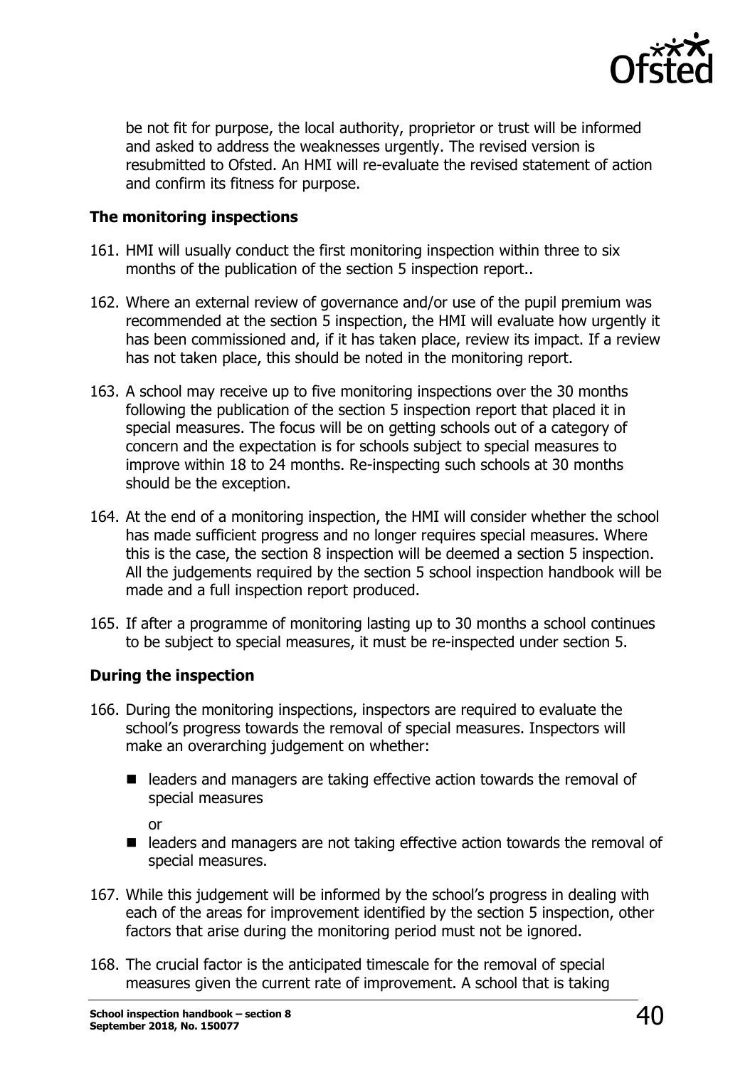be not fit for purpose, the local authority, proprietor or trust will be informed and asked to address the weaknesses urgently. The revised version is resubmitted to Ofsted. An HMI will re-evaluate the revised statement of action and confirm its fitness for purpose.

### The monitoring inspections

161. HMI will usually conduct the first monitoring inspection within three to six months of the publication of the section 5 inspection report..

162. Where an external review of governance and/or use of the pupil premium was recommended at the section 5 inspection, the HMI will evaluate how urgently it has been commissioned and, if it has taken place, review its impact. If a review has not taken place, this should be noted in the monitoring report.

163. A school may receive up to five monitoring inspections over the 30 months following the publication of the section 5 inspection report that placed it in special measures. The focus will be on getting schools out of a category of concern and the expectation is for schools subject to special measures to improve within 18 to 24 months. Re-inspecting such schools at 30 months should be the exception.

164. At the end of a monitoring inspection, the HMI will consider whether the school has made sufficient progress and no longer requires special measures. Where this is the case, the section 8 inspection will be deemed a section 5 inspection. All the judgements required by the section 5 school inspection handbook will be made and a full inspection report produced.

165. If after a programme of monitoring lasting up to 30 months a school continues to be subject to special measures, it must be re-inspected under section 5.

### During the inspection

166. During the monitoring inspections, inspectors are required to evaluate the school's progress towards the removal of special measures. Inspectors will make an overarching judgement on whether:

    - leaders and managers are taking effective action towards the removal of special measures

    or

    - leaders and managers are not taking effective action towards the removal of special measures.

167. While this judgement will be informed by the school's progress in dealing with each of the areas for improvement identified by the section 5 inspection, other factors that arise during the monitoring period must not be ignored.

168. The crucial factor is the anticipated timescale for the removal of special measures given the current rate of improvement. A school that is taking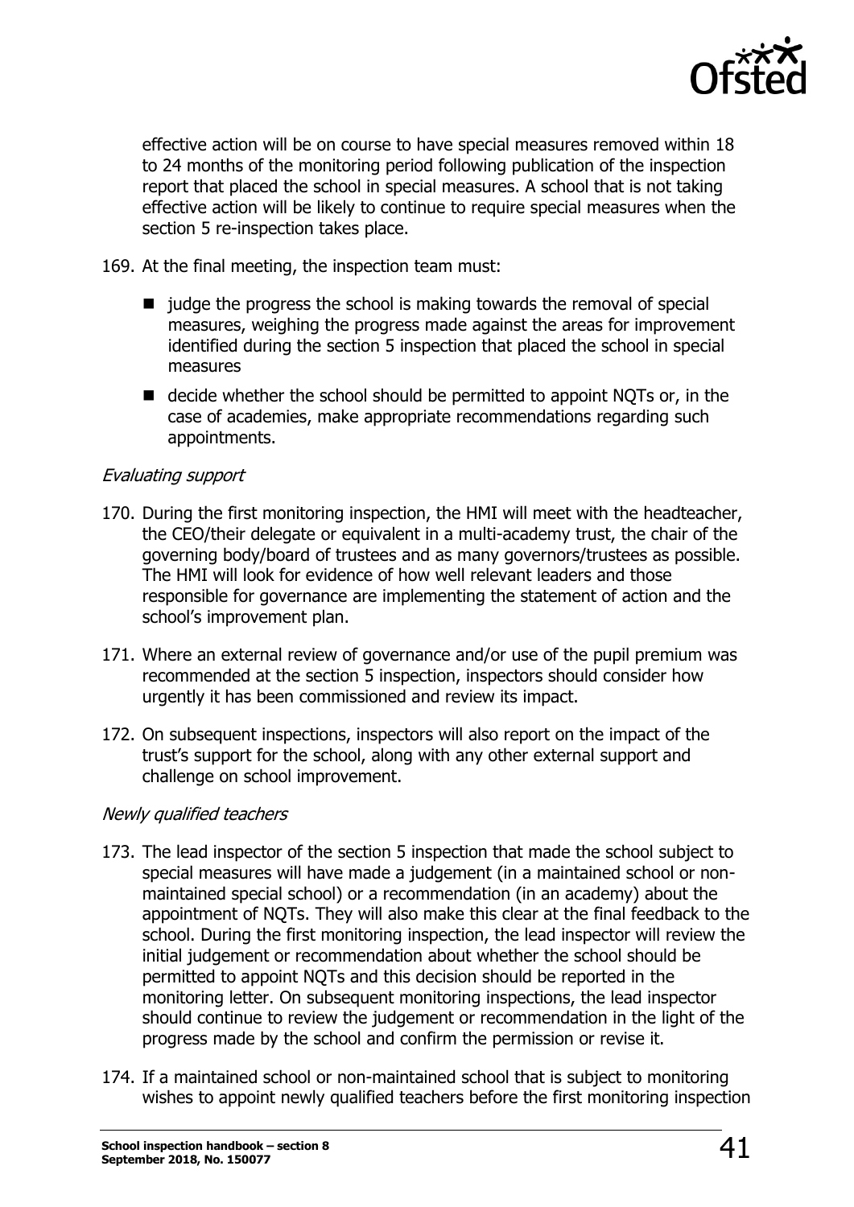effective action will be on course to have special measures removed within 18 to 24 months of the monitoring period following publication of the inspection report that placed the school in special measures. A school that is not taking effective action will be likely to continue to require special measures when the section 5 re-inspection takes place.

169. At the final meeting, the inspection team must:

   - judge the progress the school is making towards the removal of special measures, weighing the progress made against the areas for improvement identified during the section 5 inspection that placed the school in special measures
   - decide whether the school should be permitted to appoint NQTs or, in the case of academies, make appropriate recommendations regarding such appointments.

*Evaluating support*

170. During the first monitoring inspection, the HMI will meet with the headteacher, the CEO/their delegate or equivalent in a multi-academy trust, the chair of the governing body/board of trustees and as many governors/trustees as possible. The HMI will look for evidence of how well relevant leaders and those responsible for governance are implementing the statement of action and the school's improvement plan.

171. Where an external review of governance and/or use of the pupil premium was recommended at the section 5 inspection, inspectors should consider how urgently it has been commissioned and review its impact.

172. On subsequent inspections, inspectors will also report on the impact of the trust's support for the school, along with any other external support and challenge on school improvement.

*Newly qualified teachers*

173. The lead inspector of the section 5 inspection that made the school subject to special measures will have made a judgement (in a maintained school or non-maintained special school) or a recommendation (in an academy) about the appointment of NQTs. They will also make this clear at the final feedback to the school. During the first monitoring inspection, the lead inspector will review the initial judgement or recommendation about whether the school should be permitted to appoint NQTs and this decision should be reported in the monitoring letter. On subsequent monitoring inspections, the lead inspector should continue to review the judgement or recommendation in the light of the progress made by the school and confirm the permission or revise it.

174. If a maintained school or non-maintained school that is subject to monitoring wishes to appoint newly qualified teachers before the first monitoring inspection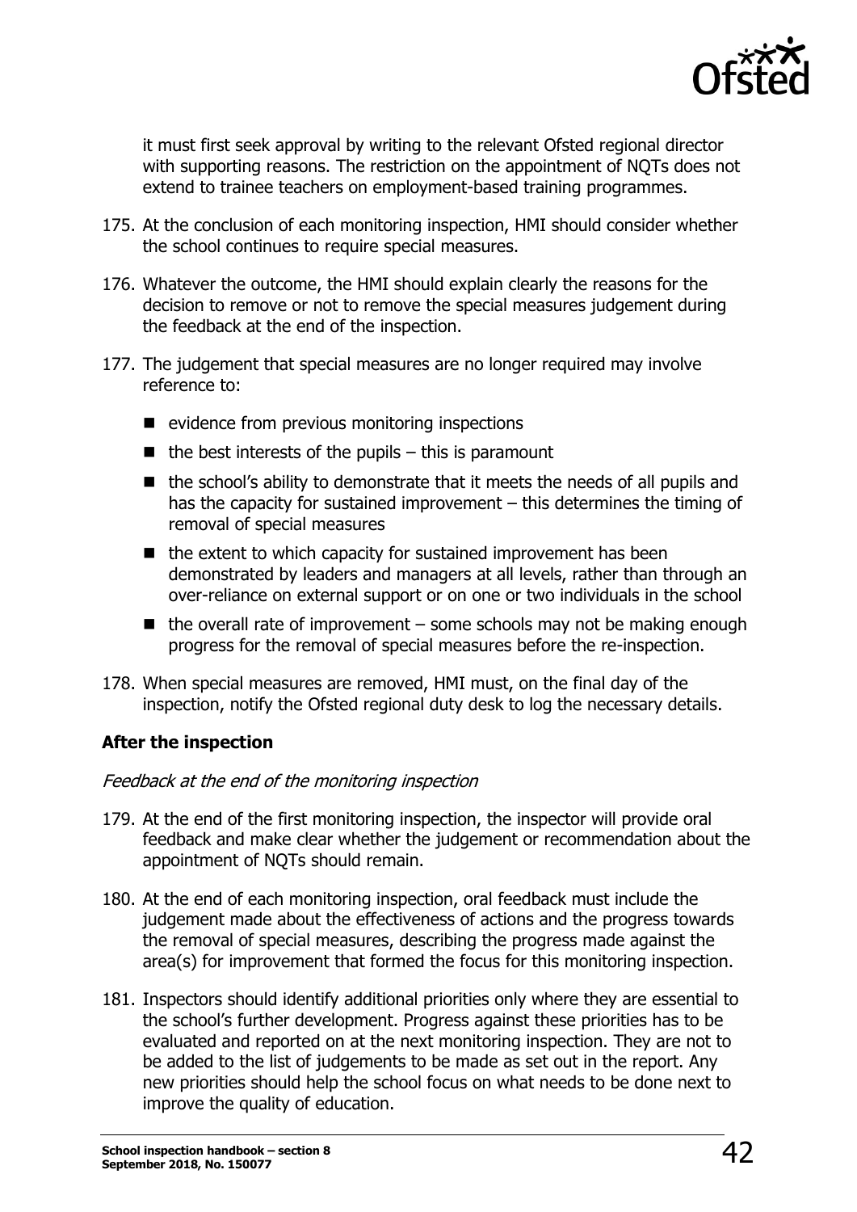it must first seek approval by writing to the relevant Ofsted regional director with supporting reasons. The restriction on the appointment of NQTs does not extend to trainee teachers on employment-based training programmes.

175. At the conclusion of each monitoring inspection, HMI should consider whether the school continues to require special measures.

176. Whatever the outcome, the HMI should explain clearly the reasons for the decision to remove or not to remove the special measures judgement during the feedback at the end of the inspection.

177. The judgement that special measures are no longer required may involve reference to:

- evidence from previous monitoring inspections
- the best interests of the pupils – this is paramount
- the school's ability to demonstrate that it meets the needs of all pupils and has the capacity for sustained improvement – this determines the timing of removal of special measures
- the extent to which capacity for sustained improvement has been demonstrated by leaders and managers at all levels, rather than through an over-reliance on external support or on one or two individuals in the school
- the overall rate of improvement – some schools may not be making enough progress for the removal of special measures before the re-inspection.

178. When special measures are removed, HMI must, on the final day of the inspection, notify the Ofsted regional duty desk to log the necessary details.

**After the inspection**

*Feedback at the end of the monitoring inspection*

179. At the end of the first monitoring inspection, the inspector will provide oral feedback and make clear whether the judgement or recommendation about the appointment of NQTs should remain.

180. At the end of each monitoring inspection, oral feedback must include the judgement made about the effectiveness of actions and the progress towards the removal of special measures, describing the progress made against the area(s) for improvement that formed the focus for this monitoring inspection.

181. Inspectors should identify additional priorities only where they are essential to the school's further development. Progress against these priorities has to be evaluated and reported on at the next monitoring inspection. They are not to be added to the list of judgements to be made as set out in the report. Any new priorities should help the school focus on what needs to be done next to improve the quality of education.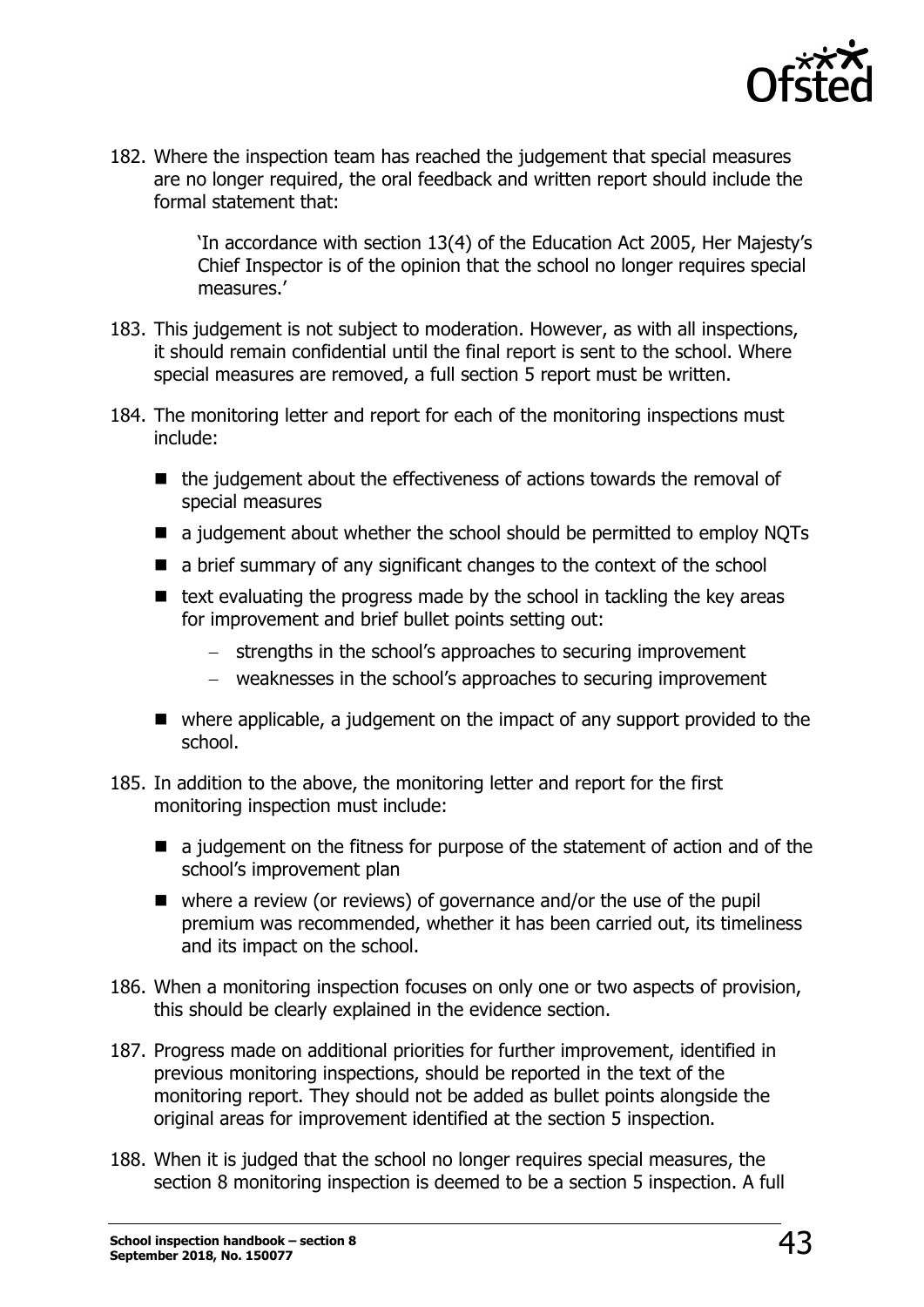182. Where the inspection team has reached the judgement that special measures are no longer required, the oral feedback and written report should include the formal statement that:

> 'In accordance with section 13(4) of the Education Act 2005, Her Majesty's Chief Inspector is of the opinion that the school no longer requires special measures.'

183. This judgement is not subject to moderation. However, as with all inspections, it should remain confidential until the final report is sent to the school. Where special measures are removed, a full section 5 report must be written.

184. The monitoring letter and report for each of the monitoring inspections must include:

- the judgement about the effectiveness of actions towards the removal of special measures
- a judgement about whether the school should be permitted to employ NQTs
- a brief summary of any significant changes to the context of the school
- text evaluating the progress made by the school in tackling the key areas for improvement and brief bullet points setting out:
  - strengths in the school's approaches to securing improvement
  - weaknesses in the school's approaches to securing improvement
- where applicable, a judgement on the impact of any support provided to the school.

185. In addition to the above, the monitoring letter and report for the first monitoring inspection must include:

- a judgement on the fitness for purpose of the statement of action and of the school's improvement plan
- where a review (or reviews) of governance and/or the use of the pupil premium was recommended, whether it has been carried out, its timeliness and its impact on the school.

186. When a monitoring inspection focuses on only one or two aspects of provision, this should be clearly explained in the evidence section.

187. Progress made on additional priorities for further improvement, identified in previous monitoring inspections, should be reported in the text of the monitoring report. They should not be added as bullet points alongside the original areas for improvement identified at the section 5 inspection.

188. When it is judged that the school no longer requires special measures, the section 8 monitoring inspection is deemed to be a section 5 inspection. A full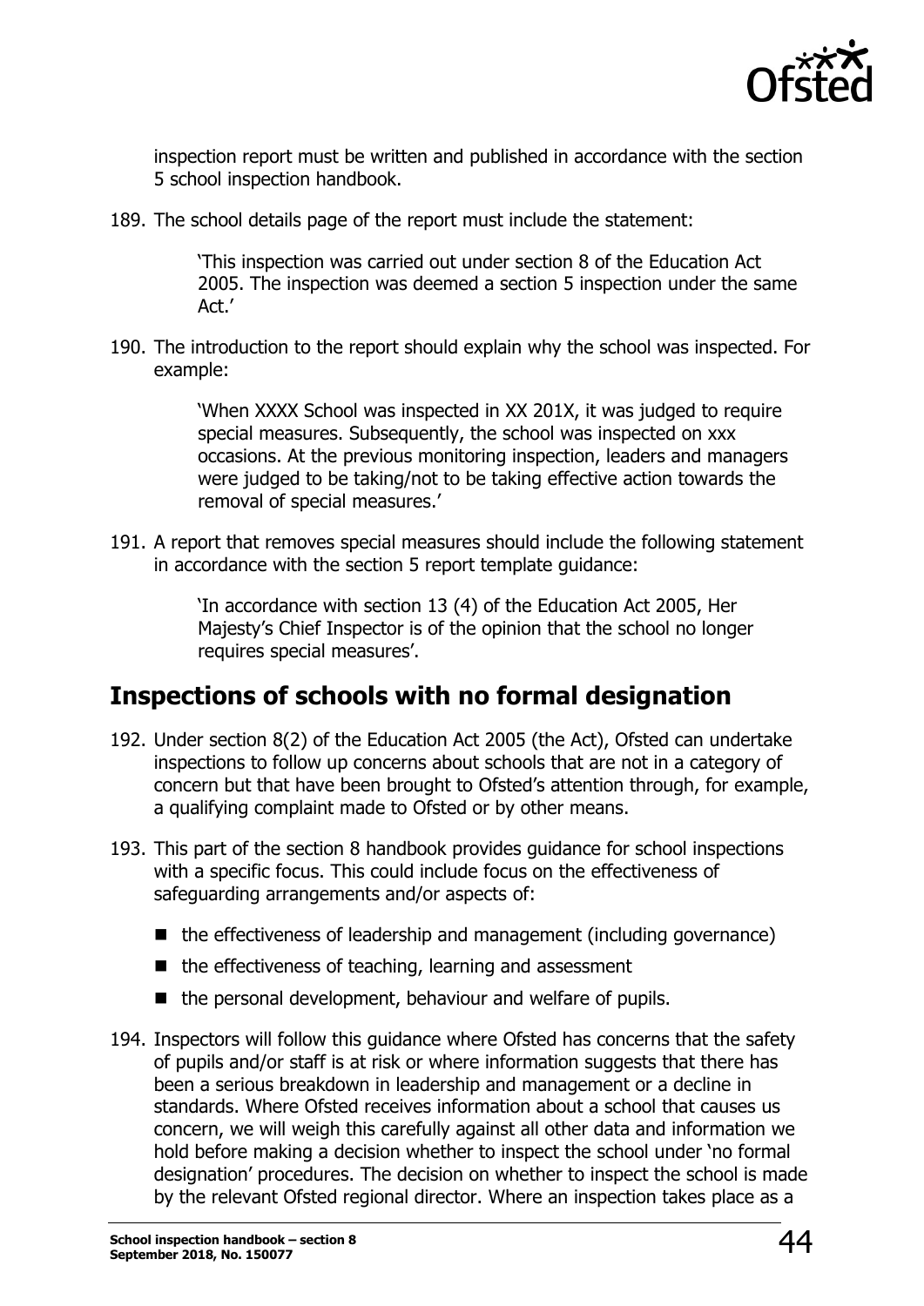inspection report must be written and published in accordance with the section 5 school inspection handbook.

189. The school details page of the report must include the statement:

> 'This inspection was carried out under section 8 of the Education Act 2005. The inspection was deemed a section 5 inspection under the same Act.'

190. The introduction to the report should explain why the school was inspected. For example:

> 'When XXXX School was inspected in XX 201X, it was judged to require special measures. Subsequently, the school was inspected on xxx occasions. At the previous monitoring inspection, leaders and managers were judged to be taking/not to be taking effective action towards the removal of special measures.'

191. A report that removes special measures should include the following statement in accordance with the section 5 report template guidance:

> 'In accordance with section 13 (4) of the Education Act 2005, Her Majesty's Chief Inspector is of the opinion that the school no longer requires special measures'.

## Inspections of schools with no formal designation

192. Under section 8(2) of the Education Act 2005 (the Act), Ofsted can undertake inspections to follow up concerns about schools that are not in a category of concern but that have been brought to Ofsted's attention through, for example, a qualifying complaint made to Ofsted or by other means.

193. This part of the section 8 handbook provides guidance for school inspections with a specific focus. This could include focus on the effectiveness of safeguarding arrangements and/or aspects of:

- the effectiveness of leadership and management (including governance)
- the effectiveness of teaching, learning and assessment
- the personal development, behaviour and welfare of pupils.

194. Inspectors will follow this guidance where Ofsted has concerns that the safety of pupils and/or staff is at risk or where information suggests that there has been a serious breakdown in leadership and management or a decline in standards. Where Ofsted receives information about a school that causes us concern, we will weigh this carefully against all other data and information we hold before making a decision whether to inspect the school under 'no formal designation' procedures. The decision on whether to inspect the school is made by the relevant Ofsted regional director. Where an inspection takes place as a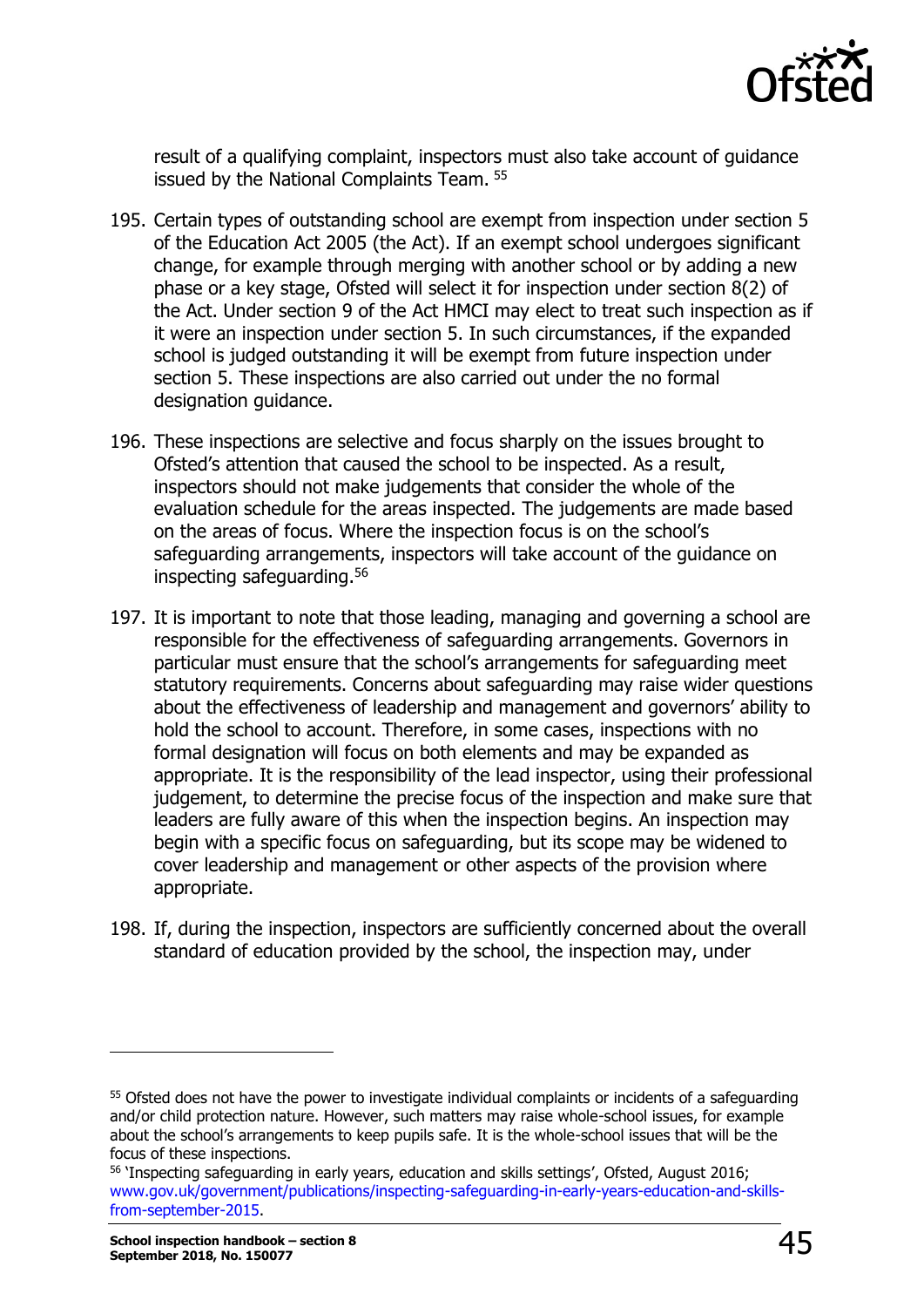result of a qualifying complaint, inspectors must also take account of guidance issued by the National Complaints Team. [55]

195. Certain types of outstanding school are exempt from inspection under section 5 of the Education Act 2005 (the Act). If an exempt school undergoes significant change, for example through merging with another school or by adding a new phase or a key stage, Ofsted will select it for inspection under section 8(2) of the Act. Under section 9 of the Act HMCI may elect to treat such inspection as if it were an inspection under section 5. In such circumstances, if the expanded school is judged outstanding it will be exempt from future inspection under section 5. These inspections are also carried out under the no formal designation guidance.

196. These inspections are selective and focus sharply on the issues brought to Ofsted's attention that caused the school to be inspected. As a result, inspectors should not make judgements that consider the whole of the evaluation schedule for the areas inspected. The judgements are made based on the areas of focus. Where the inspection focus is on the school's safeguarding arrangements, inspectors will take account of the guidance on inspecting safeguarding.[56]

197. It is important to note that those leading, managing and governing a school are responsible for the effectiveness of safeguarding arrangements. Governors in particular must ensure that the school's arrangements for safeguarding meet statutory requirements. Concerns about safeguarding may raise wider questions about the effectiveness of leadership and management and governors' ability to hold the school to account. Therefore, in some cases, inspections with no formal designation will focus on both elements and may be expanded as appropriate. It is the responsibility of the lead inspector, using their professional judgement, to determine the precise focus of the inspection and make sure that leaders are fully aware of this when the inspection begins. An inspection may begin with a specific focus on safeguarding, but its scope may be widened to cover leadership and management or other aspects of the provision where appropriate.

198. If, during the inspection, inspectors are sufficiently concerned about the overall standard of education provided by the school, the inspection may, under

---

[55] Ofsted does not have the power to investigate individual complaints or incidents of a safeguarding and/or child protection nature. However, such matters may raise whole-school issues, for example about the school's arrangements to keep pupils safe. It is the whole-school issues that will be the focus of these inspections.

[56] 'Inspecting safeguarding in early years, education and skills settings', Ofsted, August 2016; www.gov.uk/government/publications/inspecting-safeguarding-in-early-years-education-and-skills-from-september-2015.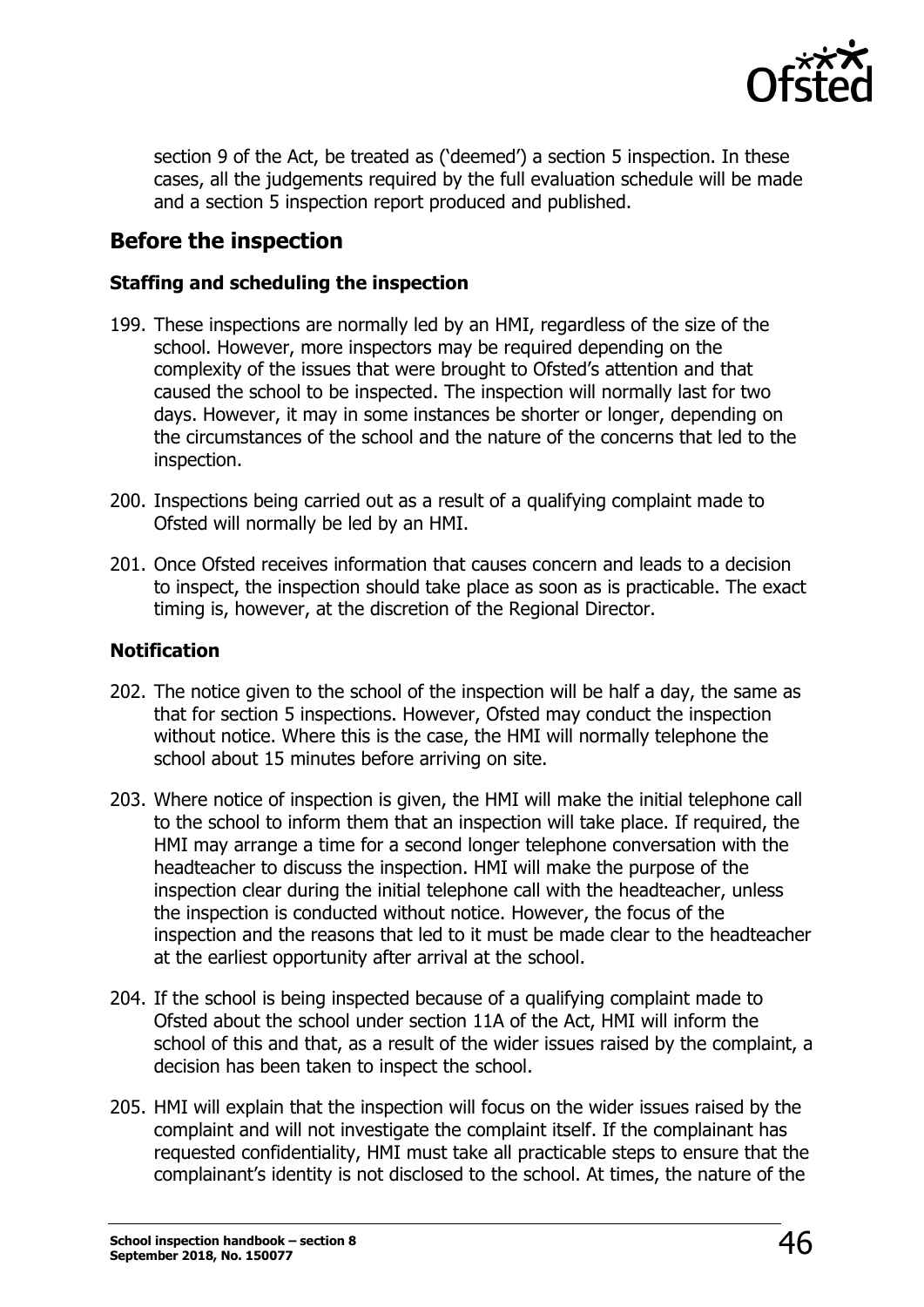section 9 of the Act, be treated as ('deemed') a section 5 inspection. In these cases, all the judgements required by the full evaluation schedule will be made and a section 5 inspection report produced and published.

## Before the inspection

### Staffing and scheduling the inspection

199. These inspections are normally led by an HMI, regardless of the size of the school. However, more inspectors may be required depending on the complexity of the issues that were brought to Ofsted's attention and that caused the school to be inspected. The inspection will normally last for two days. However, it may in some instances be shorter or longer, depending on the circumstances of the school and the nature of the concerns that led to the inspection.

200. Inspections being carried out as a result of a qualifying complaint made to Ofsted will normally be led by an HMI.

201. Once Ofsted receives information that causes concern and leads to a decision to inspect, the inspection should take place as soon as is practicable. The exact timing is, however, at the discretion of the Regional Director.

### Notification

202. The notice given to the school of the inspection will be half a day, the same as that for section 5 inspections. However, Ofsted may conduct the inspection without notice. Where this is the case, the HMI will normally telephone the school about 15 minutes before arriving on site.

203. Where notice of inspection is given, the HMI will make the initial telephone call to the school to inform them that an inspection will take place. If required, the HMI may arrange a time for a second longer telephone conversation with the headteacher to discuss the inspection. HMI will make the purpose of the inspection clear during the initial telephone call with the headteacher, unless the inspection is conducted without notice. However, the focus of the inspection and the reasons that led to it must be made clear to the headteacher at the earliest opportunity after arrival at the school.

204. If the school is being inspected because of a qualifying complaint made to Ofsted about the school under section 11A of the Act, HMI will inform the school of this and that, as a result of the wider issues raised by the complaint, a decision has been taken to inspect the school.

205. HMI will explain that the inspection will focus on the wider issues raised by the complaint and will not investigate the complaint itself. If the complainant has requested confidentiality, HMI must take all practicable steps to ensure that the complainant's identity is not disclosed to the school. At times, the nature of the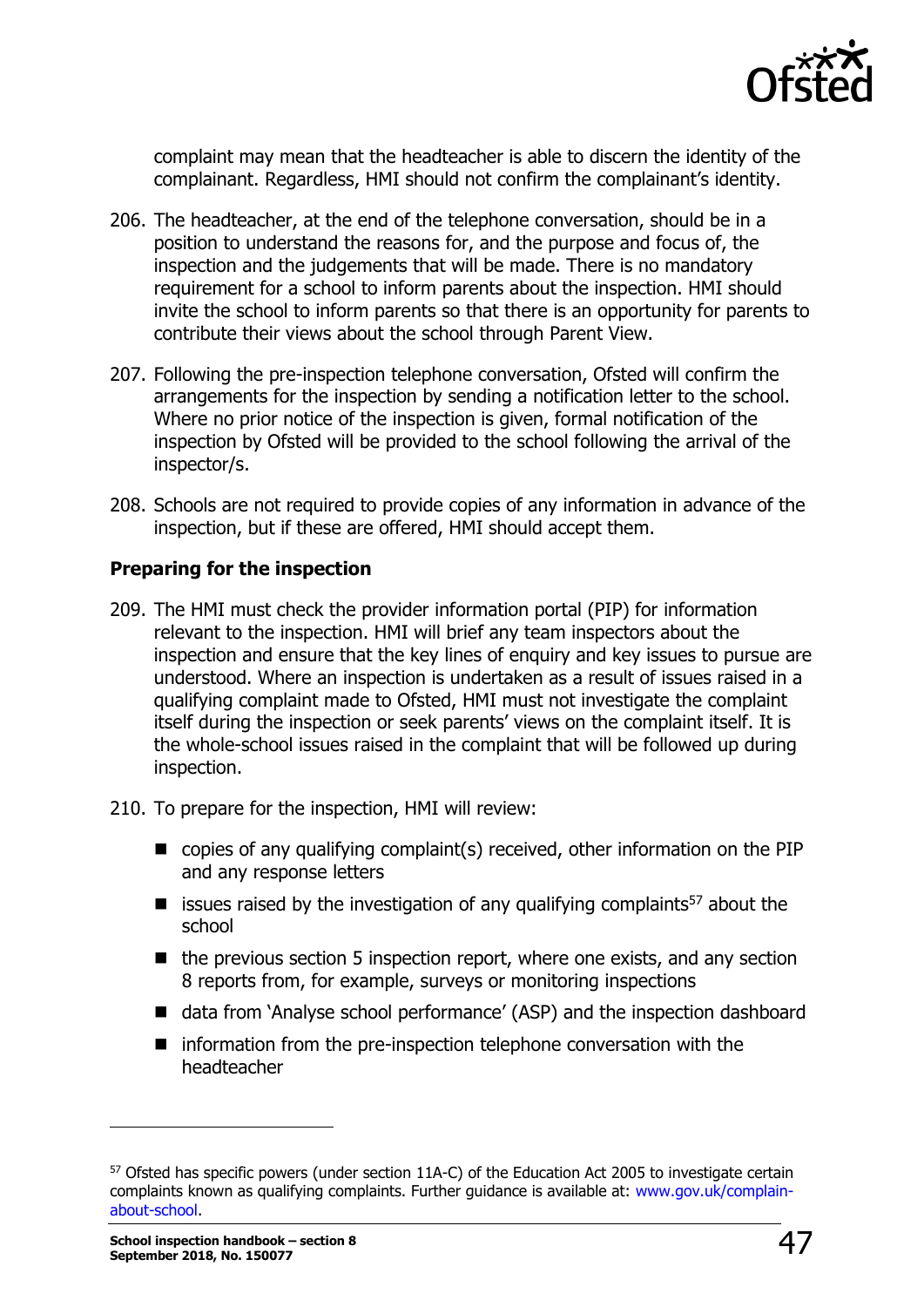complaint may mean that the headteacher is able to discern the identity of the complainant. Regardless, HMI should not confirm the complainant's identity.

206. The headteacher, at the end of the telephone conversation, should be in a position to understand the reasons for, and the purpose and focus of, the inspection and the judgements that will be made. There is no mandatory requirement for a school to inform parents about the inspection. HMI should invite the school to inform parents so that there is an opportunity for parents to contribute their views about the school through Parent View.

207. Following the pre-inspection telephone conversation, Ofsted will confirm the arrangements for the inspection by sending a notification letter to the school. Where no prior notice of the inspection is given, formal notification of the inspection by Ofsted will be provided to the school following the arrival of the inspector/s.

208. Schools are not required to provide copies of any information in advance of the inspection, but if these are offered, HMI should accept them.

### Preparing for the inspection

209. The HMI must check the provider information portal (PIP) for information relevant to the inspection. HMI will brief any team inspectors about the inspection and ensure that the key lines of enquiry and key issues to pursue are understood. Where an inspection is undertaken as a result of issues raised in a qualifying complaint made to Ofsted, HMI must not investigate the complaint itself during the inspection or seek parents' views on the complaint itself. It is the whole-school issues raised in the complaint that will be followed up during inspection.

210. To prepare for the inspection, HMI will review:

- copies of any qualifying complaint(s) received, other information on the PIP and any response letters
- issues raised by the investigation of any qualifying complaints[57] about the school
- the previous section 5 inspection report, where one exists, and any section 8 reports from, for example, surveys or monitoring inspections
- data from 'Analyse school performance' (ASP) and the inspection dashboard
- information from the pre-inspection telephone conversation with the headteacher

---

[57] Ofsted has specific powers (under section 11A-C) of the Education Act 2005 to investigate certain complaints known as qualifying complaints. Further guidance is available at: www.gov.uk/complain-about-school.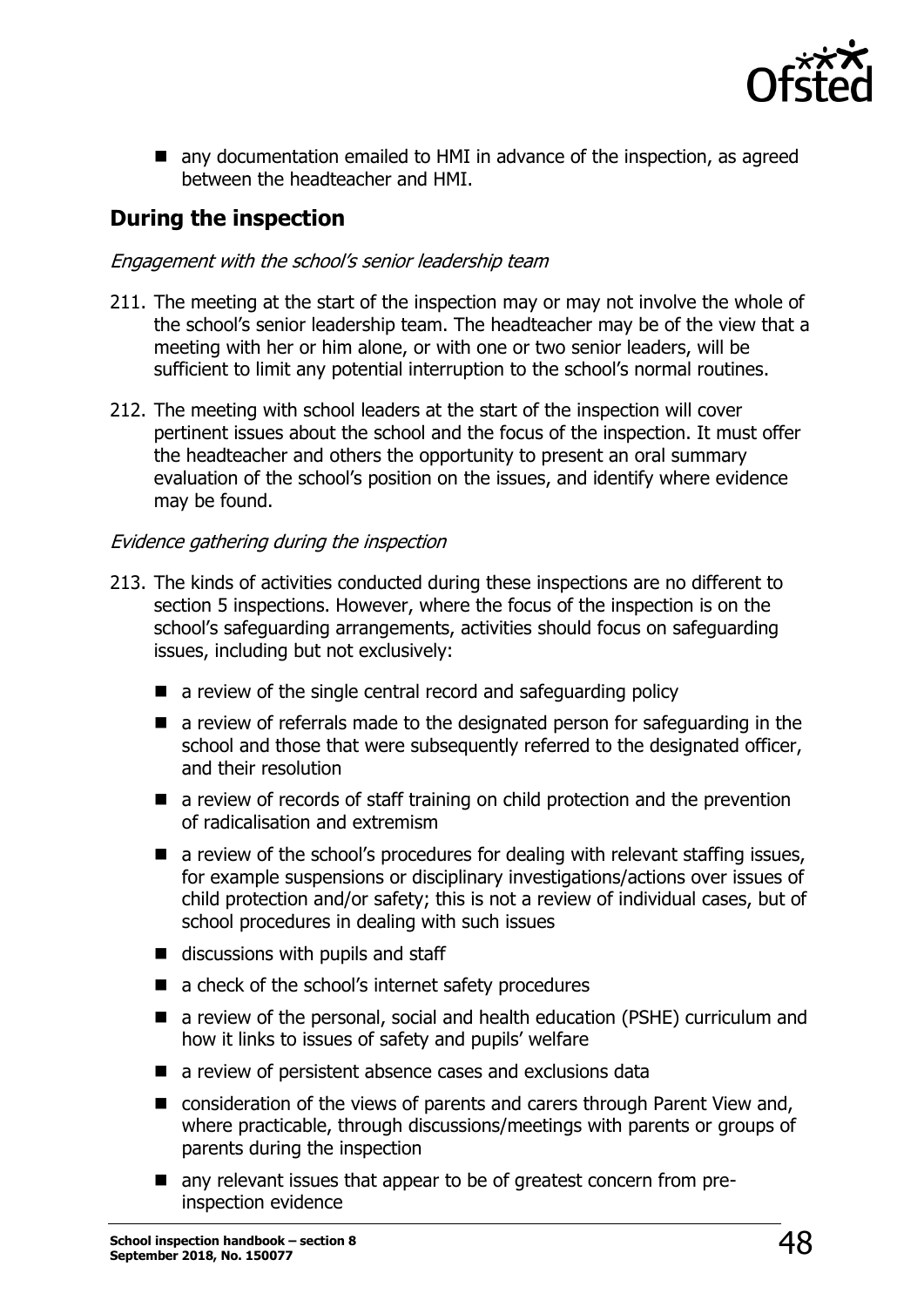- any documentation emailed to HMI in advance of the inspection, as agreed between the headteacher and HMI.

## During the inspection

*Engagement with the school's senior leadership team*

211. The meeting at the start of the inspection may or may not involve the whole of the school's senior leadership team. The headteacher may be of the view that a meeting with her or him alone, or with one or two senior leaders, will be sufficient to limit any potential interruption to the school's normal routines.

212. The meeting with school leaders at the start of the inspection will cover pertinent issues about the school and the focus of the inspection. It must offer the headteacher and others the opportunity to present an oral summary evaluation of the school's position on the issues, and identify where evidence may be found.

*Evidence gathering during the inspection*

213. The kinds of activities conducted during these inspections are no different to section 5 inspections. However, where the focus of the inspection is on the school's safeguarding arrangements, activities should focus on safeguarding issues, including but not exclusively:

   - a review of the single central record and safeguarding policy
   - a review of referrals made to the designated person for safeguarding in the school and those that were subsequently referred to the designated officer, and their resolution
   - a review of records of staff training on child protection and the prevention of radicalisation and extremism
   - a review of the school's procedures for dealing with relevant staffing issues, for example suspensions or disciplinary investigations/actions over issues of child protection and/or safety; this is not a review of individual cases, but of school procedures in dealing with such issues
   - discussions with pupils and staff
   - a check of the school's internet safety procedures
   - a review of the personal, social and health education (PSHE) curriculum and how it links to issues of safety and pupils' welfare
   - a review of persistent absence cases and exclusions data
   - consideration of the views of parents and carers through Parent View and, where practicable, through discussions/meetings with parents or groups of parents during the inspection
   - any relevant issues that appear to be of greatest concern from pre-inspection evidence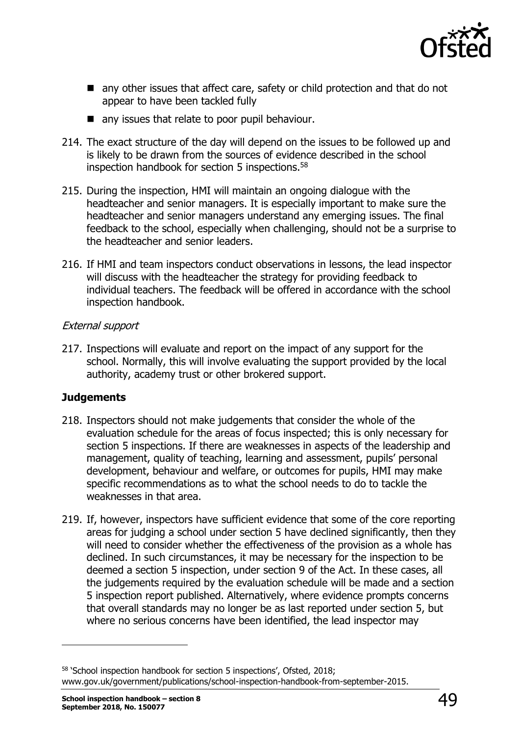- any other issues that affect care, safety or child protection and that do not appear to have been tackled fully
- any issues that relate to poor pupil behaviour.

214. The exact structure of the day will depend on the issues to be followed up and is likely to be drawn from the sources of evidence described in the school inspection handbook for section 5 inspections.[58]

215. During the inspection, HMI will maintain an ongoing dialogue with the headteacher and senior managers. It is especially important to make sure the headteacher and senior managers understand any emerging issues. The final feedback to the school, especially when challenging, should not be a surprise to the headteacher and senior leaders.

216. If HMI and team inspectors conduct observations in lessons, the lead inspector will discuss with the headteacher the strategy for providing feedback to individual teachers. The feedback will be offered in accordance with the school inspection handbook.

*External support*

217. Inspections will evaluate and report on the impact of any support for the school. Normally, this will involve evaluating the support provided by the local authority, academy trust or other brokered support.

**Judgements**

218. Inspectors should not make judgements that consider the whole of the evaluation schedule for the areas of focus inspected; this is only necessary for section 5 inspections. If there are weaknesses in aspects of the leadership and management, quality of teaching, learning and assessment, pupils' personal development, behaviour and welfare, or outcomes for pupils, HMI may make specific recommendations as to what the school needs to do to tackle the weaknesses in that area.

219. If, however, inspectors have sufficient evidence that some of the core reporting areas for judging a school under section 5 have declined significantly, then they will need to consider whether the effectiveness of the provision as a whole has declined. In such circumstances, it may be necessary for the inspection to be deemed a section 5 inspection, under section 9 of the Act. In these cases, all the judgements required by the evaluation schedule will be made and a section 5 inspection report published. Alternatively, where evidence prompts concerns that overall standards may no longer be as last reported under section 5, but where no serious concerns have been identified, the lead inspector may

[58] 'School inspection handbook for section 5 inspections', Ofsted, 2018; www.gov.uk/government/publications/school-inspection-handbook-from-september-2015.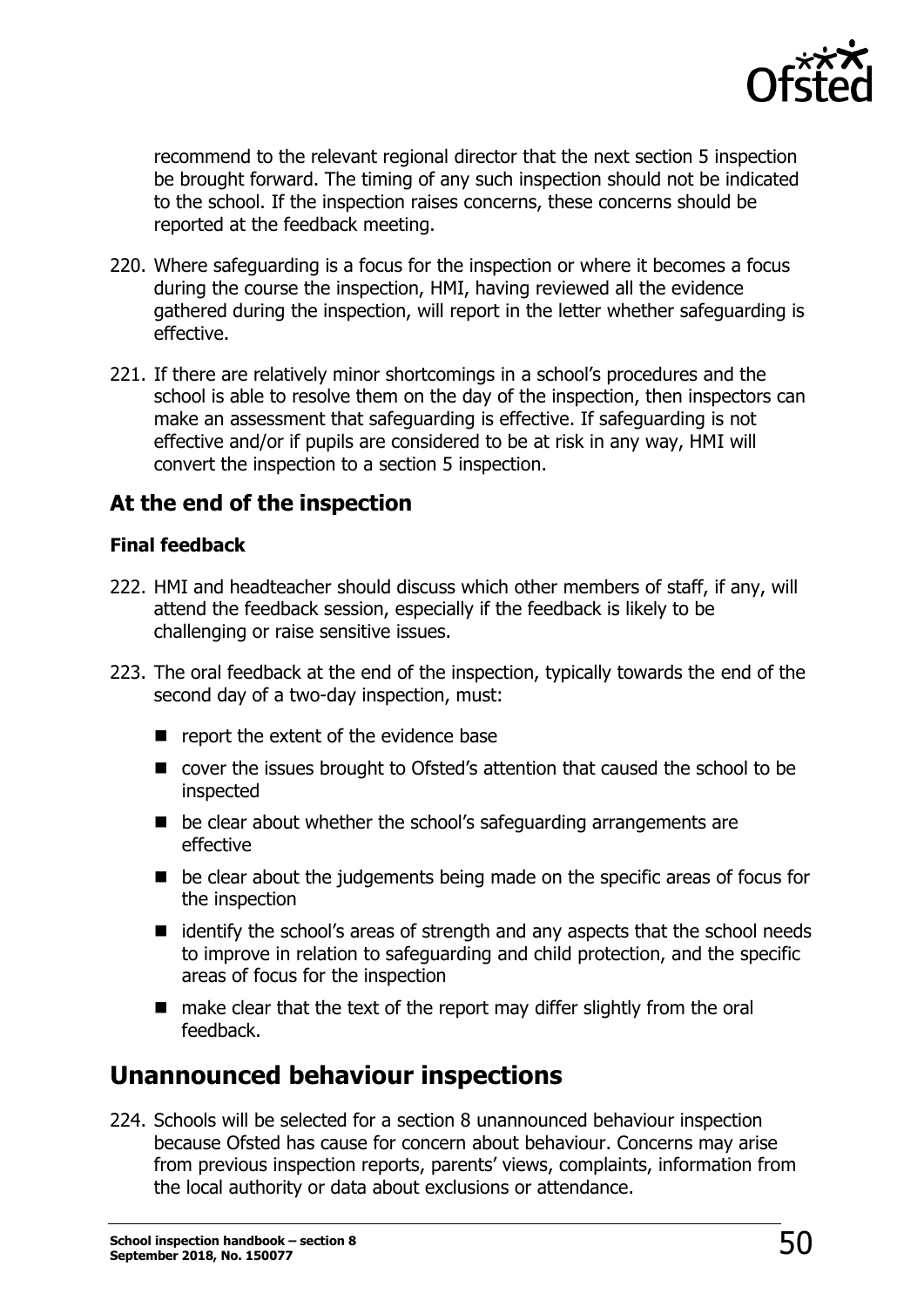recommend to the relevant regional director that the next section 5 inspection be brought forward. The timing of any such inspection should not be indicated to the school. If the inspection raises concerns, these concerns should be reported at the feedback meeting.

220. Where safeguarding is a focus for the inspection or where it becomes a focus during the course the inspection, HMI, having reviewed all the evidence gathered during the inspection, will report in the letter whether safeguarding is effective.

221. If there are relatively minor shortcomings in a school's procedures and the school is able to resolve them on the day of the inspection, then inspectors can make an assessment that safeguarding is effective. If safeguarding is not effective and/or if pupils are considered to be at risk in any way, HMI will convert the inspection to a section 5 inspection.

### At the end of the inspection

#### Final feedback

222. HMI and headteacher should discuss which other members of staff, if any, will attend the feedback session, especially if the feedback is likely to be challenging or raise sensitive issues.

223. The oral feedback at the end of the inspection, typically towards the end of the second day of a two-day inspection, must:

- report the extent of the evidence base
- cover the issues brought to Ofsted's attention that caused the school to be inspected
- be clear about whether the school's safeguarding arrangements are effective
- be clear about the judgements being made on the specific areas of focus for the inspection
- identify the school's areas of strength and any aspects that the school needs to improve in relation to safeguarding and child protection, and the specific areas of focus for the inspection
- make clear that the text of the report may differ slightly from the oral feedback.

## Unannounced behaviour inspections

224. Schools will be selected for a section 8 unannounced behaviour inspection because Ofsted has cause for concern about behaviour. Concerns may arise from previous inspection reports, parents' views, complaints, information from the local authority or data about exclusions or attendance.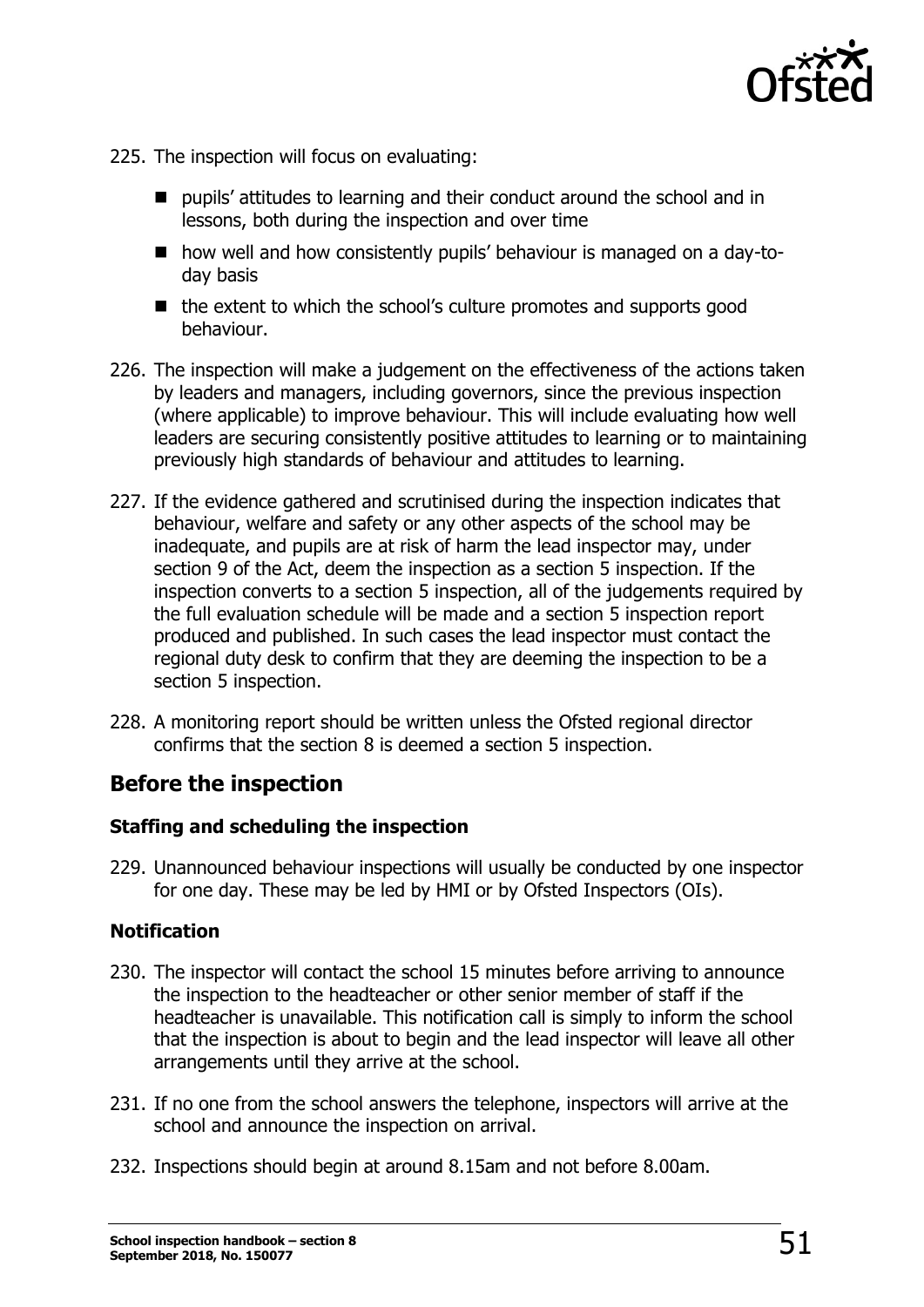225. The inspection will focus on evaluating:

- pupils' attitudes to learning and their conduct around the school and in lessons, both during the inspection and over time
- how well and how consistently pupils' behaviour is managed on a day-to-day basis
- the extent to which the school's culture promotes and supports good behaviour.

226. The inspection will make a judgement on the effectiveness of the actions taken by leaders and managers, including governors, since the previous inspection (where applicable) to improve behaviour. This will include evaluating how well leaders are securing consistently positive attitudes to learning or to maintaining previously high standards of behaviour and attitudes to learning.

227. If the evidence gathered and scrutinised during the inspection indicates that behaviour, welfare and safety or any other aspects of the school may be inadequate, and pupils are at risk of harm the lead inspector may, under section 9 of the Act, deem the inspection as a section 5 inspection. If the inspection converts to a section 5 inspection, all of the judgements required by the full evaluation schedule will be made and a section 5 inspection report produced and published. In such cases the lead inspector must contact the regional duty desk to confirm that they are deeming the inspection to be a section 5 inspection.

228. A monitoring report should be written unless the Ofsted regional director confirms that the section 8 is deemed a section 5 inspection.

## Before the inspection

### Staffing and scheduling the inspection

229. Unannounced behaviour inspections will usually be conducted by one inspector for one day. These may be led by HMI or by Ofsted Inspectors (OIs).

### Notification

230. The inspector will contact the school 15 minutes before arriving to announce the inspection to the headteacher or other senior member of staff if the headteacher is unavailable. This notification call is simply to inform the school that the inspection is about to begin and the lead inspector will leave all other arrangements until they arrive at the school.

231. If no one from the school answers the telephone, inspectors will arrive at the school and announce the inspection on arrival.

232. Inspections should begin at around 8.15am and not before 8.00am.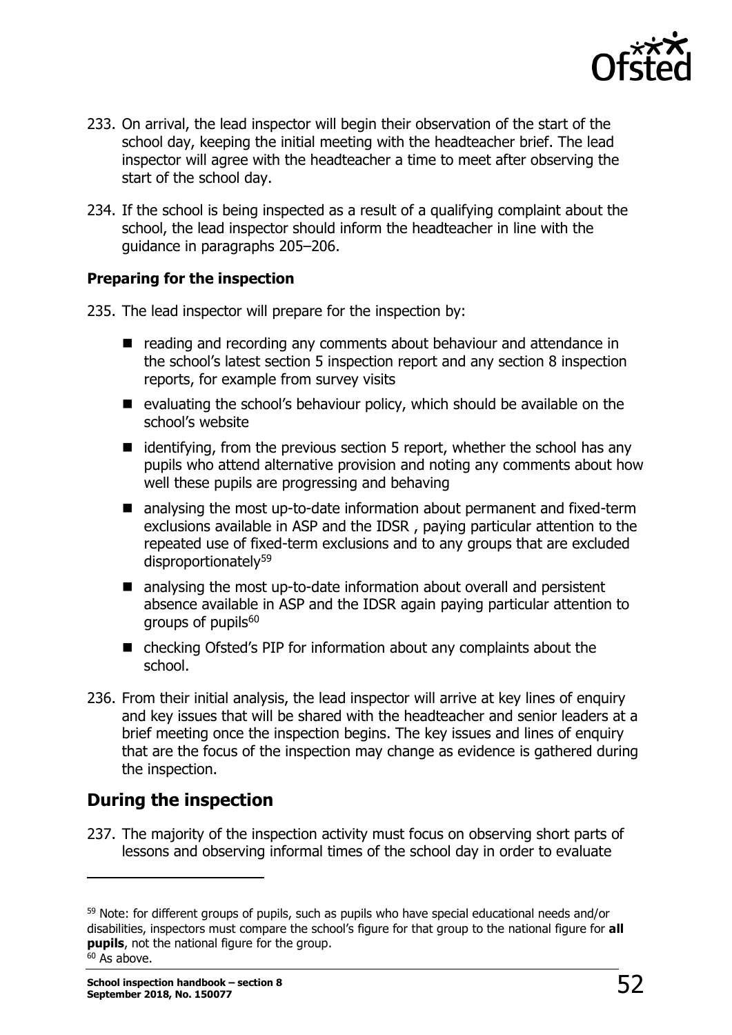233. On arrival, the lead inspector will begin their observation of the start of the school day, keeping the initial meeting with the headteacher brief. The lead inspector will agree with the headteacher a time to meet after observing the start of the school day.

234. If the school is being inspected as a result of a qualifying complaint about the school, the lead inspector should inform the headteacher in line with the guidance in paragraphs 205–206.

**Preparing for the inspection**

235. The lead inspector will prepare for the inspection by:

- reading and recording any comments about behaviour and attendance in the school's latest section 5 inspection report and any section 8 inspection reports, for example from survey visits
- evaluating the school's behaviour policy, which should be available on the school's website
- identifying, from the previous section 5 report, whether the school has any pupils who attend alternative provision and noting any comments about how well these pupils are progressing and behaving
- analysing the most up-to-date information about permanent and fixed-term exclusions available in ASP and the IDSR , paying particular attention to the repeated use of fixed-term exclusions and to any groups that are excluded disproportionately[59]
- analysing the most up-to-date information about overall and persistent absence available in ASP and the IDSR again paying particular attention to groups of pupils[60]
- checking Ofsted's PIP for information about any complaints about the school.

236. From their initial analysis, the lead inspector will arrive at key lines of enquiry and key issues that will be shared with the headteacher and senior leaders at a brief meeting once the inspection begins. The key issues and lines of enquiry that are the focus of the inspection may change as evidence is gathered during the inspection.

## During the inspection

237. The majority of the inspection activity must focus on observing short parts of lessons and observing informal times of the school day in order to evaluate

---

[59] Note: for different groups of pupils, such as pupils who have special educational needs and/or disabilities, inspectors must compare the school's figure for that group to the national figure for **all pupils**, not the national figure for the group.

[60] As above.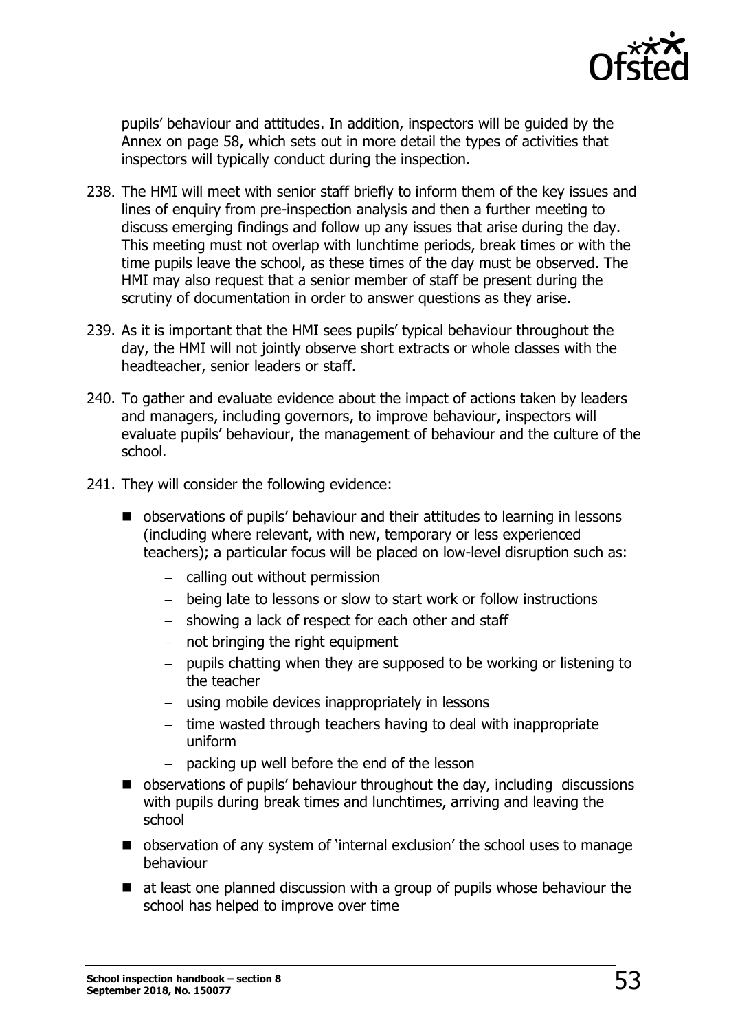pupils' behaviour and attitudes. In addition, inspectors will be guided by the Annex on page 58, which sets out in more detail the types of activities that inspectors will typically conduct during the inspection.

238. The HMI will meet with senior staff briefly to inform them of the key issues and lines of enquiry from pre-inspection analysis and then a further meeting to discuss emerging findings and follow up any issues that arise during the day. This meeting must not overlap with lunchtime periods, break times or with the time pupils leave the school, as these times of the day must be observed. The HMI may also request that a senior member of staff be present during the scrutiny of documentation in order to answer questions as they arise.

239. As it is important that the HMI sees pupils' typical behaviour throughout the day, the HMI will not jointly observe short extracts or whole classes with the headteacher, senior leaders or staff.

240. To gather and evaluate evidence about the impact of actions taken by leaders and managers, including governors, to improve behaviour, inspectors will evaluate pupils' behaviour, the management of behaviour and the culture of the school.

241. They will consider the following evidence:

- observations of pupils' behaviour and their attitudes to learning in lessons (including where relevant, with new, temporary or less experienced teachers); a particular focus will be placed on low-level disruption such as:
  - calling out without permission
  - being late to lessons or slow to start work or follow instructions
  - showing a lack of respect for each other and staff
  - not bringing the right equipment
  - pupils chatting when they are supposed to be working or listening to the teacher
  - using mobile devices inappropriately in lessons
  - time wasted through teachers having to deal with inappropriate uniform
  - packing up well before the end of the lesson
- observations of pupils' behaviour throughout the day, including discussions with pupils during break times and lunchtimes, arriving and leaving the school
- observation of any system of 'internal exclusion' the school uses to manage behaviour
- at least one planned discussion with a group of pupils whose behaviour the school has helped to improve over time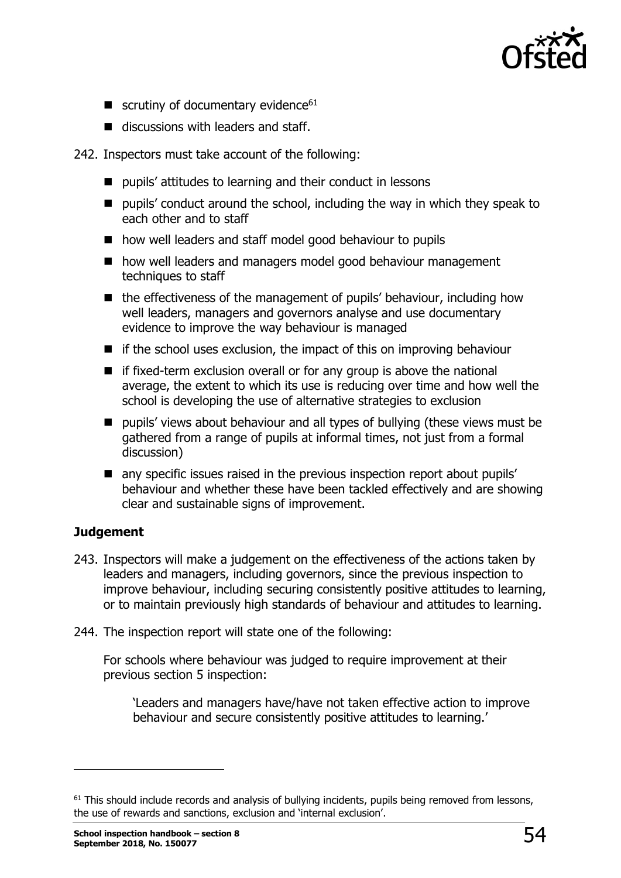- scrutiny of documentary evidence[61]
- discussions with leaders and staff.

242. Inspectors must take account of the following:

- pupils' attitudes to learning and their conduct in lessons
- pupils' conduct around the school, including the way in which they speak to each other and to staff
- how well leaders and staff model good behaviour to pupils
- how well leaders and managers model good behaviour management techniques to staff
- the effectiveness of the management of pupils' behaviour, including how well leaders, managers and governors analyse and use documentary evidence to improve the way behaviour is managed
- if the school uses exclusion, the impact of this on improving behaviour
- if fixed-term exclusion overall or for any group is above the national average, the extent to which its use is reducing over time and how well the school is developing the use of alternative strategies to exclusion
- pupils' views about behaviour and all types of bullying (these views must be gathered from a range of pupils at informal times, not just from a formal discussion)
- any specific issues raised in the previous inspection report about pupils' behaviour and whether these have been tackled effectively and are showing clear and sustainable signs of improvement.

**Judgement**

243. Inspectors will make a judgement on the effectiveness of the actions taken by leaders and managers, including governors, since the previous inspection to improve behaviour, including securing consistently positive attitudes to learning, or to maintain previously high standards of behaviour and attitudes to learning.

244. The inspection report will state one of the following:

For schools where behaviour was judged to require improvement at their previous section 5 inspection:

> 'Leaders and managers have/have not taken effective action to improve behaviour and secure consistently positive attitudes to learning.'

---

[61] This should include records and analysis of bullying incidents, pupils being removed from lessons, the use of rewards and sanctions, exclusion and 'internal exclusion'.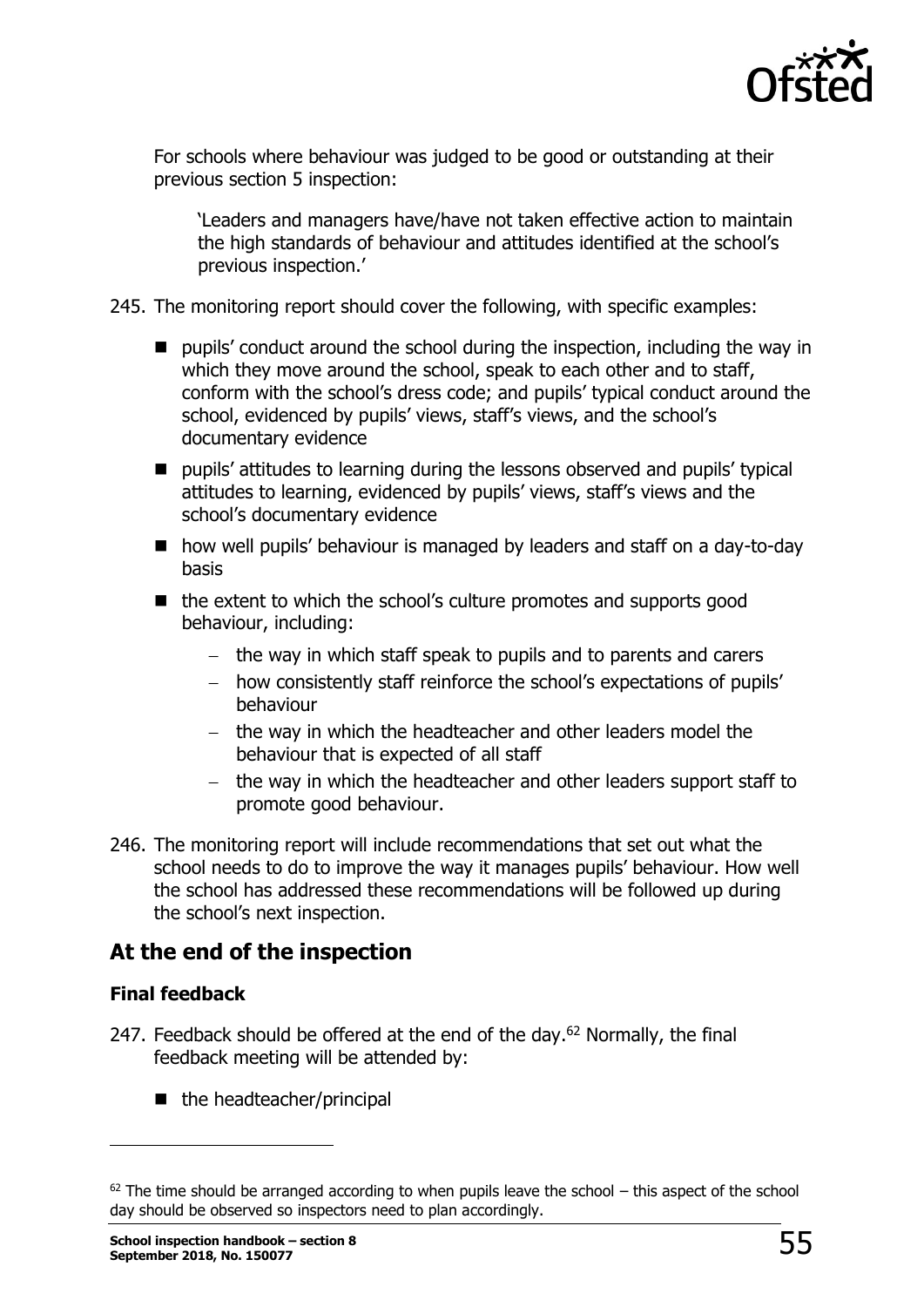For schools where behaviour was judged to be good or outstanding at their previous section 5 inspection:

> 'Leaders and managers have/have not taken effective action to maintain the high standards of behaviour and attitudes identified at the school's previous inspection.'

245. The monitoring report should cover the following, with specific examples:

- pupils' conduct around the school during the inspection, including the way in which they move around the school, speak to each other and to staff, conform with the school's dress code; and pupils' typical conduct around the school, evidenced by pupils' views, staff's views, and the school's documentary evidence
- pupils' attitudes to learning during the lessons observed and pupils' typical attitudes to learning, evidenced by pupils' views, staff's views and the school's documentary evidence
- how well pupils' behaviour is managed by leaders and staff on a day-to-day basis
- the extent to which the school's culture promotes and supports good behaviour, including:
  - the way in which staff speak to pupils and to parents and carers
  - how consistently staff reinforce the school's expectations of pupils' behaviour
  - the way in which the headteacher and other leaders model the behaviour that is expected of all staff
  - the way in which the headteacher and other leaders support staff to promote good behaviour.

246. The monitoring report will include recommendations that set out what the school needs to do to improve the way it manages pupils' behaviour. How well the school has addressed these recommendations will be followed up during the school's next inspection.

## At the end of the inspection

### Final feedback

247. Feedback should be offered at the end of the day.[62] Normally, the final feedback meeting will be attended by:

- the headteacher/principal

---

[62] The time should be arranged according to when pupils leave the school – this aspect of the school day should be observed so inspectors need to plan accordingly.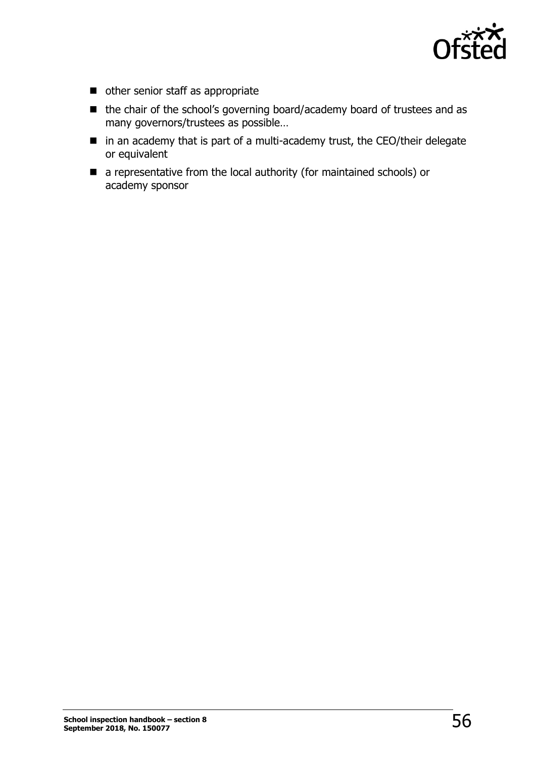- other senior staff as appropriate
- the chair of the school's governing board/academy board of trustees and as many governors/trustees as possible…
- in an academy that is part of a multi-academy trust, the CEO/their delegate or equivalent
- a representative from the local authority (for maintained schools) or academy sponsor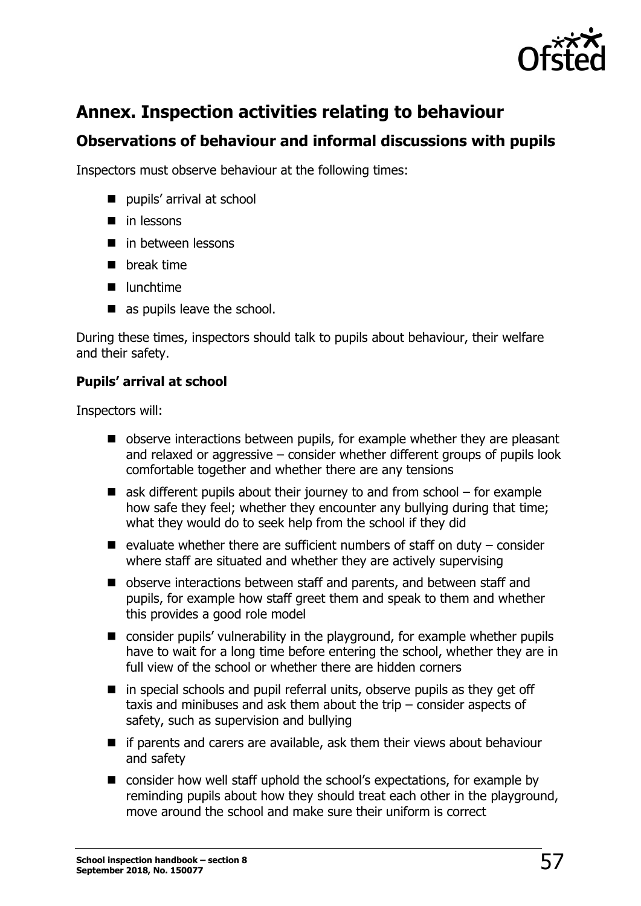## Annex. Inspection activities relating to behaviour

### Observations of behaviour and informal discussions with pupils

Inspectors must observe behaviour at the following times:

- pupils' arrival at school
- in lessons
- in between lessons
- break time
- lunchtime
- as pupils leave the school.

During these times, inspectors should talk to pupils about behaviour, their welfare and their safety.

**Pupils' arrival at school**

Inspectors will:

- observe interactions between pupils, for example whether they are pleasant and relaxed or aggressive – consider whether different groups of pupils look comfortable together and whether there are any tensions
- ask different pupils about their journey to and from school – for example how safe they feel; whether they encounter any bullying during that time; what they would do to seek help from the school if they did
- evaluate whether there are sufficient numbers of staff on duty – consider where staff are situated and whether they are actively supervising
- observe interactions between staff and parents, and between staff and pupils, for example how staff greet them and speak to them and whether this provides a good role model
- consider pupils' vulnerability in the playground, for example whether pupils have to wait for a long time before entering the school, whether they are in full view of the school or whether there are hidden corners
- in special schools and pupil referral units, observe pupils as they get off taxis and minibuses and ask them about the trip – consider aspects of safety, such as supervision and bullying
- if parents and carers are available, ask them their views about behaviour and safety
- consider how well staff uphold the school's expectations, for example by reminding pupils about how they should treat each other in the playground, move around the school and make sure their uniform is correct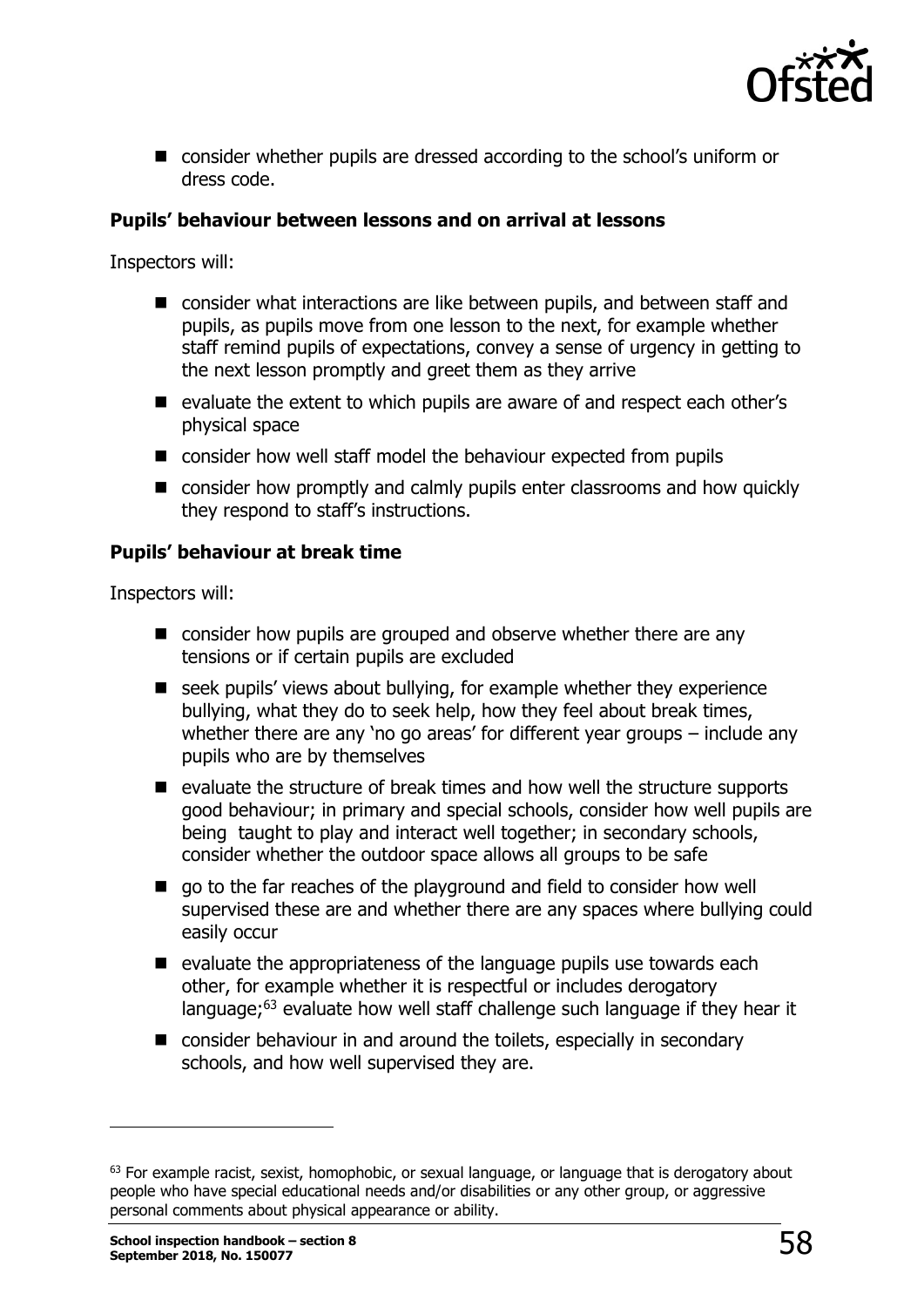- consider whether pupils are dressed according to the school's uniform or dress code.

**Pupils' behaviour between lessons and on arrival at lessons**

Inspectors will:

- consider what interactions are like between pupils, and between staff and pupils, as pupils move from one lesson to the next, for example whether staff remind pupils of expectations, convey a sense of urgency in getting to the next lesson promptly and greet them as they arrive
- evaluate the extent to which pupils are aware of and respect each other's physical space
- consider how well staff model the behaviour expected from pupils
- consider how promptly and calmly pupils enter classrooms and how quickly they respond to staff's instructions.

**Pupils' behaviour at break time**

Inspectors will:

- consider how pupils are grouped and observe whether there are any tensions or if certain pupils are excluded
- seek pupils' views about bullying, for example whether they experience bullying, what they do to seek help, how they feel about break times, whether there are any 'no go areas' for different year groups – include any pupils who are by themselves
- evaluate the structure of break times and how well the structure supports good behaviour; in primary and special schools, consider how well pupils are being taught to play and interact well together; in secondary schools, consider whether the outdoor space allows all groups to be safe
- go to the far reaches of the playground and field to consider how well supervised these are and whether there are any spaces where bullying could easily occur
- evaluate the appropriateness of the language pupils use towards each other, for example whether it is respectful or includes derogatory language;[63] evaluate how well staff challenge such language if they hear it
- consider behaviour in and around the toilets, especially in secondary schools, and how well supervised they are.

[63] For example racist, sexist, homophobic, or sexual language, or language that is derogatory about people who have special educational needs and/or disabilities or any other group, or aggressive personal comments about physical appearance or ability.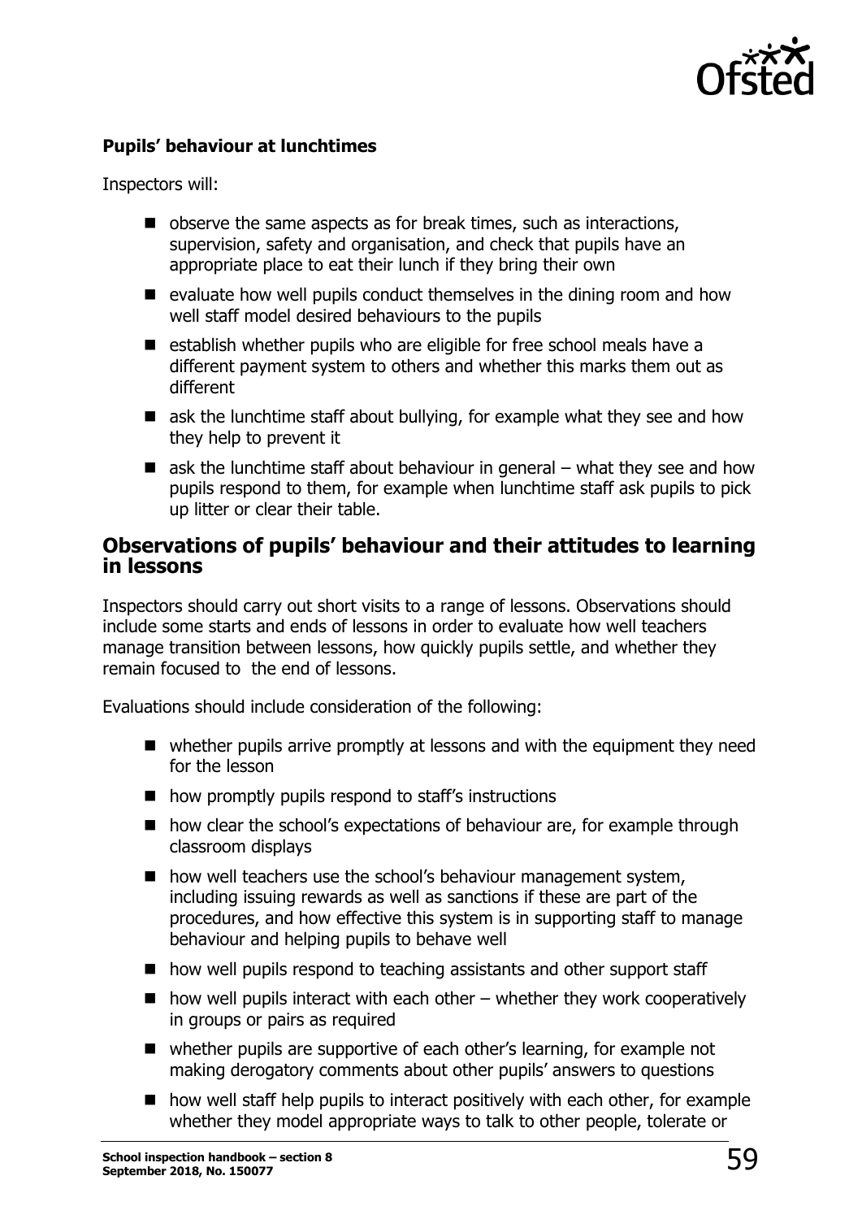**Pupils' behaviour at lunchtimes**

Inspectors will:

- observe the same aspects as for break times, such as interactions, supervision, safety and organisation, and check that pupils have an appropriate place to eat their lunch if they bring their own
- evaluate how well pupils conduct themselves in the dining room and how well staff model desired behaviours to the pupils
- establish whether pupils who are eligible for free school meals have a different payment system to others and whether this marks them out as different
- ask the lunchtime staff about bullying, for example what they see and how they help to prevent it
- ask the lunchtime staff about behaviour in general – what they see and how pupils respond to them, for example when lunchtime staff ask pupils to pick up litter or clear their table.

## Observations of pupils' behaviour and their attitudes to learning in lessons

Inspectors should carry out short visits to a range of lessons. Observations should include some starts and ends of lessons in order to evaluate how well teachers manage transition between lessons, how quickly pupils settle, and whether they remain focused to the end of lessons.

Evaluations should include consideration of the following:

- whether pupils arrive promptly at lessons and with the equipment they need for the lesson
- how promptly pupils respond to staff's instructions
- how clear the school's expectations of behaviour are, for example through classroom displays
- how well teachers use the school's behaviour management system, including issuing rewards as well as sanctions if these are part of the procedures, and how effective this system is in supporting staff to manage behaviour and helping pupils to behave well
- how well pupils respond to teaching assistants and other support staff
- how well pupils interact with each other – whether they work cooperatively in groups or pairs as required
- whether pupils are supportive of each other's learning, for example not making derogatory comments about other pupils' answers to questions
- how well staff help pupils to interact positively with each other, for example whether they model appropriate ways to talk to other people, tolerate or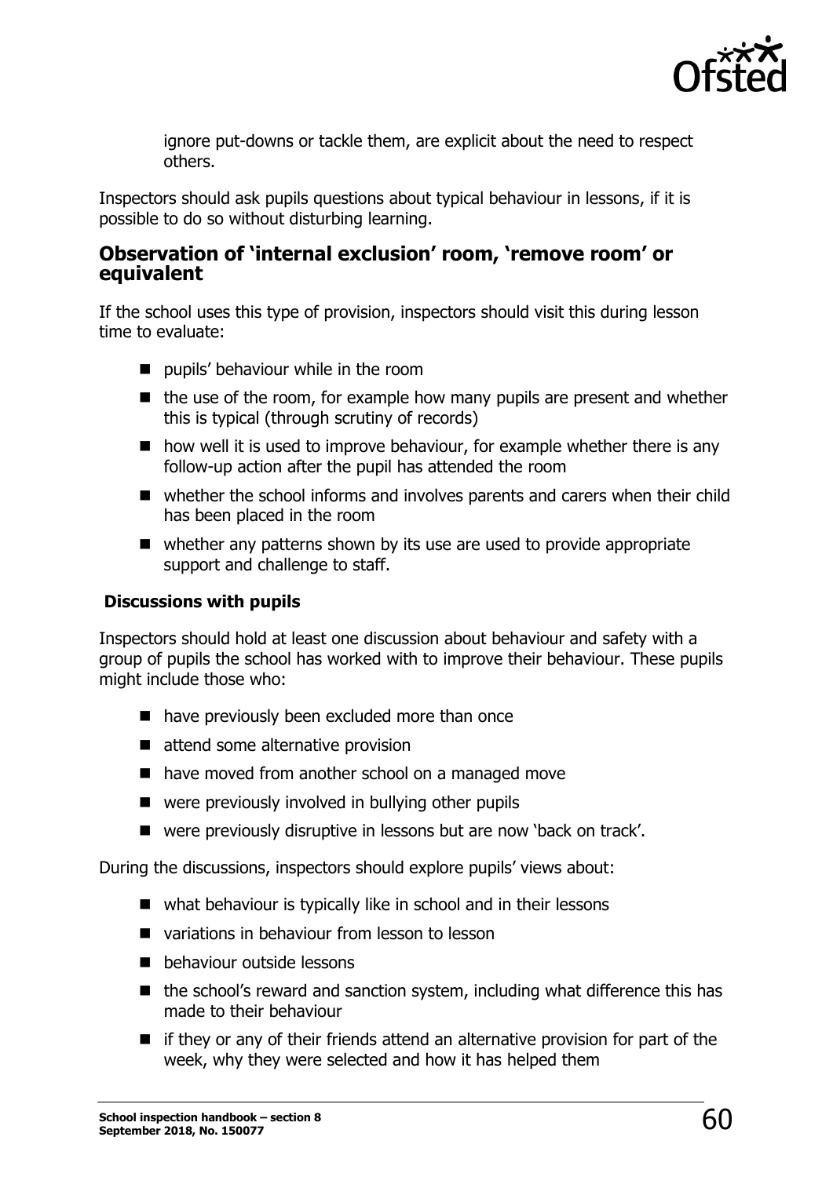ignore put-downs or tackle them, are explicit about the need to respect others.

Inspectors should ask pupils questions about typical behaviour in lessons, if it is possible to do so without disturbing learning.

## Observation of 'internal exclusion' room, 'remove room' or equivalent

If the school uses this type of provision, inspectors should visit this during lesson time to evaluate:

- pupils' behaviour while in the room
- the use of the room, for example how many pupils are present and whether this is typical (through scrutiny of records)
- how well it is used to improve behaviour, for example whether there is any follow-up action after the pupil has attended the room
- whether the school informs and involves parents and carers when their child has been placed in the room
- whether any patterns shown by its use are used to provide appropriate support and challenge to staff.

### Discussions with pupils

Inspectors should hold at least one discussion about behaviour and safety with a group of pupils the school has worked with to improve their behaviour. These pupils might include those who:

- have previously been excluded more than once
- attend some alternative provision
- have moved from another school on a managed move
- were previously involved in bullying other pupils
- were previously disruptive in lessons but are now 'back on track'.

During the discussions, inspectors should explore pupils' views about:

- what behaviour is typically like in school and in their lessons
- variations in behaviour from lesson to lesson
- behaviour outside lessons
- the school's reward and sanction system, including what difference this has made to their behaviour
- if they or any of their friends attend an alternative provision for part of the week, why they were selected and how it has helped them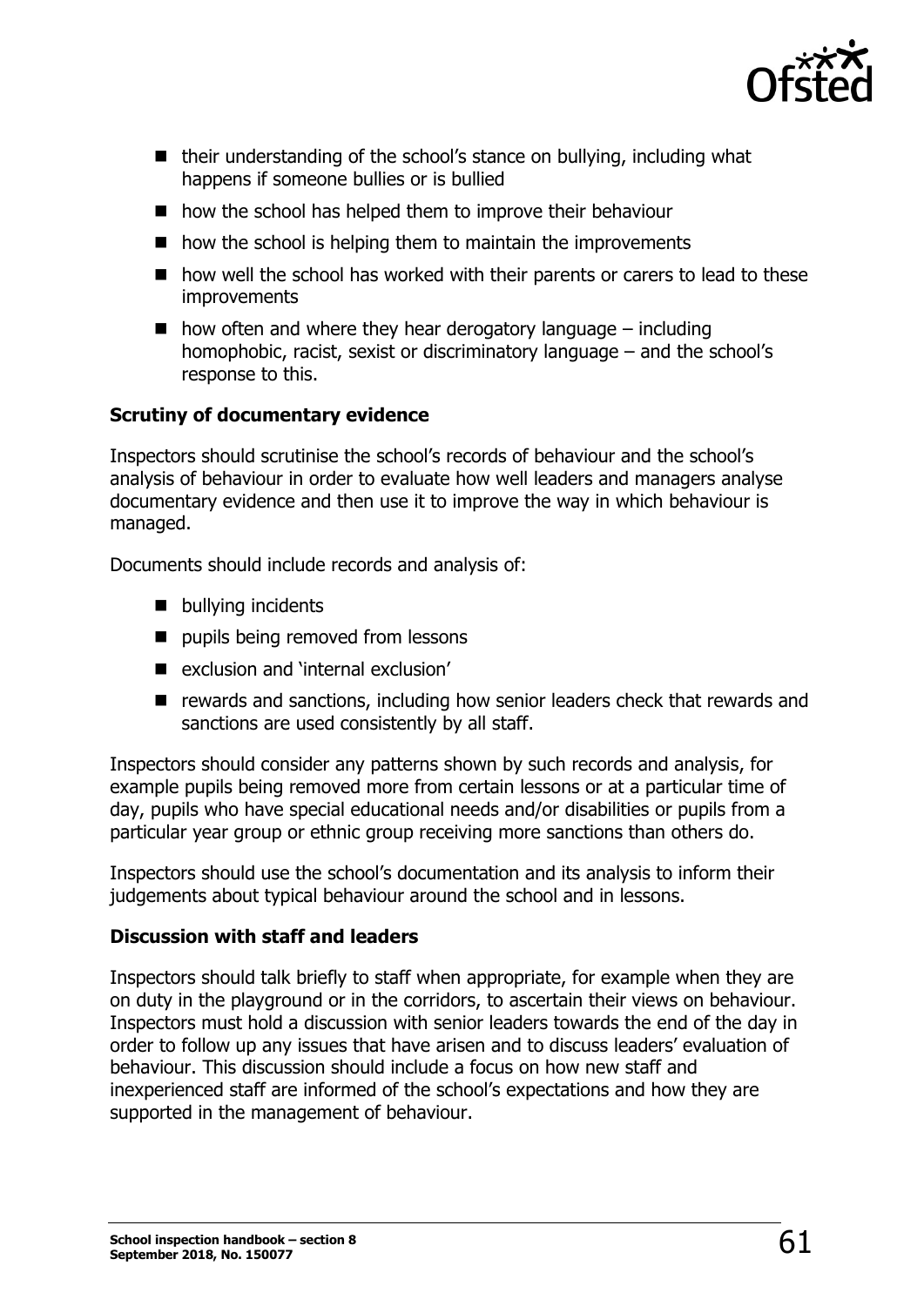- their understanding of the school's stance on bullying, including what happens if someone bullies or is bullied
- how the school has helped them to improve their behaviour
- how the school is helping them to maintain the improvements
- how well the school has worked with their parents or carers to lead to these improvements
- how often and where they hear derogatory language – including homophobic, racist, sexist or discriminatory language – and the school's response to this.

**Scrutiny of documentary evidence**

Inspectors should scrutinise the school's records of behaviour and the school's analysis of behaviour in order to evaluate how well leaders and managers analyse documentary evidence and then use it to improve the way in which behaviour is managed.

Documents should include records and analysis of:

- bullying incidents
- pupils being removed from lessons
- exclusion and 'internal exclusion'
- rewards and sanctions, including how senior leaders check that rewards and sanctions are used consistently by all staff.

Inspectors should consider any patterns shown by such records and analysis, for example pupils being removed more from certain lessons or at a particular time of day, pupils who have special educational needs and/or disabilities or pupils from a particular year group or ethnic group receiving more sanctions than others do.

Inspectors should use the school's documentation and its analysis to inform their judgements about typical behaviour around the school and in lessons.

**Discussion with staff and leaders**

Inspectors should talk briefly to staff when appropriate, for example when they are on duty in the playground or in the corridors, to ascertain their views on behaviour. Inspectors must hold a discussion with senior leaders towards the end of the day in order to follow up any issues that have arisen and to discuss leaders' evaluation of behaviour. This discussion should include a focus on how new staff and inexperienced staff are informed of the school's expectations and how they are supported in the management of behaviour.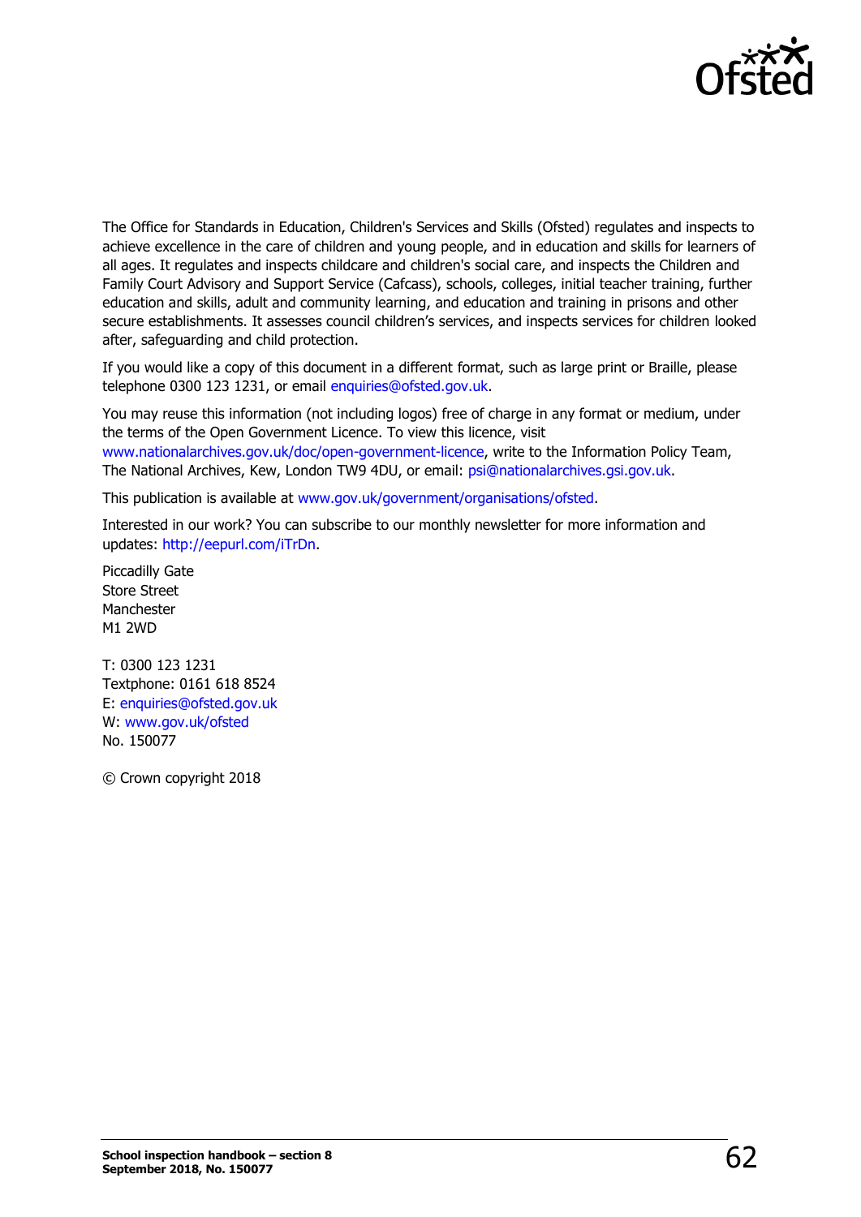The Office for Standards in Education, Children's Services and Skills (Ofsted) regulates and inspects to achieve excellence in the care of children and young people, and in education and skills for learners of all ages. It regulates and inspects childcare and children's social care, and inspects the Children and Family Court Advisory and Support Service (Cafcass), schools, colleges, initial teacher training, further education and skills, adult and community learning, and education and training in prisons and other secure establishments. It assesses council children's services, and inspects services for children looked after, safeguarding and child protection.

If you would like a copy of this document in a different format, such as large print or Braille, please telephone 0300 123 1231, or email enquiries@ofsted.gov.uk.

You may reuse this information (not including logos) free of charge in any format or medium, under the terms of the Open Government Licence. To view this licence, visit www.nationalarchives.gov.uk/doc/open-government-licence, write to the Information Policy Team, The National Archives, Kew, London TW9 4DU, or email: psi@nationalarchives.gsi.gov.uk.

This publication is available at www.gov.uk/government/organisations/ofsted.

Interested in our work? You can subscribe to our monthly newsletter for more information and updates: http://eepurl.com/iTrDn.

Piccadilly Gate
Store Street
Manchester
M1 2WD

T: 0300 123 1231
Textphone: 0161 618 8524
E: enquiries@ofsted.gov.uk
W: www.gov.uk/ofsted
No. 150077

© Crown copyright 2018